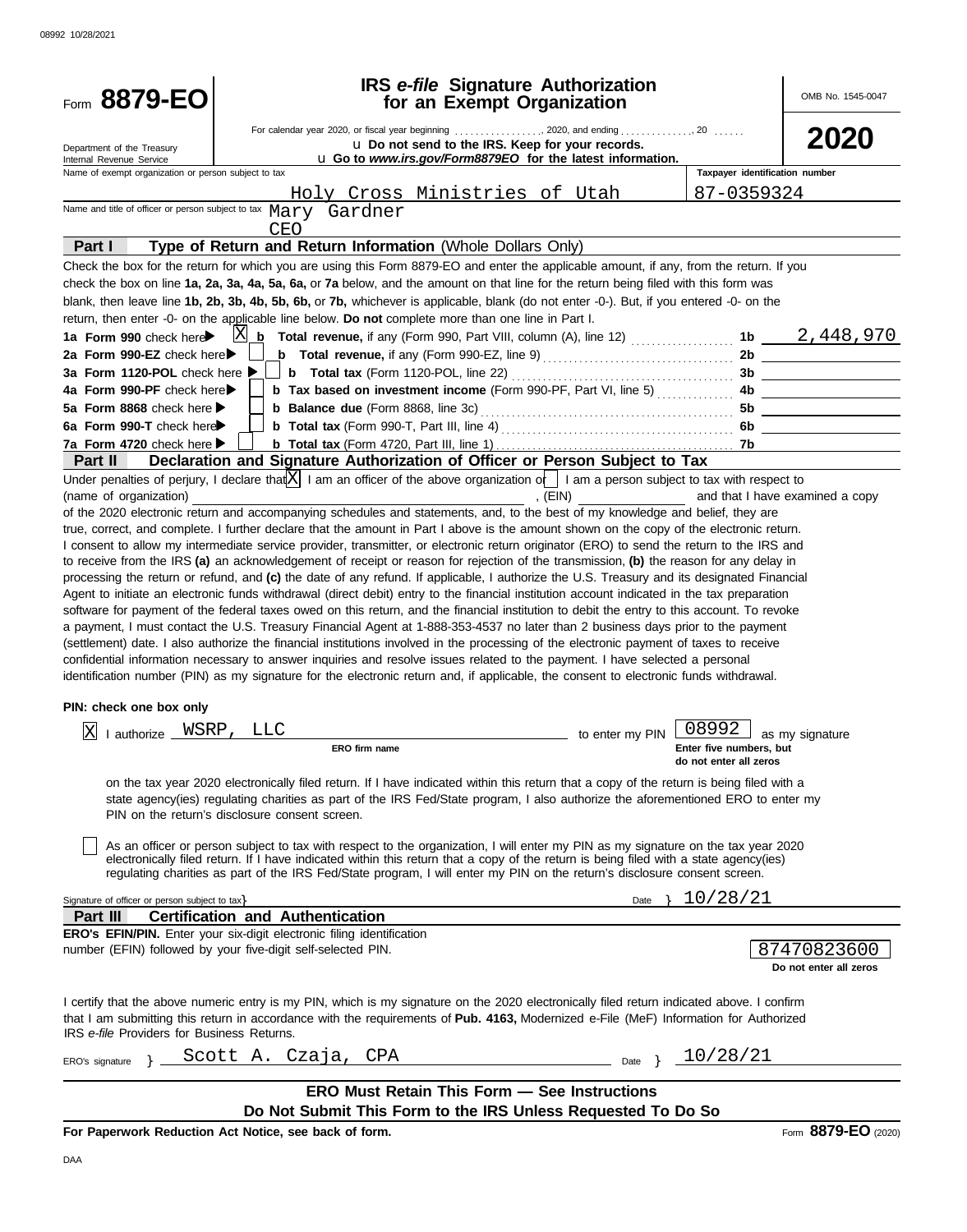Form **8879-EO**

Department of the Treasury
Internal Revenue Service

# IRS *e-file* Signature Authorization for an Exempt Organization

For calendar year 2020, or fiscal year beginning ................, 2020, and ending .............., 20 ......

u Do not send to the IRS. Keep for your records.

u Go to *www.irs.gov/Form8879EO* for the latest information.

OMB No. 1545-0047

**2020**

Name of exempt organization or person subject to tax: Holy Cross Ministries of Utah

Taxpayer identification number: 87-0359324

Name and title of officer or person subject to tax: Mary Gardner
CEO

## Part I — Type of Return and Return Information (Whole Dollars Only)

Check the box for the return for which you are using this Form 8879-EO and enter the applicable amount, if any, from the return. If you check the box on line **1a, 2a, 3a, 4a, 5a, 6a,** or **7a** below, and the amount on that line for the return being filed with this form was blank, then leave line **1b, 2b, 3b, 4b, 5b, 6b,** or **7b,** whichever is applicable, blank (do not enter -0-). But, if you entered -0- on the return, then enter -0- on the applicable line below. **Do not** complete more than one line in Part I.

| | | | |
|---|---|---|---|
| **1a Form 990** check here ▶ X | **b Total revenue,** if any (Form 990, Part VIII, column (A), line 12) | **1b** | 2,448,970 |
| **2a Form 990-EZ** check here ▶ | **b Total revenue,** if any (Form 990-EZ, line 9) | **2b** | |
| **3a Form 1120-POL** check here ▶ | **b Total tax** (Form 1120-POL, line 22) | **3b** | |
| **4a Form 990-PF** check here ▶ | **b Tax based on investment income** (Form 990-PF, Part VI, line 5) | **4b** | |
| **5a Form 8868** check here ▶ | **b Balance due** (Form 8868, line 3c) | **5b** | |
| **6a Form 990-T** check here ▶ | **b Total tax** (Form 990-T, Part III, line 4) | **6b** | |
| **7a Form 4720** check here ▶ | **b Total tax** (Form 4720, Part III, line 1) | **7b** | |

## Part II — Declaration and Signature Authorization of Officer or Person Subject to Tax

Under penalties of perjury, I declare that [X] I am an officer of the above organization or [ ] I am a person subject to tax with respect to (name of organization) ______________________, (EIN) ______________ and that I have examined a copy of the 2020 electronic return and accompanying schedules and statements, and, to the best of my knowledge and belief, they are true, correct, and complete. I further declare that the amount in Part I above is the amount shown on the copy of the electronic return. I consent to allow my intermediate service provider, transmitter, or electronic return originator (ERO) to send the return to the IRS and to receive from the IRS **(a)** an acknowledgement of receipt or reason for rejection of the transmission, **(b)** the reason for any delay in processing the return or refund, and **(c)** the date of any refund. If applicable, I authorize the U.S. Treasury and its designated Financial Agent to initiate an electronic funds withdrawal (direct debit) entry to the financial institution account indicated in the tax preparation software for payment of the federal taxes owed on this return, and the financial institution to debit the entry to this account. To revoke a payment, I must contact the U.S. Treasury Financial Agent at 1-888-353-4537 no later than 2 business days prior to the payment (settlement) date. I also authorize the financial institutions involved in the processing of the electronic payment of taxes to receive confidential information necessary to answer inquiries and resolve issues related to the payment. I have selected a personal identification number (PIN) as my signature for the electronic return and, if applicable, the consent to electronic funds withdrawal.

**PIN: check one box only**

[X] I authorize WSRP, LLC (ERO firm name) to enter my PIN 08992 (Enter five numbers, but do not enter all zeros) as my signature on the tax year 2020 electronically filed return. If I have indicated within this return that a copy of the return is being filed with a state agency(ies) regulating charities as part of the IRS Fed/State program, I also authorize the aforementioned ERO to enter my PIN on the return's disclosure consent screen.

[ ] As an officer or person subject to tax with respect to the organization, I will enter my PIN as my signature on the tax year 2020 electronically filed return. If I have indicated within this return that a copy of the return is being filed with a state agency(ies) regulating charities as part of the IRS Fed/State program, I will enter my PIN on the return's disclosure consent screen.

Signature of officer or person subject to tax } ______________________ Date } 10/28/21

## Part III — Certification and Authentication

**ERO's EFIN/PIN.** Enter your six-digit electronic filing identification number (EFIN) followed by your five-digit self-selected PIN.

87470823600
**Do not enter all zeros**

I certify that the above numeric entry is my PIN, which is my signature on the 2020 electronically filed return indicated above. I confirm that I am submitting this return in accordance with the requirements of **Pub. 4163,** Modernized e-File (MeF) Information for Authorized IRS *e-file* Providers for Business Returns.

ERO's signature } Scott A. Czaja, CPA Date } 10/28/21

**ERO Must Retain This Form — See Instructions**

**Do Not Submit This Form to the IRS Unless Requested To Do So**

**For Paperwork Reduction Act Notice, see back of form.**

Form **8879-EO** (2020)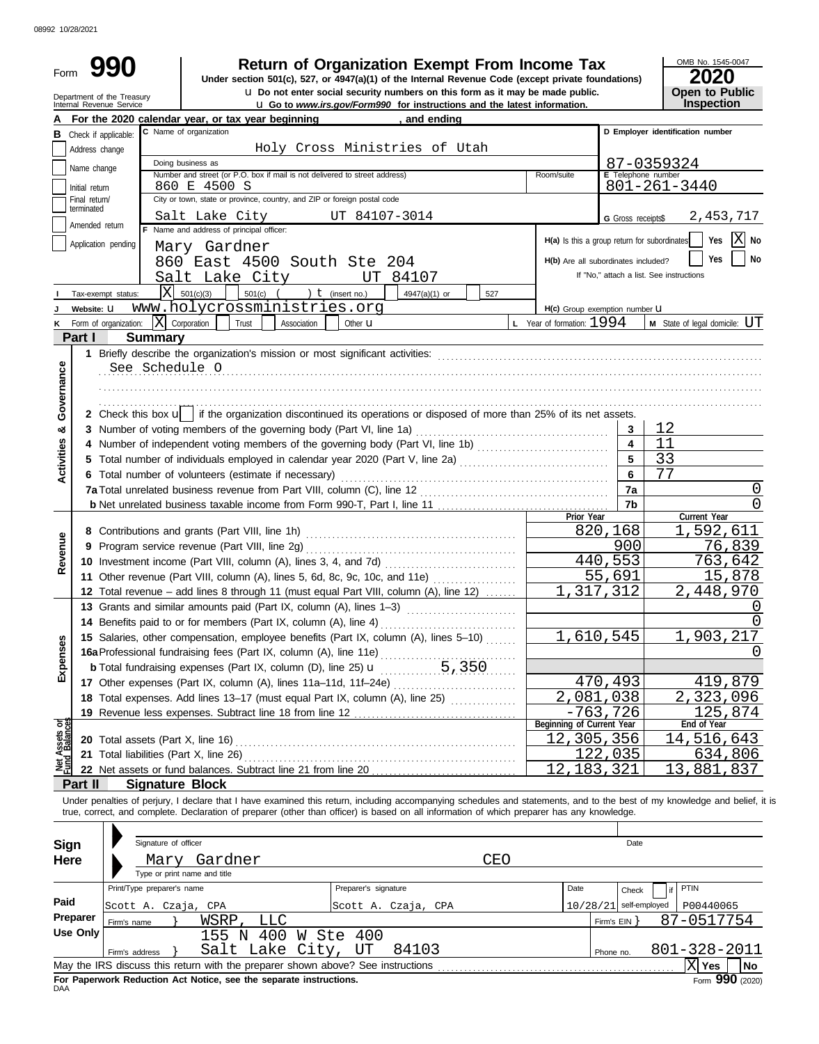08992 10/28/2021

Form **990**

Department of the Treasury
Internal Revenue Service

# Return of Organization Exempt From Income Tax

**Under section 501(c), 527, or 4947(a)(1) of the Internal Revenue Code (except private foundations)**

u Do not enter social security numbers on this form as it may be made public.

u Go to *www.irs.gov/Form990* for instructions and the latest information.

OMB No. 1545-0047

**2020**

**Open to Public Inspection**

**A** For the 2020 calendar year, or tax year beginning , and ending

**B** Check if applicable:
- Address change
- Name change
- Initial return
- Final return/terminated
- Amended return
- Application pending

**C** Name of organization: Holy Cross Ministries of Utah

Doing business as

Number and street (or P.O. box if mail is not delivered to street address): 860 E 4500 S — Room/suite

City or town, state or province, country, and ZIP or foreign postal code: Salt Lake City UT 84107-3014

**D** Employer identification number: 87-0359324

**E** Telephone number: 801-261-3440

**G** Gross receipts$ 2,453,717

**F** Name and address of principal officer:
Mary Gardner
860 East 4500 South Ste 204
Salt Lake City UT 84107

**H(a)** Is this a group return for subordinates? Yes [ ] No [X]

**H(b)** Are all subordinates included? Yes [ ] No [ ]
If "No," attach a list. See instructions

**H(c)** Group exemption number u

**I** Tax-exempt status: [X] 501(c)(3) [ ] 501(c) ( ) t (insert no.) [ ] 4947(a)(1) or [ ] 527

**J** Website: u www.holycrossministries.org

**K** Form of organization: [X] Corporation [ ] Trust [ ] Association [ ] Other u

**L** Year of formation: 1994

**M** State of legal domicile: UT

## Part I Summary

**Activities & Governance**

1 Briefly describe the organization's mission or most significant activities:
See Schedule O

2 Check this box u [ ] if the organization discontinued its operations or disposed of more than 25% of its net assets.

| | | | |
|---|---|---|---|
| 3 | Number of voting members of the governing body (Part VI, line 1a) | 3 | 12 |
| 4 | Number of independent voting members of the governing body (Part VI, line 1b) | 4 | 11 |
| 5 | Total number of individuals employed in calendar year 2020 (Part V, line 2a) | 5 | 33 |
| 6 | Total number of volunteers (estimate if necessary) | 6 | 77 |
| 7a | Total unrelated business revenue from Part VIII, column (C), line 12 | 7a | 0 |
| b | Net unrelated business taxable income from Form 990-T, Part I, line 11 | 7b | 0 |

| | | Prior Year | Current Year |
|---|---|---|---|
| **Revenue** | | | |
| 8 | Contributions and grants (Part VIII, line 1h) | 820,168 | 1,592,611 |
| 9 | Program service revenue (Part VIII, line 2g) | 900 | 76,839 |
| 10 | Investment income (Part VIII, column (A), lines 3, 4, and 7d) | 440,553 | 763,642 |
| 11 | Other revenue (Part VIII, column (A), lines 5, 6d, 8c, 9c, 10c, and 11e) | 55,691 | 15,878 |
| 12 | Total revenue – add lines 8 through 11 (must equal Part VIII, column (A), line 12) | 1,317,312 | 2,448,970 |
| **Expenses** | | | |
| 13 | Grants and similar amounts paid (Part IX, column (A), lines 1–3) | | 0 |
| 14 | Benefits paid to or for members (Part IX, column (A), line 4) | | 0 |
| 15 | Salaries, other compensation, employee benefits (Part IX, column (A), lines 5–10) | 1,610,545 | 1,903,217 |
| 16a | Professional fundraising fees (Part IX, column (A), line 11e) | | 0 |
| b | Total fundraising expenses (Part IX, column (D), line 25) u 5,350 | | |
| 17 | Other expenses (Part IX, column (A), lines 11a–11d, 11f–24e) | 470,493 | 419,879 |
| 18 | Total expenses. Add lines 13–17 (must equal Part IX, column (A), line 25) | 2,081,038 | 2,323,096 |
| 19 | Revenue less expenses. Subtract line 18 from line 12 | -763,726 | 125,874 |

| **Net Assets or Fund Balances** | | Beginning of Current Year | End of Year |
|---|---|---|---|
| 20 | Total assets (Part X, line 16) | 12,305,356 | 14,516,643 |
| 21 | Total liabilities (Part X, line 26) | 122,035 | 634,806 |
| 22 | Net assets or fund balances. Subtract line 21 from line 20 | 12,183,321 | 13,881,837 |

## Part II Signature Block

Under penalties of perjury, I declare that I have examined this return, including accompanying schedules and statements, and to the best of my knowledge and belief, it is true, correct, and complete. Declaration of preparer (other than officer) is based on all information of which preparer has any knowledge.

**Sign Here**

Signature of officer — Date

Mary Gardner CEO
Type or print name and title

**Paid Preparer Use Only**

| Print/Type preparer's name | Preparer's signature | Date | Check [ ] if self-employed | PTIN |
|---|---|---|---|---|
| Scott A. Czaja, CPA | Scott A. Czaja, CPA | 10/28/21 | | P00440065 |

Firm's name } WSRP, LLC — Firm's EIN } 87-0517754

Firm's address } 155 N 400 W Ste 400, Salt Lake City, UT 84103 — Phone no. 801-328-2011

May the IRS discuss this return with the preparer shown above? See instructions [X] Yes [ ] No

**For Paperwork Reduction Act Notice, see the separate instructions.**

DAA

Form **990** (2020)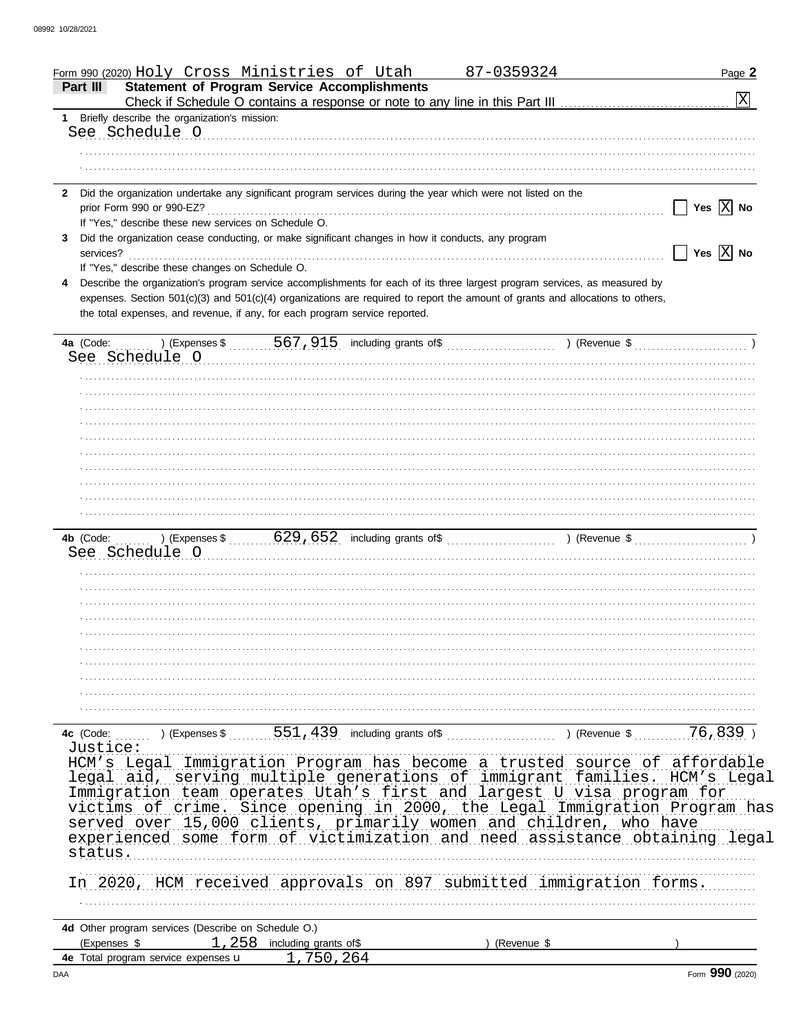Form 990 (2020) Holy Cross Ministries of Utah 87-0359324 Page **2**

## Part III Statement of Program Service Accomplishments

Check if Schedule O contains a response or note to any line in this Part III [X]

**1** Briefly describe the organization's mission:

See Schedule O

**2** Did the organization undertake any significant program services during the year which were not listed on the prior Form 990 or 990-EZ? [ ] Yes [X] No

If "Yes," describe these new services on Schedule O.

**3** Did the organization cease conducting, or make significant changes in how it conducts, any program services? [ ] Yes [X] No

If "Yes," describe these changes on Schedule O.

**4** Describe the organization's program service accomplishments for each of its three largest program services, as measured by expenses. Section 501(c)(3) and 501(c)(4) organizations are required to report the amount of grants and allocations to others, the total expenses, and revenue, if any, for each program service reported.

**4a** (Code: ) (Expenses $ 567,915 including grants of$ ) (Revenue $ )

See Schedule O

**4b** (Code: ) (Expenses $ 629,652 including grants of$ ) (Revenue $ )

See Schedule O

**4c** (Code: ) (Expenses $ 551,439 including grants of$ ) (Revenue $ 76,839 )

Justice:

HCM's Legal Immigration Program has become a trusted source of affordable legal aid, serving multiple generations of immigrant families. HCM's Legal Immigration team operates Utah's first and largest U visa program for victims of crime. Since opening in 2000, the Legal Immigration Program has served over 15,000 clients, primarily women and children, who have experienced some form of victimization and need assistance obtaining legal status.

In 2020, HCM received approvals on 897 submitted immigration forms.

**4d** Other program services (Describe on Schedule O.)

(Expenses $ 1,258 including grants of$ ) (Revenue $ )

**4e** Total program service expenses u 1,750,264

Form **990** (2020)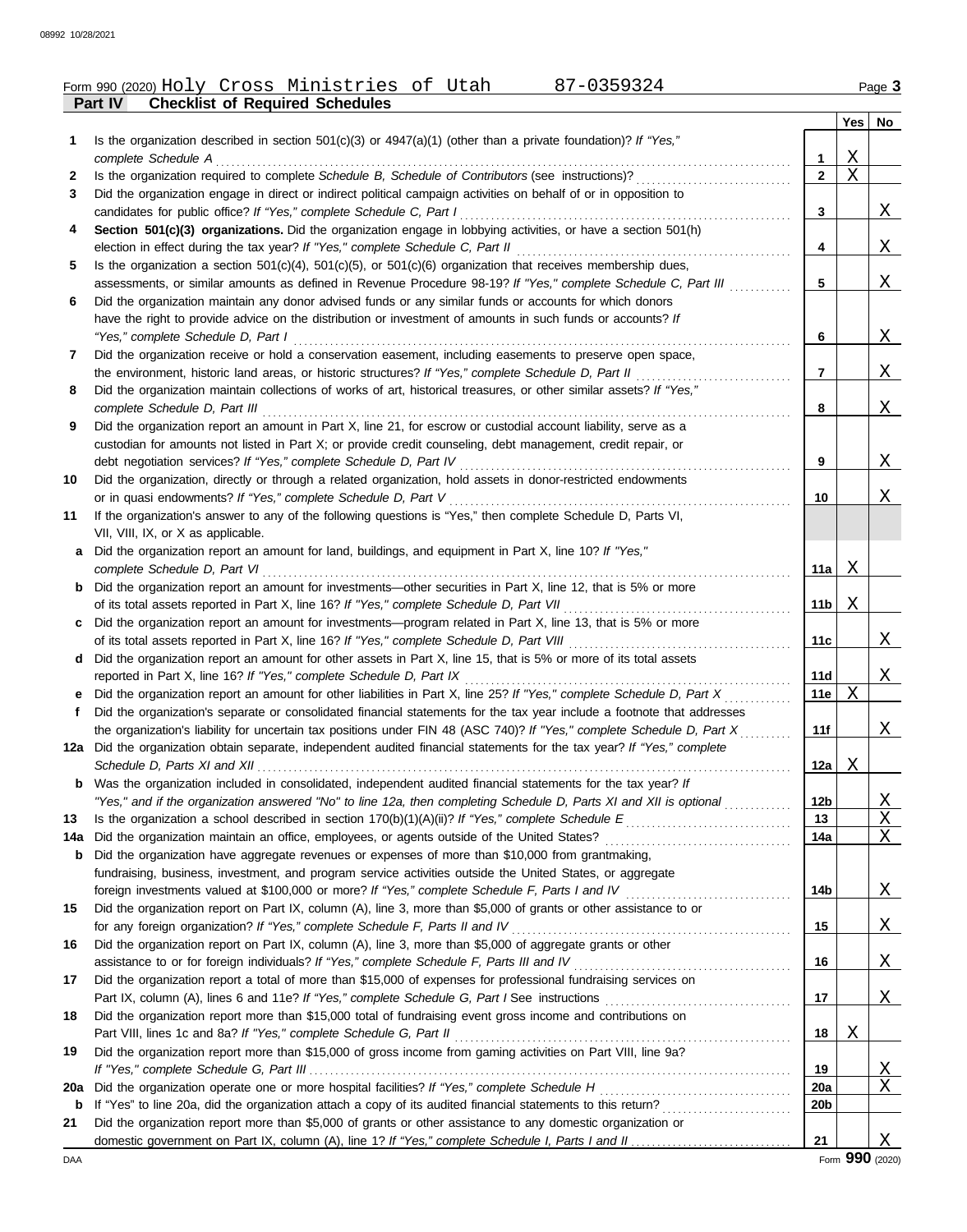Form 990 (2020) Holy Cross Ministries of Utah 87-0359324

## Part IV Checklist of Required Schedules

| | | Line | Yes | No |
|---|---|---|---|---|
| 1 | Is the organization described in section 501(c)(3) or 4947(a)(1) (other than a private foundation)? *If "Yes," complete Schedule A* | 1 | X | |
| 2 | Is the organization required to complete *Schedule B, Schedule of Contributors* (see instructions)? | 2 | X | |
| 3 | Did the organization engage in direct or indirect political campaign activities on behalf of or in opposition to candidates for public office? *If "Yes," complete Schedule C, Part I* | 3 | | X |
| 4 | **Section 501(c)(3) organizations.** Did the organization engage in lobbying activities, or have a section 501(h) election in effect during the tax year? *If "Yes," complete Schedule C, Part II* | 4 | | X |
| 5 | Is the organization a section 501(c)(4), 501(c)(5), or 501(c)(6) organization that receives membership dues, assessments, or similar amounts as defined in Revenue Procedure 98-19? *If "Yes," complete Schedule C, Part III* | 5 | | X |
| 6 | Did the organization maintain any donor advised funds or any similar funds or accounts for which donors have the right to provide advice on the distribution or investment of amounts in such funds or accounts? *If "Yes," complete Schedule D, Part I* | 6 | | X |
| 7 | Did the organization receive or hold a conservation easement, including easements to preserve open space, the environment, historic land areas, or historic structures? *If "Yes," complete Schedule D, Part II* | 7 | | X |
| 8 | Did the organization maintain collections of works of art, historical treasures, or other similar assets? *If "Yes," complete Schedule D, Part III* | 8 | | X |
| 9 | Did the organization report an amount in Part X, line 21, for escrow or custodial account liability, serve as a custodian for amounts not listed in Part X; or provide credit counseling, debt management, credit repair, or debt negotiation services? *If "Yes," complete Schedule D, Part IV* | 9 | | X |
| 10 | Did the organization, directly or through a related organization, hold assets in donor-restricted endowments or in quasi endowments? *If "Yes," complete Schedule D, Part V* | 10 | | X |
| 11 | If the organization's answer to any of the following questions is "Yes," then complete Schedule D, Parts VI, VII, VIII, IX, or X as applicable. | | | |
| a | Did the organization report an amount for land, buildings, and equipment in Part X, line 10? *If "Yes," complete Schedule D, Part VI* | 11a | X | |
| b | Did the organization report an amount for investments—other securities in Part X, line 12, that is 5% or more of its total assets reported in Part X, line 16? *If "Yes," complete Schedule D, Part VII* | 11b | X | |
| c | Did the organization report an amount for investments—program related in Part X, line 13, that is 5% or more of its total assets reported in Part X, line 16? *If "Yes," complete Schedule D, Part VIII* | 11c | | X |
| d | Did the organization report an amount for other assets in Part X, line 15, that is 5% or more of its total assets reported in Part X, line 16? *If "Yes," complete Schedule D, Part IX* | 11d | | X |
| e | Did the organization report an amount for other liabilities in Part X, line 25? *If "Yes," complete Schedule D, Part X* | 11e | X | |
| f | Did the organization's separate or consolidated financial statements for the tax year include a footnote that addresses the organization's liability for uncertain tax positions under FIN 48 (ASC 740)? *If "Yes," complete Schedule D, Part X* | 11f | | X |
| 12a | Did the organization obtain separate, independent audited financial statements for the tax year? *If "Yes," complete Schedule D, Parts XI and XII* | 12a | X | |
| b | Was the organization included in consolidated, independent audited financial statements for the tax year? *If "Yes," and if the organization answered "No" to line 12a, then completing Schedule D, Parts XI and XII is optional* | 12b | | X |
| 13 | Is the organization a school described in section 170(b)(1)(A)(ii)? *If "Yes," complete Schedule E* | 13 | | X |
| 14a | Did the organization maintain an office, employees, or agents outside of the United States? | 14a | | X |
| b | Did the organization have aggregate revenues or expenses of more than $10,000 from grantmaking, fundraising, business, investment, and program service activities outside the United States, or aggregate foreign investments valued at $100,000 or more? *If "Yes," complete Schedule F, Parts I and IV* | 14b | | X |
| 15 | Did the organization report on Part IX, column (A), line 3, more than $5,000 of grants or other assistance to or for any foreign organization? *If "Yes," complete Schedule F, Parts II and IV* | 15 | | X |
| 16 | Did the organization report on Part IX, column (A), line 3, more than $5,000 of aggregate grants or other assistance to or for foreign individuals? *If "Yes," complete Schedule F, Parts III and IV* | 16 | | X |
| 17 | Did the organization report a total of more than $15,000 of expenses for professional fundraising services on Part IX, column (A), lines 6 and 11e? *If "Yes," complete Schedule G, Part I* See instructions | 17 | | X |
| 18 | Did the organization report more than $15,000 total of fundraising event gross income and contributions on Part VIII, lines 1c and 8a? *If "Yes," complete Schedule G, Part II* | 18 | X | |
| 19 | Did the organization report more than $15,000 of gross income from gaming activities on Part VIII, line 9a? *If "Yes," complete Schedule G, Part III* | 19 | | X |
| 20a | Did the organization operate one or more hospital facilities? *If "Yes," complete Schedule H* | 20a | | X |
| b | If "Yes" to line 20a, did the organization attach a copy of its audited financial statements to this return? | 20b | | |
| 21 | Did the organization report more than $5,000 of grants or other assistance to any domestic organization or domestic government on Part IX, column (A), line 1? *If "Yes," complete Schedule I, Parts I and II* | 21 | | X |

Form **990** (2020)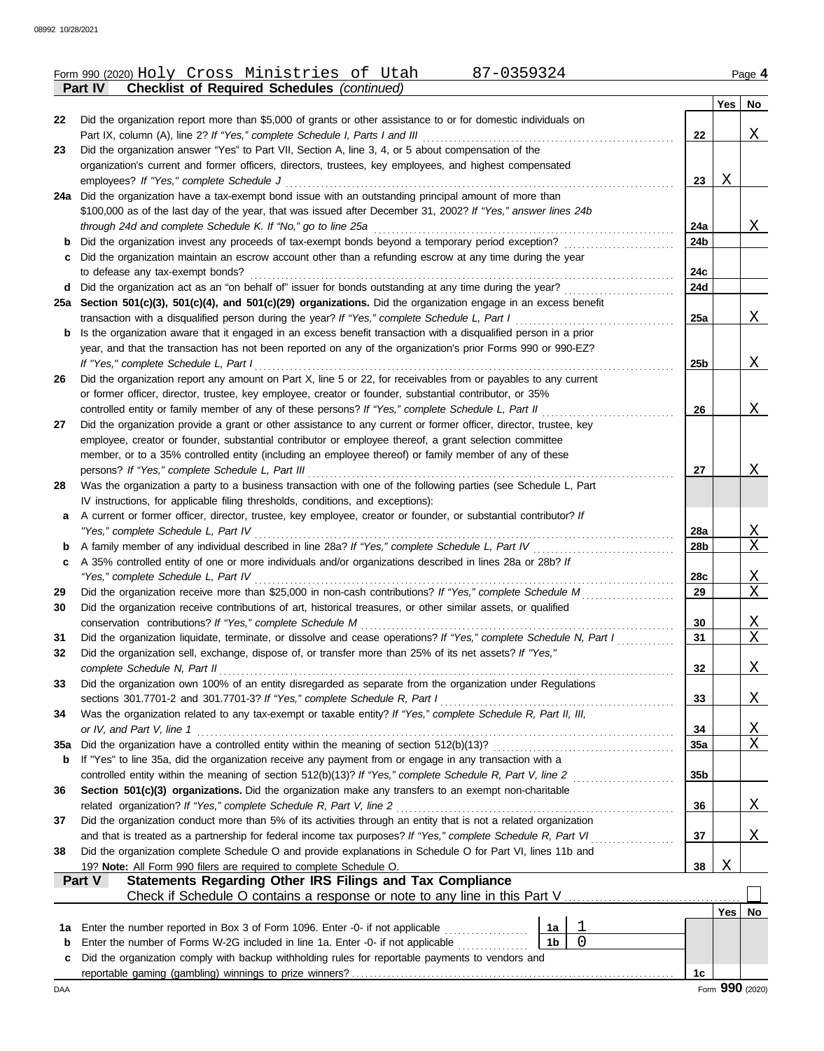Form 990 (2020) Holy Cross Ministries of Utah 87-0359324

**Part IV Checklist of Required Schedules** *(continued)*

| | | | Yes | No |
|---|---|---|---|---|
| 22 | Did the organization report more than $5,000 of grants or other assistance to or for domestic individuals on Part IX, column (A), line 2? *If "Yes," complete Schedule I, Parts I and III* | 22 | | X |
| 23 | Did the organization answer "Yes" to Part VII, Section A, line 3, 4, or 5 about compensation of the organization's current and former officers, directors, trustees, key employees, and highest compensated employees? *If "Yes," complete Schedule J* | 23 | X | |
| 24a | Did the organization have a tax-exempt bond issue with an outstanding principal amount of more than $100,000 as of the last day of the year, that was issued after December 31, 2002? *If "Yes," answer lines 24b through 24d and complete Schedule K. If "No," go to line 25a* | 24a | | X |
| b | Did the organization invest any proceeds of tax-exempt bonds beyond a temporary period exception? | 24b | | |
| c | Did the organization maintain an escrow account other than a refunding escrow at any time during the year to defease any tax-exempt bonds? | 24c | | |
| d | Did the organization act as an "on behalf of" issuer for bonds outstanding at any time during the year? | 24d | | |
| 25a | **Section 501(c)(3), 501(c)(4), and 501(c)(29) organizations.** Did the organization engage in an excess benefit transaction with a disqualified person during the year? *If "Yes," complete Schedule L, Part I* | 25a | | X |
| b | Is the organization aware that it engaged in an excess benefit transaction with a disqualified person in a prior year, and that the transaction has not been reported on any of the organization's prior Forms 990 or 990-EZ? *If "Yes," complete Schedule L, Part I* | 25b | | X |
| 26 | Did the organization report any amount on Part X, line 5 or 22, for receivables from or payables to any current or former officer, director, trustee, key employee, creator or founder, substantial contributor, or 35% controlled entity or family member of any of these persons? *If "Yes," complete Schedule L, Part II* | 26 | | X |
| 27 | Did the organization provide a grant or other assistance to any current or former officer, director, trustee, key employee, creator or founder, substantial contributor or employee thereof, a grant selection committee member, or to a 35% controlled entity (including an employee thereof) or family member of any of these persons? *If "Yes," complete Schedule L, Part III* | 27 | | X |
| 28 | Was the organization a party to a business transaction with one of the following parties (see Schedule L, Part IV instructions, for applicable filing thresholds, conditions, and exceptions): | | | |
| a | A current or former officer, director, trustee, key employee, creator or founder, or substantial contributor? *If "Yes," complete Schedule L, Part IV* | 28a | | X |
| b | A family member of any individual described in line 28a? *If "Yes," complete Schedule L, Part IV* | 28b | | X |
| c | A 35% controlled entity of one or more individuals and/or organizations described in lines 28a or 28b? *If "Yes," complete Schedule L, Part IV* | 28c | | X |
| 29 | Did the organization receive more than $25,000 in non-cash contributions? *If "Yes," complete Schedule M* | 29 | | X |
| 30 | Did the organization receive contributions of art, historical treasures, or other similar assets, or qualified conservation contributions? *If "Yes," complete Schedule M* | 30 | | X |
| 31 | Did the organization liquidate, terminate, or dissolve and cease operations? *If "Yes," complete Schedule N, Part I* | 31 | | X |
| 32 | Did the organization sell, exchange, dispose of, or transfer more than 25% of its net assets? *If "Yes," complete Schedule N, Part II* | 32 | | X |
| 33 | Did the organization own 100% of an entity disregarded as separate from the organization under Regulations sections 301.7701-2 and 301.7701-3? *If "Yes," complete Schedule R, Part I* | 33 | | X |
| 34 | Was the organization related to any tax-exempt or taxable entity? *If "Yes," complete Schedule R, Part II, III, or IV, and Part V, line 1* | 34 | | X |
| 35a | Did the organization have a controlled entity within the meaning of section 512(b)(13)? | 35a | | X |
| b | If "Yes" to line 35a, did the organization receive any payment from or engage in any transaction with a controlled entity within the meaning of section 512(b)(13)? *If "Yes," complete Schedule R, Part V, line 2* | 35b | | |
| 36 | **Section 501(c)(3) organizations.** Did the organization make any transfers to an exempt non-charitable related organization? *If "Yes," complete Schedule R, Part V, line 2* | 36 | | X |
| 37 | Did the organization conduct more than 5% of its activities through an entity that is not a related organization and that is treated as a partnership for federal income tax purposes? *If "Yes," complete Schedule R, Part VI* | 37 | | X |
| 38 | Did the organization complete Schedule O and provide explanations in Schedule O for Part VI, lines 11b and 19? **Note:** All Form 990 filers are required to complete Schedule O. | 38 | X | |

**Part V Statements Regarding Other IRS Filings and Tax Compliance**

Check if Schedule O contains a response or note to any line in this Part V ☐

| | | | | | Yes | No |
|---|---|---|---|---|---|---|
| 1a | Enter the number reported in Box 3 of Form 1096. Enter -0- if not applicable | 1a | 1 | | | |
| b | Enter the number of Forms W-2G included in line 1a. Enter -0- if not applicable | 1b | 0 | | | |
| c | Did the organization comply with backup withholding rules for reportable payments to vendors and reportable gaming (gambling) winnings to prize winners? | | | 1c | | |

Form **990** (2020)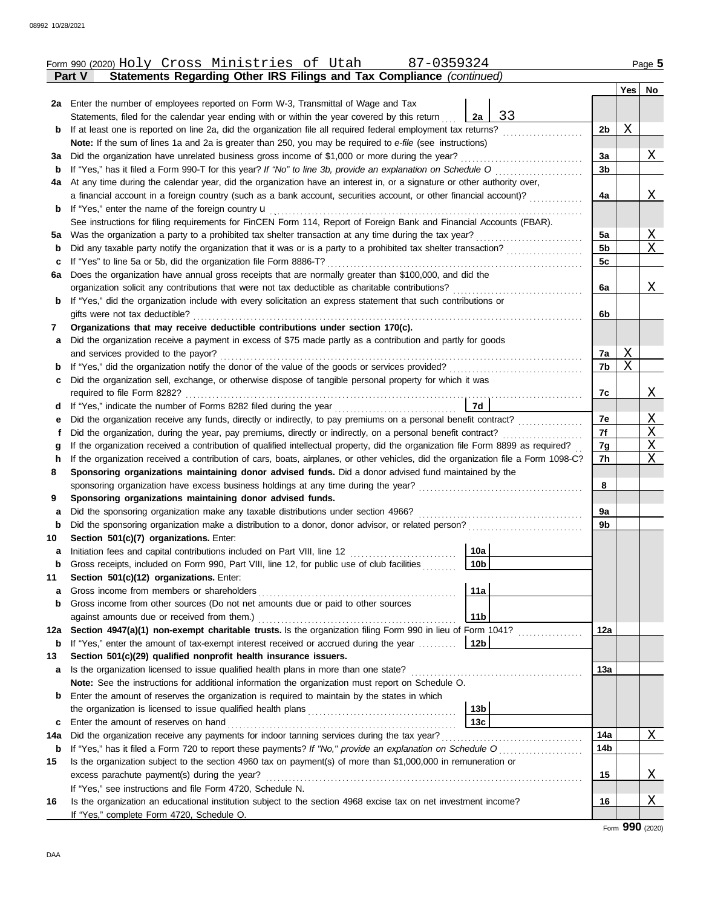Form 990 (2020) Holy Cross Ministries of Utah 87-0359324 Page 5

**Part V Statements Regarding Other IRS Filings and Tax Compliance** *(continued)*

| | | | | | Yes | No |
|---|---|---|---|---|---|---|
| **2a** | Enter the number of employees reported on Form W-3, Transmittal of Wage and Tax Statements, filed for the calendar year ending with or within the year covered by this return | 2a | 33 | | | |
| **b** | If at least one is reported on line 2a, did the organization file all required federal employment tax returns? | | | 2b | X | |
| | **Note:** If the sum of lines 1a and 2a is greater than 250, you may be required to *e-file* (see instructions) | | | | | |
| **3a** | Did the organization have unrelated business gross income of $1,000 or more during the year? | | | 3a | | X |
| **b** | If "Yes," has it filed a Form 990-T for this year? *If "No" to line 3b, provide an explanation on Schedule O* | | | 3b | | |
| **4a** | At any time during the calendar year, did the organization have an interest in, or a signature or other authority over, a financial account in a foreign country (such as a bank account, securities account, or other financial account)? | | | 4a | | X |
| **b** | If "Yes," enter the name of the foreign country u | | | | | |
| | See instructions for filing requirements for FinCEN Form 114, Report of Foreign Bank and Financial Accounts (FBAR). | | | | | |
| **5a** | Was the organization a party to a prohibited tax shelter transaction at any time during the tax year? | | | 5a | | X |
| **b** | Did any taxable party notify the organization that it was or is a party to a prohibited tax shelter transaction? | | | 5b | | X |
| **c** | If "Yes" to line 5a or 5b, did the organization file Form 8886-T? | | | 5c | | |
| **6a** | Does the organization have annual gross receipts that are normally greater than $100,000, and did the organization solicit any contributions that were not tax deductible as charitable contributions? | | | 6a | | X |
| **b** | If "Yes," did the organization include with every solicitation an express statement that such contributions or gifts were not tax deductible? | | | 6b | | |
| **7** | **Organizations that may receive deductible contributions under section 170(c).** | | | | | |
| **a** | Did the organization receive a payment in excess of $75 made partly as a contribution and partly for goods and services provided to the payor? | | | 7a | X | |
| **b** | If "Yes," did the organization notify the donor of the value of the goods or services provided? | | | 7b | X | |
| **c** | Did the organization sell, exchange, or otherwise dispose of tangible personal property for which it was required to file Form 8282? | | | 7c | | X |
| **d** | If "Yes," indicate the number of Forms 8282 filed during the year | 7d | | | | |
| **e** | Did the organization receive any funds, directly or indirectly, to pay premiums on a personal benefit contract? | | | 7e | | X |
| **f** | Did the organization, during the year, pay premiums, directly or indirectly, on a personal benefit contract? | | | 7f | | X |
| **g** | If the organization received a contribution of qualified intellectual property, did the organization file Form 8899 as required? | | | 7g | | X |
| **h** | If the organization received a contribution of cars, boats, airplanes, or other vehicles, did the organization file a Form 1098-C? | | | 7h | | X |
| **8** | **Sponsoring organizations maintaining donor advised funds.** Did a donor advised fund maintained by the sponsoring organization have excess business holdings at any time during the year? | | | 8 | | |
| **9** | **Sponsoring organizations maintaining donor advised funds.** | | | | | |
| **a** | Did the sponsoring organization make any taxable distributions under section 4966? | | | 9a | | |
| **b** | Did the sponsoring organization make a distribution to a donor, donor advisor, or related person? | | | 9b | | |
| **10** | **Section 501(c)(7) organizations.** Enter: | | | | | |
| **a** | Initiation fees and capital contributions included on Part VIII, line 12 | 10a | | | | |
| **b** | Gross receipts, included on Form 990, Part VIII, line 12, for public use of club facilities | 10b | | | | |
| **11** | **Section 501(c)(12) organizations.** Enter: | | | | | |
| **a** | Gross income from members or shareholders | 11a | | | | |
| **b** | Gross income from other sources (Do not net amounts due or paid to other sources against amounts due or received from them.) | 11b | | | | |
| **12a** | **Section 4947(a)(1) non-exempt charitable trusts.** Is the organization filing Form 990 in lieu of Form 1041? | | | 12a | | |
| **b** | If "Yes," enter the amount of tax-exempt interest received or accrued during the year | 12b | | | | |
| **13** | **Section 501(c)(29) qualified nonprofit health insurance issuers.** | | | | | |
| **a** | Is the organization licensed to issue qualified health plans in more than one state? | | | 13a | | |
| | **Note:** See the instructions for additional information the organization must report on Schedule O. | | | | | |
| **b** | Enter the amount of reserves the organization is required to maintain by the states in which the organization is licensed to issue qualified health plans | 13b | | | | |
| **c** | Enter the amount of reserves on hand | 13c | | | | |
| **14a** | Did the organization receive any payments for indoor tanning services during the tax year? | | | 14a | | X |
| **b** | If "Yes," has it filed a Form 720 to report these payments? *If "No," provide an explanation on Schedule O* | | | 14b | | |
| **15** | Is the organization subject to the section 4960 tax on payment(s) of more than $1,000,000 in remuneration or excess parachute payment(s) during the year? | | | 15 | | X |
| | If "Yes," see instructions and file Form 4720, Schedule N. | | | | | |
| **16** | Is the organization an educational institution subject to the section 4968 excise tax on net investment income? | | | 16 | | X |
| | If "Yes," complete Form 4720, Schedule O. | | | | | |

Form **990** (2020)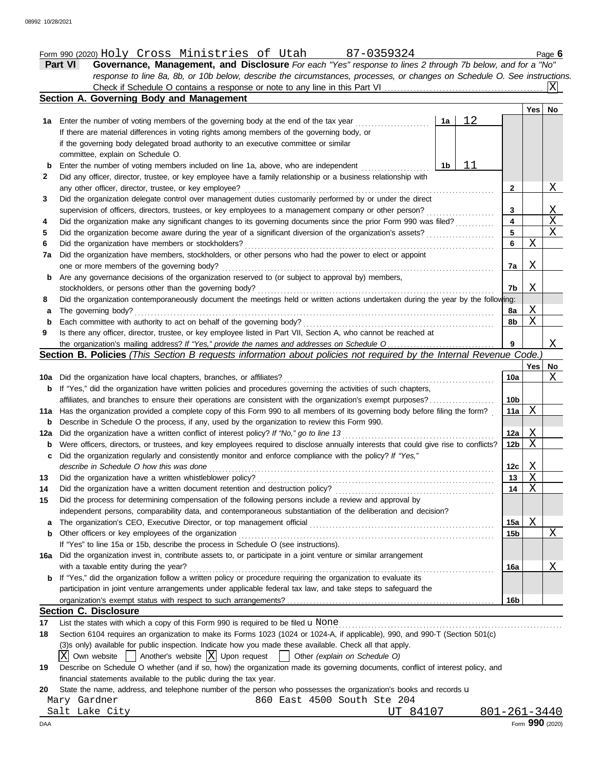Form 990 (2020) Holy Cross Ministries of Utah 87-0359324

## Part VI Governance, Management, and Disclosure

*For each "Yes" response to lines 2 through 7b below, and for a "No" response to line 8a, 8b, or 10b below, describe the circumstances, processes, or changes on Schedule O. See instructions.*

Check if Schedule O contains a response or note to any line in this Part VI ... [X]

### Section A. Governing Body and Management

| | | | Yes | No |
|---|---|---|---|---|
| **1a** | Enter the number of voting members of the governing body at the end of the tax year ... **1a** 12 <br> If there are material differences in voting rights among members of the governing body, or if the governing body delegated broad authority to an executive committee or similar committee, explain on Schedule O. | | | |
| **b** | Enter the number of voting members included on line 1a, above, who are independent ... **1b** 11 | | | |
| **2** | Did any officer, director, trustee, or key employee have a family relationship or a business relationship with any other officer, director, trustee, or key employee? | **2** | | X |
| **3** | Did the organization delegate control over management duties customarily performed by or under the direct supervision of officers, directors, trustees, or key employees to a management company or other person? | **3** | | X |
| **4** | Did the organization make any significant changes to its governing documents since the prior Form 990 was filed? | **4** | | X |
| **5** | Did the organization become aware during the year of a significant diversion of the organization's assets? | **5** | | X |
| **6** | Did the organization have members or stockholders? | **6** | X | |
| **7a** | Did the organization have members, stockholders, or other persons who had the power to elect or appoint one or more members of the governing body? | **7a** | X | |
| **b** | Are any governance decisions of the organization reserved to (or subject to approval by) members, stockholders, or persons other than the governing body? | **7b** | X | |
| **8** | Did the organization contemporaneously document the meetings held or written actions undertaken during the year by the following: | | | |
| **a** | The governing body? | **8a** | X | |
| **b** | Each committee with authority to act on behalf of the governing body? | **8b** | X | |
| **9** | Is there any officer, director, trustee, or key employee listed in Part VII, Section A, who cannot be reached at the organization's mailing address? *If "Yes," provide the names and addresses on Schedule O* | **9** | | X |

### Section B. Policies *(This Section B requests information about policies not required by the Internal Revenue Code.)*

| | | | Yes | No |
|---|---|---|---|---|
| **10a** | Did the organization have local chapters, branches, or affiliates? | **10a** | | X |
| **b** | If "Yes," did the organization have written policies and procedures governing the activities of such chapters, affiliates, and branches to ensure their operations are consistent with the organization's exempt purposes? | **10b** | | |
| **11a** | Has the organization provided a complete copy of this Form 990 to all members of its governing body before filing the form? | **11a** | X | |
| **b** | Describe in Schedule O the process, if any, used by the organization to review this Form 990. | | | |
| **12a** | Did the organization have a written conflict of interest policy? *If "No," go to line 13* | **12a** | X | |
| **b** | Were officers, directors, or trustees, and key employees required to disclose annually interests that could give rise to conflicts? | **12b** | X | |
| **c** | Did the organization regularly and consistently monitor and enforce compliance with the policy? *If "Yes," describe in Schedule O how this was done* | **12c** | X | |
| **13** | Did the organization have a written whistleblower policy? | **13** | X | |
| **14** | Did the organization have a written document retention and destruction policy? | **14** | X | |
| **15** | Did the process for determining compensation of the following persons include a review and approval by independent persons, comparability data, and contemporaneous substantiation of the deliberation and decision? | | | |
| **a** | The organization's CEO, Executive Director, or top management official | **15a** | X | |
| **b** | Other officers or key employees of the organization <br> If "Yes" to line 15a or 15b, describe the process in Schedule O (see instructions). | **15b** | | X |
| **16a** | Did the organization invest in, contribute assets to, or participate in a joint venture or similar arrangement with a taxable entity during the year? | **16a** | | X |
| **b** | If "Yes," did the organization follow a written policy or procedure requiring the organization to evaluate its participation in joint venture arrangements under applicable federal tax law, and take steps to safeguard the organization's exempt status with respect to such arrangements? | **16b** | | |

### Section C. Disclosure

**17** List the states with which a copy of this Form 990 is required to be filed u None

**18** Section 6104 requires an organization to make its Forms 1023 (1024 or 1024-A, if applicable), 990, and 990-T (Section 501(c)(3)s only) available for public inspection. Indicate how you made these available. Check all that apply.

[X] Own website [ ] Another's website [X] Upon request [ ] Other *(explain on Schedule O)*

**19** Describe on Schedule O whether (and if so, how) the organization made its governing documents, conflict of interest policy, and financial statements available to the public during the tax year.

**20** State the name, address, and telephone number of the person who possesses the organization's books and records u

Mary Gardner, 860 East 4500 South Ste 204, Salt Lake City, UT 84107, 801-261-3440

Form **990** (2020)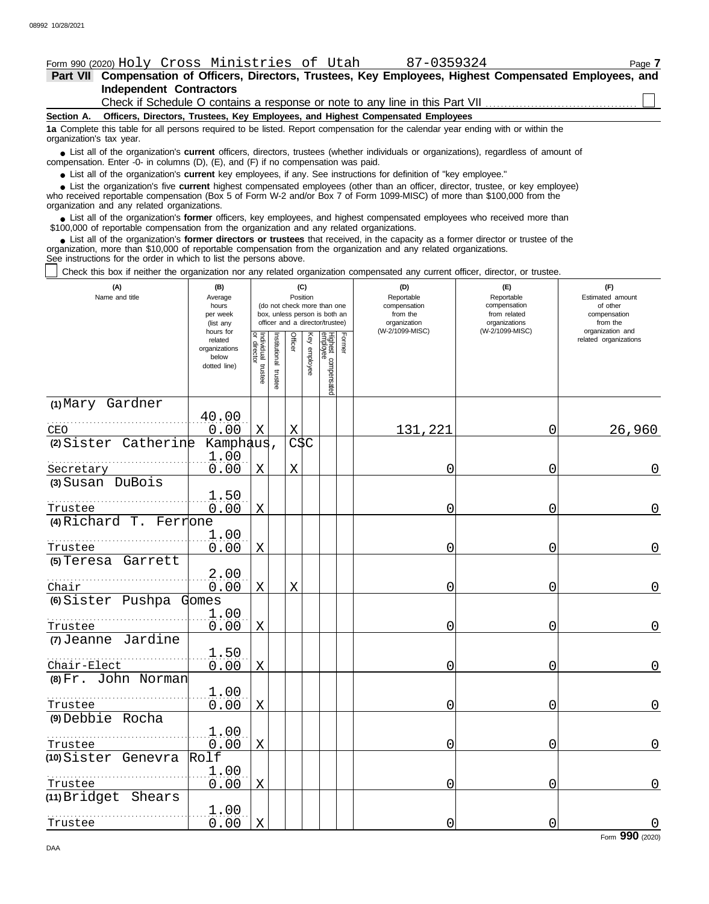Form 990 (2020) Holy Cross Ministries of Utah 87-0359324 Page 7

**Part VII Compensation of Officers, Directors, Trustees, Key Employees, Highest Compensated Employees, and Independent Contractors**

Check if Schedule O contains a response or note to any line in this Part VII

**Section A. Officers, Directors, Trustees, Key Employees, and Highest Compensated Employees**

**1a** Complete this table for all persons required to be listed. Report compensation for the calendar year ending with or within the organization's tax year.

- List all of the organization's **current** officers, directors, trustees (whether individuals or organizations), regardless of amount of compensation. Enter -0- in columns (D), (E), and (F) if no compensation was paid.
- List all of the organization's **current** key employees, if any. See instructions for definition of "key employee."
- List the organization's five **current** highest compensated employees (other than an officer, director, trustee, or key employee) who received reportable compensation (Box 5 of Form W-2 and/or Box 7 of Form 1099-MISC) of more than $100,000 from the organization and any related organizations.
- List all of the organization's **former** officers, key employees, and highest compensated employees who received more than $100,000 of reportable compensation from the organization and any related organizations.
- List all of the organization's **former directors or trustees** that received, in the capacity as a former director or trustee of the organization, more than $10,000 of reportable compensation from the organization and any related organizations.

See instructions for the order in which to list the persons above.

Check this box if neither the organization nor any related organization compensated any current officer, director, or trustee.

| (A) Name and title | (B) Average hours per week (list any hours for related organizations below dotted line) | (C) Position: Individual trustee or director | Institutional trustee | Officer | Key employee | Highest compensated employee | Former | (D) Reportable compensation from the organization (W-2/1099-MISC) | (E) Reportable compensation from related organizations (W-2/1099-MISC) | (F) Estimated amount of other compensation from the organization and related organizations |
|---|---|---|---|---|---|---|---|---|---|---|
| (1) Mary Gardner<br>CEO | 40.00<br>0.00 | X | | X | | | | 131,221 | 0 | 26,960 |
| (2) Sister Catherine Kamphaus, CSC<br>Secretary | 1.00<br>0.00 | X | | X | | | | 0 | 0 | 0 |
| (3) Susan DuBois<br>Trustee | 1.50<br>0.00 | X | | | | | | 0 | 0 | 0 |
| (4) Richard T. Ferrone<br>Trustee | 1.00<br>0.00 | X | | | | | | 0 | 0 | 0 |
| (5) Teresa Garrett<br>Chair | 2.00<br>0.00 | X | | X | | | | 0 | 0 | 0 |
| (6) Sister Pushpa Gomes<br>Trustee | 1.00<br>0.00 | X | | | | | | 0 | 0 | 0 |
| (7) Jeanne Jardine<br>Chair-Elect | 1.50<br>0.00 | X | | | | | | 0 | 0 | 0 |
| (8) Fr. John Norman<br>Trustee | 1.00<br>0.00 | X | | | | | | 0 | 0 | 0 |
| (9) Debbie Rocha<br>Trustee | 1.00<br>0.00 | X | | | | | | 0 | 0 | 0 |
| (10) Sister Genevra Rolf<br>Trustee | 1.00<br>0.00 | X | | | | | | 0 | 0 | 0 |
| (11) Bridget Shears<br>Trustee | 1.00<br>0.00 | X | | | | | | 0 | 0 | 0 |

Form **990** (2020)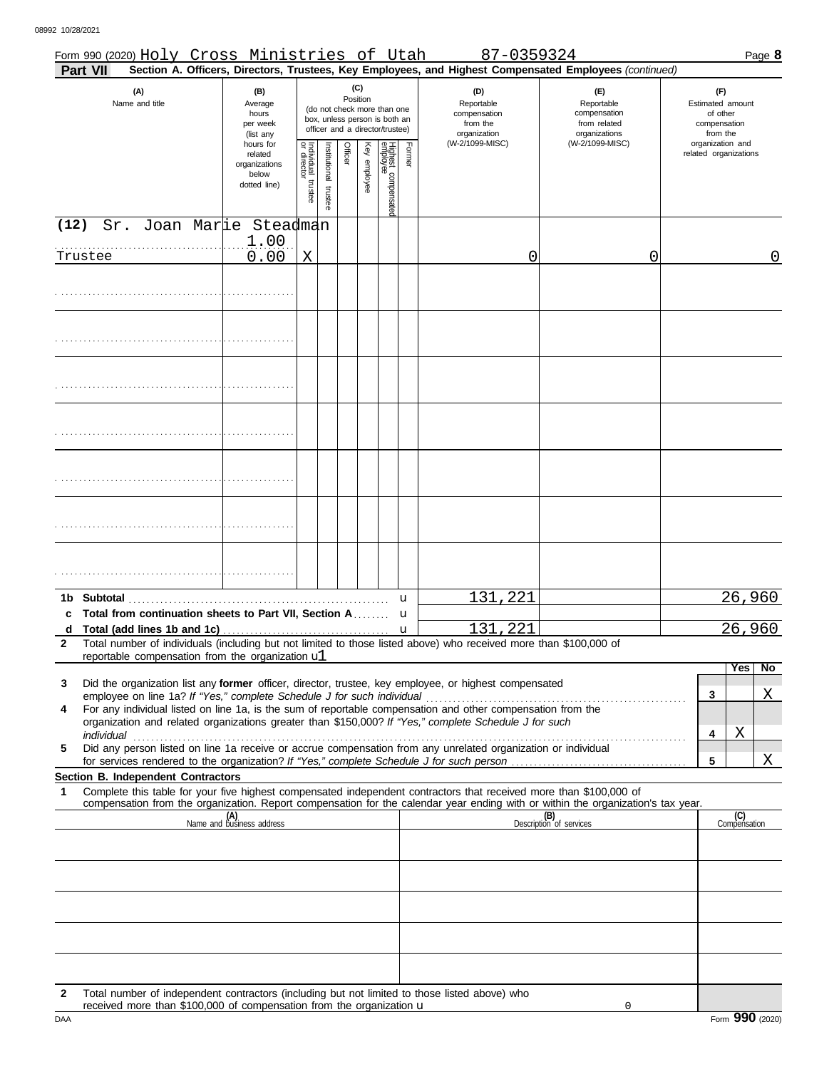Form 990 (2020) Holy Cross Ministries of Utah 87-0359324 Page **8**

**Part VII** **Section A. Officers, Directors, Trustees, Key Employees, and Highest Compensated Employees** *(continued)*

| (A) Name and title | (B) Average hours per week (list any hours for related organizations below dotted line) | (C) Position: Individual trustee or director | Institutional trustee | Officer | Key employee | Highest compensated employee | Former | (D) Reportable compensation from the organization (W-2/1099-MISC) | (E) Reportable compensation from related organizations (W-2/1099-MISC) | (F) Estimated amount of other compensation from the organization and related organizations |
|---|---|---|---|---|---|---|---|---|---|---|
| (12) Sr. Joan Marie Steadman<br>Trustee | 1.00<br>0.00 | X | | | | | | 0 | 0 | 0 |
| | | | | | | | | | | |
| | | | | | | | | | | |
| | | | | | | | | | | |
| | | | | | | | | | | |
| | | | | | | | | | | |
| | | | | | | | | | | |
| | | | | | | | | | | |
| **1b Subtotal** | | | | | | | u | 131,221 | | 26,960 |
| **c Total from continuation sheets to Part VII, Section A** | | | | | | | u | | | |
| **d Total (add lines 1b and 1c)** | | | | | | | u | 131,221 | | 26,960 |

**2** Total number of individuals (including but not limited to those listed above) who received more than $100,000 of reportable compensation from the organization u1

| | | | Yes | No |
|---|---|---|---|---|
| **3** | Did the organization list any **former** officer, director, trustee, key employee, or highest compensated employee on line 1a? *If "Yes," complete Schedule J for such individual* | 3 | | X |
| **4** | For any individual listed on line 1a, is the sum of reportable compensation and other compensation from the organization and related organizations greater than $150,000? *If "Yes," complete Schedule J for such individual* | 4 | X | |
| **5** | Did any person listed on line 1a receive or accrue compensation from any unrelated organization or individual for services rendered to the organization? *If "Yes," complete Schedule J for such person* | 5 | | X |

**Section B. Independent Contractors**

**1** Complete this table for your five highest compensated independent contractors that received more than $100,000 of compensation from the organization. Report compensation for the calendar year ending with or within the organization's tax year.

| (A) Name and business address | (B) Description of services | (C) Compensation |
|---|---|---|
| | | |
| | | |
| | | |
| | | |
| | | |

**2** Total number of independent contractors (including but not limited to those listed above) who received more than $100,000 of compensation from the organization u 0

DAA Form **990** (2020)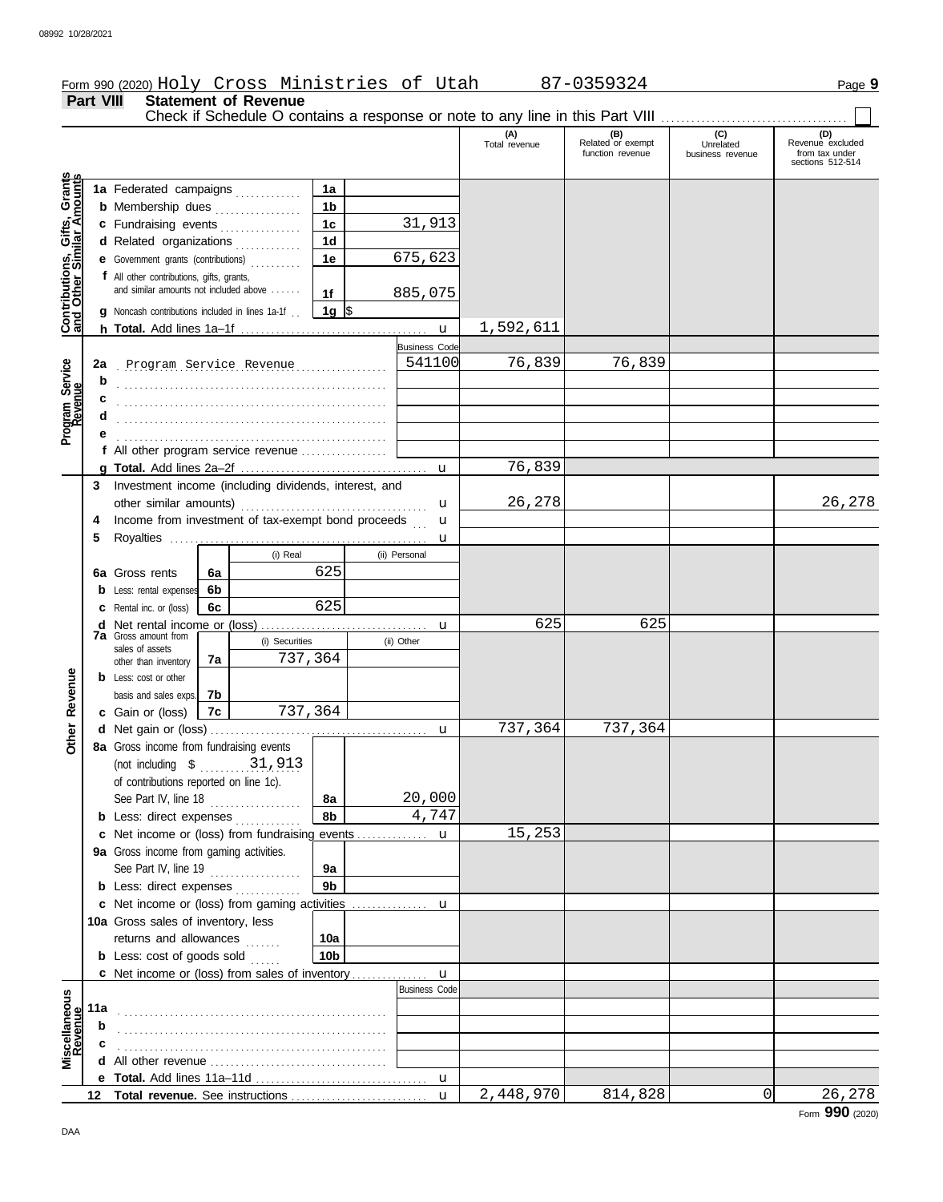Form 990 (2020) Holy Cross Ministries of Utah 87-0359324 Page **9**

## Part VIII Statement of Revenue

Check if Schedule O contains a response or note to any line in this Part VIII . . . . . . . . . . . . . . . . . . . . . . . . ☐

| | | | | (A) Total revenue | (B) Related or exempt function revenue | (C) Unrelated business revenue | (D) Revenue excluded from tax under sections 512-514 |
|---|---|---|---|---|---|---|---|
| **Contributions, Gifts, Grants and Other Similar Amounts** | **1a** Federated campaigns | 1a | | | | | |
| | **b** Membership dues | 1b | | | | | |
| | **c** Fundraising events | 1c | 31,913 | | | | |
| | **d** Related organizations | 1d | | | | | |
| | **e** Government grants (contributions) | 1e | 675,623 | | | | |
| | **f** All other contributions, gifts, grants, and similar amounts not included above | 1f | 885,075 | | | | |
| | **g** Noncash contributions included in lines 1a-1f | 1g | $ | | | | |
| | **h Total.** Add lines 1a–1f | | u | 1,592,611 | | | |
| **Program Service Revenue** | | | Business Code | | | | |
| | **2a** Program Service Revenue | | 541100 | 76,839 | 76,839 | | |
| | **b** | | | | | | |
| | **c** | | | | | | |
| | **d** | | | | | | |
| | **e** | | | | | | |
| | **f** All other program service revenue | | | | | | |
| | **g Total.** Add lines 2a–2f | | u | 76,839 | | | |
| **Other Revenue** | **3** Investment income (including dividends, interest, and other similar amounts) | | u | 26,278 | | | 26,278 |
| | **4** Income from investment of tax-exempt bond proceeds | | u | | | | |
| | **5** Royalties | | u | | | | |
| | | (i) Real | (ii) Personal | | | | |
| | **6a** Gross rents 6a | 625 | | | | | |
| | **b** Less: rental expenses 6b | | | | | | |
| | **c** Rental inc. or (loss) 6c | 625 | | | | | |
| | **d** Net rental income or (loss) | | u | 625 | 625 | | |
| | | (i) Securities | (ii) Other | | | | |
| | **7a** Gross amount from sales of assets other than inventory 7a | 737,364 | | | | | |
| | **b** Less: cost or other basis and sales exps. 7b | | | | | | |
| | **c** Gain or (loss) 7c | 737,364 | | | | | |
| | **d** Net gain or (loss) | | u | 737,364 | 737,364 | | |
| | **8a** Gross income from fundraising events (not including $ 31,913 of contributions reported on line 1c). See Part IV, line 18 | 8a | 20,000 | | | | |
| | **b** Less: direct expenses | 8b | 4,747 | | | | |
| | **c** Net income or (loss) from fundraising events | | u | 15,253 | | | |
| | **9a** Gross income from gaming activities. See Part IV, line 19 | 9a | | | | | |
| | **b** Less: direct expenses | 9b | | | | | |
| | **c** Net income or (loss) from gaming activities | | u | | | | |
| | **10a** Gross sales of inventory, less returns and allowances | 10a | | | | | |
| | **b** Less: cost of goods sold | 10b | | | | | |
| | **c** Net income or (loss) from sales of inventory | | u | | | | |
| **Miscellaneous Revenue** | | | Business Code | | | | |
| | **11a** | | | | | | |
| | **b** | | | | | | |
| | **c** | | | | | | |
| | **d** All other revenue | | | | | | |
| | **e Total.** Add lines 11a–11d | | u | | | | |
| | **12 Total revenue.** See instructions | | u | 2,448,970 | 814,828 | 0 | 26,278 |

Form **990** (2020)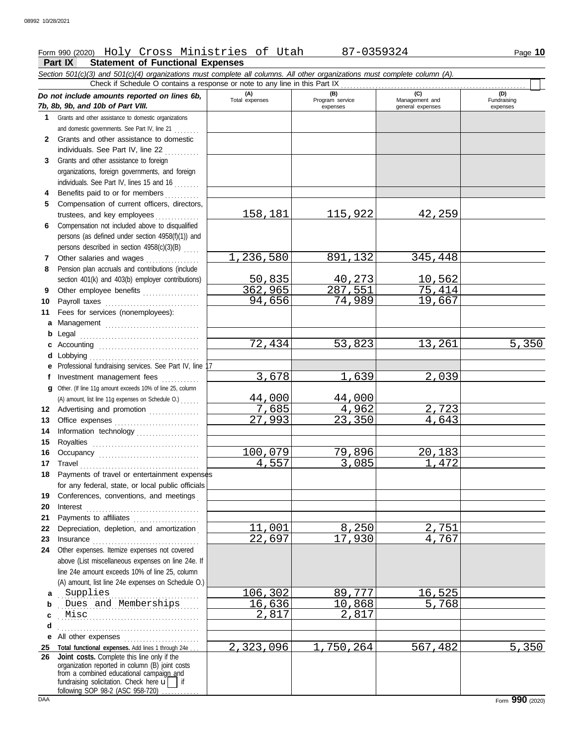Form 990 (2020) Holy Cross Ministries of Utah 87-0359324 Page **10**

## Part IX Statement of Functional Expenses

*Section 501(c)(3) and 501(c)(4) organizations must complete all columns. All other organizations must complete column (A).*

Check if Schedule O contains a response or note to any line in this Part IX ☐

| *Do not include amounts reported on lines 6b, 7b, 8b, 9b, and 10b of Part VIII.* | (A) Total expenses | (B) Program service expenses | (C) Management and general expenses | (D) Fundraising expenses |
|---|---|---|---|---|
| **1** Grants and other assistance to domestic organizations and domestic governments. See Part IV, line 21 | | | | |
| **2** Grants and other assistance to domestic individuals. See Part IV, line 22 | | | | |
| **3** Grants and other assistance to foreign organizations, foreign governments, and foreign individuals. See Part IV, lines 15 and 16 | | | | |
| **4** Benefits paid to or for members | | | | |
| **5** Compensation of current officers, directors, trustees, and key employees | 158,181 | 115,922 | 42,259 | |
| **6** Compensation not included above to disqualified persons (as defined under section 4958(f)(1)) and persons described in section 4958(c)(3)(B) | | | | |
| **7** Other salaries and wages | 1,236,580 | 891,132 | 345,448 | |
| **8** Pension plan accruals and contributions (include section 401(k) and 403(b) employer contributions) | 50,835 | 40,273 | 10,562 | |
| **9** Other employee benefits | 362,965 | 287,551 | 75,414 | |
| **10** Payroll taxes | 94,656 | 74,989 | 19,667 | |
| **11** Fees for services (nonemployees): | | | | |
| **a** Management | | | | |
| **b** Legal | | | | |
| **c** Accounting | 72,434 | 53,823 | 13,261 | 5,350 |
| **d** Lobbying | | | | |
| **e** Professional fundraising services. See Part IV, line 17 | | | | |
| **f** Investment management fees | 3,678 | 1,639 | 2,039 | |
| **g** Other. (If line 11g amount exceeds 10% of line 25, column (A) amount, list line 11g expenses on Schedule O.) | 44,000 | 44,000 | | |
| **12** Advertising and promotion | 7,685 | 4,962 | 2,723 | |
| **13** Office expenses | 27,993 | 23,350 | 4,643 | |
| **14** Information technology | | | | |
| **15** Royalties | | | | |
| **16** Occupancy | 100,079 | 79,896 | 20,183 | |
| **17** Travel | 4,557 | 3,085 | 1,472 | |
| **18** Payments of travel or entertainment expenses for any federal, state, or local public officials | | | | |
| **19** Conferences, conventions, and meetings | | | | |
| **20** Interest | | | | |
| **21** Payments to affiliates | | | | |
| **22** Depreciation, depletion, and amortization | 11,001 | 8,250 | 2,751 | |
| **23** Insurance | 22,697 | 17,930 | 4,767 | |
| **24** Other expenses. Itemize expenses not covered above (List miscellaneous expenses on line 24e. If line 24e amount exceeds 10% of line 25, column (A) amount, list line 24e expenses on Schedule O.) | | | | |
| **a** Supplies | 106,302 | 89,777 | 16,525 | |
| **b** Dues and Memberships | 16,636 | 10,868 | 5,768 | |
| **c** Misc | 2,817 | 2,817 | | |
| **d** | | | | |
| **e** All other expenses | | | | |
| **25 Total functional expenses.** Add lines 1 through 24e | 2,323,096 | 1,750,264 | 567,482 | 5,350 |
| **26 Joint costs.** Complete this line only if the organization reported in column (B) joint costs from a combined educational campaign and fundraising solicitation. Check here ☐ if following SOP 98-2 (ASC 958-720) | | | | |

Form **990** (2020)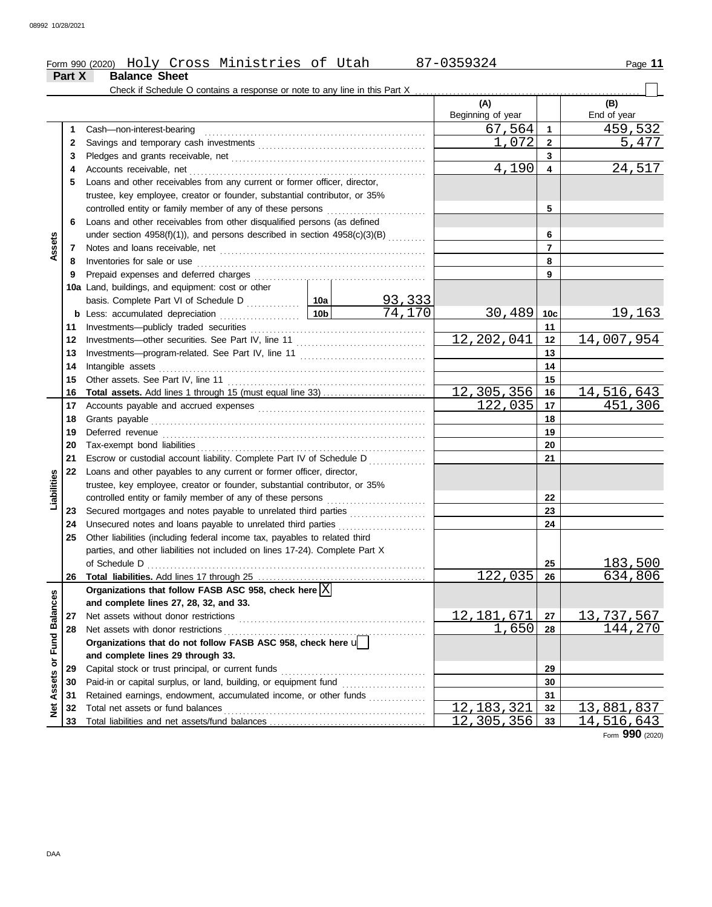Form 990 (2020) Holy Cross Ministries of Utah 87-0359324

## Part X Balance Sheet

Check if Schedule O contains a response or note to any line in this Part X ☐

| | | Description | | | (A) Beginning of year | | (B) End of year |
|---|---|---|---|---|---|---|---|
| **Assets** | 1 | Cash—non-interest-bearing | | | 67,564 | 1 | 459,532 |
| | 2 | Savings and temporary cash investments | | | 1,072 | 2 | 5,477 |
| | 3 | Pledges and grants receivable, net | | | | 3 | |
| | 4 | Accounts receivable, net | | | 4,190 | 4 | 24,517 |
| | 5 | Loans and other receivables from any current or former officer, director, trustee, key employee, creator or founder, substantial contributor, or 35% controlled entity or family member of any of these persons | | | | 5 | |
| | 6 | Loans and other receivables from other disqualified persons (as defined under section 4958(f)(1)), and persons described in section 4958(c)(3)(B) | | | | 6 | |
| | 7 | Notes and loans receivable, net | | | | 7 | |
| | 8 | Inventories for sale or use | | | | 8 | |
| | 9 | Prepaid expenses and deferred charges | | | | 9 | |
| | 10a | Land, buildings, and equipment: cost or other basis. Complete Part VI of Schedule D | 10a | 93,333 | | | |
| | b | Less: accumulated depreciation | 10b | 74,170 | 30,489 | 10c | 19,163 |
| | 11 | Investments—publicly traded securities | | | | 11 | |
| | 12 | Investments—other securities. See Part IV, line 11 | | | 12,202,041 | 12 | 14,007,954 |
| | 13 | Investments—program-related. See Part IV, line 11 | | | | 13 | |
| | 14 | Intangible assets | | | | 14 | |
| | 15 | Other assets. See Part IV, line 11 | | | | 15 | |
| | 16 | **Total assets.** Add lines 1 through 15 (must equal line 33) | | | 12,305,356 | 16 | 14,516,643 |
| **Liabilities** | 17 | Accounts payable and accrued expenses | | | 122,035 | 17 | 451,306 |
| | 18 | Grants payable | | | | 18 | |
| | 19 | Deferred revenue | | | | 19 | |
| | 20 | Tax-exempt bond liabilities | | | | 20 | |
| | 21 | Escrow or custodial account liability. Complete Part IV of Schedule D | | | | 21 | |
| | 22 | Loans and other payables to any current or former officer, director, trustee, key employee, creator or founder, substantial contributor, or 35% controlled entity or family member of any of these persons | | | | 22 | |
| | 23 | Secured mortgages and notes payable to unrelated third parties | | | | 23 | |
| | 24 | Unsecured notes and loans payable to unrelated third parties | | | | 24 | |
| | 25 | Other liabilities (including federal income tax, payables to related third parties, and other liabilities not included on lines 17-24). Complete Part X of Schedule D | | | | 25 | 183,500 |
| | 26 | **Total liabilities.** Add lines 17 through 25 | | | 122,035 | 26 | 634,806 |
| **Net Assets or Fund Balances** | | **Organizations that follow FASB ASC 958, check here** ☒ **and complete lines 27, 28, 32, and 33.** | | | | | |
| | 27 | Net assets without donor restrictions | | | 12,181,671 | 27 | 13,737,567 |
| | 28 | Net assets with donor restrictions | | | 1,650 | 28 | 144,270 |
| | | **Organizations that do not follow FASB ASC 958, check here** ☐ **and complete lines 29 through 33.** | | | | | |
| | 29 | Capital stock or trust principal, or current funds | | | | 29 | |
| | 30 | Paid-in or capital surplus, or land, building, or equipment fund | | | | 30 | |
| | 31 | Retained earnings, endowment, accumulated income, or other funds | | | | 31 | |
| | 32 | Total net assets or fund balances | | | 12,183,321 | 32 | 13,881,837 |
| | 33 | Total liabilities and net assets/fund balances | | | 12,305,356 | 33 | 14,516,643 |

Form **990** (2020)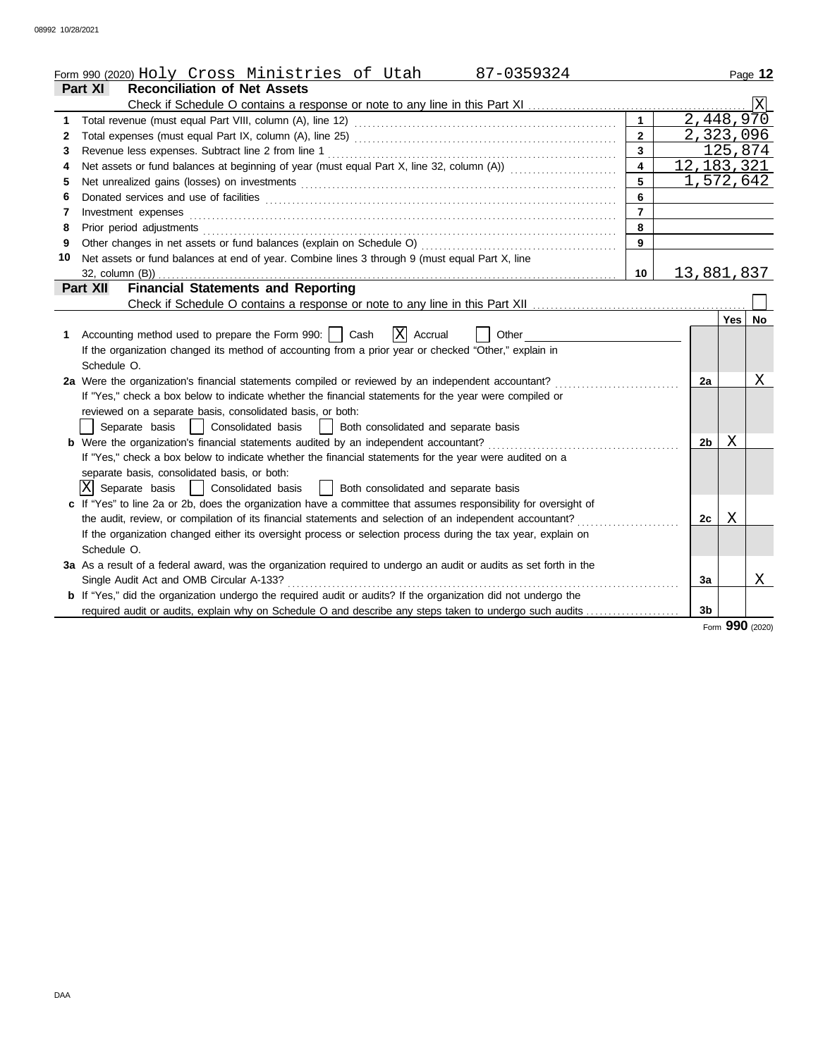Form 990 (2020) Holy Cross Ministries of Utah 87-0359324

## Part XI Reconciliation of Net Assets

Check if Schedule O contains a response or note to any line in this Part XI [X]

| | | | |
|---|---|---|---|
| 1 | Total revenue (must equal Part VIII, column (A), line 12) | 1 | 2,448,970 |
| 2 | Total expenses (must equal Part IX, column (A), line 25) | 2 | 2,323,096 |
| 3 | Revenue less expenses. Subtract line 2 from line 1 | 3 | 125,874 |
| 4 | Net assets or fund balances at beginning of year (must equal Part X, line 32, column (A)) | 4 | 12,183,321 |
| 5 | Net unrealized gains (losses) on investments | 5 | 1,572,642 |
| 6 | Donated services and use of facilities | 6 | |
| 7 | Investment expenses | 7 | |
| 8 | Prior period adjustments | 8 | |
| 9 | Other changes in net assets or fund balances (explain on Schedule O) | 9 | |
| 10 | Net assets or fund balances at end of year. Combine lines 3 through 9 (must equal Part X, line 32, column (B)) | 10 | 13,881,837 |

## Part XII Financial Statements and Reporting

Check if Schedule O contains a response or note to any line in this Part XII [ ]

| | | | Yes | No |
|---|---|---|---|---|
| 1 | Accounting method used to prepare the Form 990: [ ] Cash [X] Accrual [ ] Other<br>If the organization changed its method of accounting from a prior year or checked "Other," explain in Schedule O. | | | |
| 2a | Were the organization's financial statements compiled or reviewed by an independent accountant?<br>If "Yes," check a box below to indicate whether the financial statements for the year were compiled or reviewed on a separate basis, consolidated basis, or both:<br>[ ] Separate basis [ ] Consolidated basis [ ] Both consolidated and separate basis | 2a | | X |
| b | Were the organization's financial statements audited by an independent accountant?<br>If "Yes," check a box below to indicate whether the financial statements for the year were audited on a separate basis, consolidated basis, or both:<br>[X] Separate basis [ ] Consolidated basis [ ] Both consolidated and separate basis | 2b | X | |
| c | If "Yes" to line 2a or 2b, does the organization have a committee that assumes responsibility for oversight of the audit, review, or compilation of its financial statements and selection of an independent accountant?<br>If the organization changed either its oversight process or selection process during the tax year, explain on Schedule O. | 2c | X | |
| 3a | As a result of a federal award, was the organization required to undergo an audit or audits as set forth in the Single Audit Act and OMB Circular A-133? | 3a | | X |
| b | If "Yes," did the organization undergo the required audit or audits? If the organization did not undergo the required audit or audits, explain why on Schedule O and describe any steps taken to undergo such audits | 3b | | |

Form **990** (2020)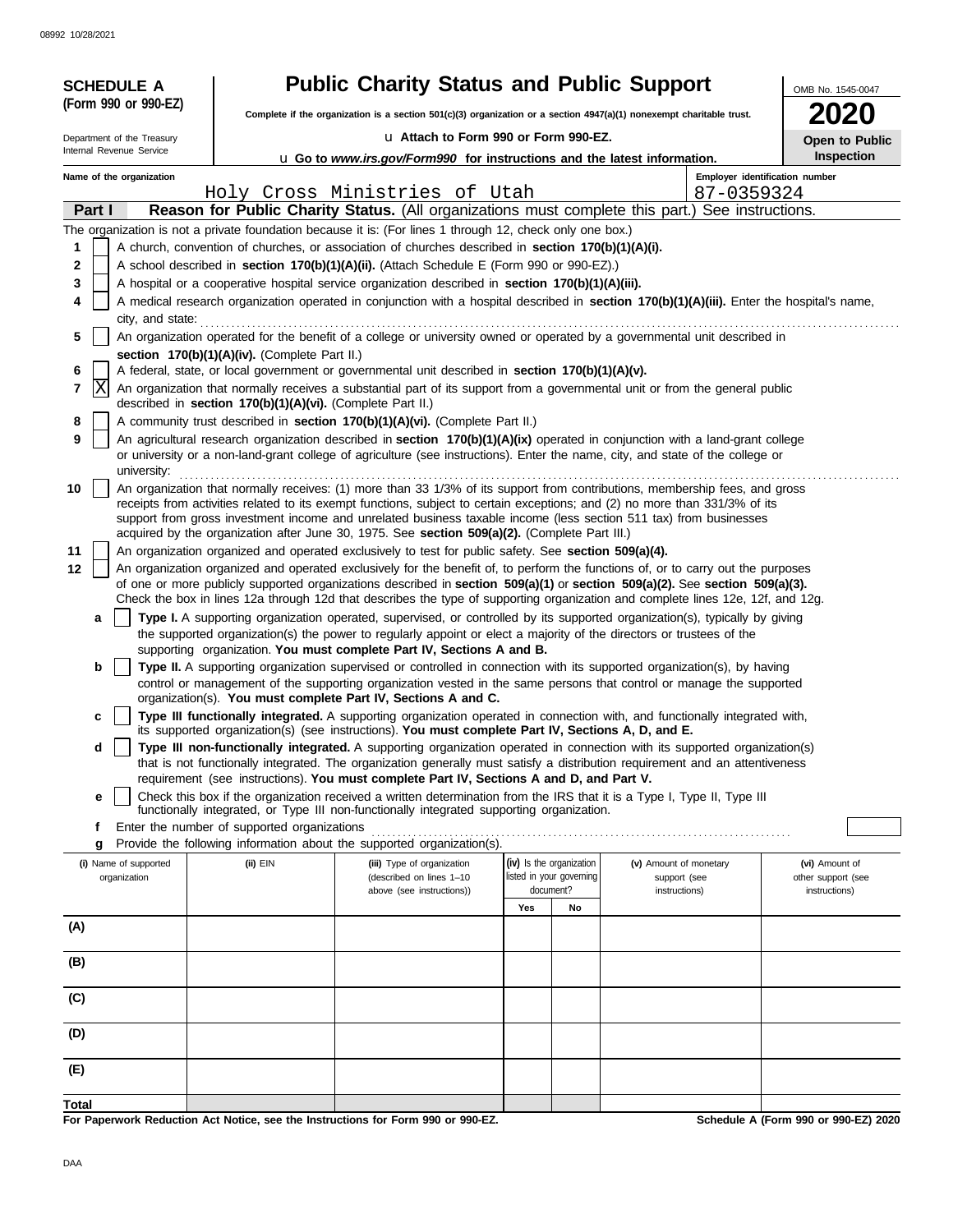08992 10/28/2021

**SCHEDULE A (Form 990 or 990-EZ)**

Department of the Treasury
Internal Revenue Service

# Public Charity Status and Public Support

**Complete if the organization is a section 501(c)(3) organization or a section 4947(a)(1) nonexempt charitable trust.**

u Attach to Form 990 or Form 990-EZ.

u Go to *www.irs.gov/Form990* for instructions and the latest information.

OMB No. 1545-0047

**2020**

**Open to Public Inspection**

Name of the organization: Holy Cross Ministries of Utah

Employer identification number: 87-0359324

**Part I Reason for Public Charity Status.** (All organizations must complete this part.) See instructions.

The organization is not a private foundation because it is: (For lines 1 through 12, check only one box.)

1 [ ] A church, convention of churches, or association of churches described in **section 170(b)(1)(A)(i).**

2 [ ] A school described in **section 170(b)(1)(A)(ii).** (Attach Schedule E (Form 990 or 990-EZ).)

3 [ ] A hospital or a cooperative hospital service organization described in **section 170(b)(1)(A)(iii).**

4 [ ] A medical research organization operated in conjunction with a hospital described in **section 170(b)(1)(A)(iii).** Enter the hospital's name, city, and state:

5 [ ] An organization operated for the benefit of a college or university owned or operated by a governmental unit described in **section 170(b)(1)(A)(iv).** (Complete Part II.)

6 [ ] A federal, state, or local government or governmental unit described in **section 170(b)(1)(A)(v).**

7 [X] An organization that normally receives a substantial part of its support from a governmental unit or from the general public described in **section 170(b)(1)(A)(vi).** (Complete Part II.)

8 [ ] A community trust described in **section 170(b)(1)(A)(vi).** (Complete Part II.)

9 [ ] An agricultural research organization described in **section 170(b)(1)(A)(ix)** operated in conjunction with a land-grant college or university or a non-land-grant college of agriculture (see instructions). Enter the name, city, and state of the college or university:

10 [ ] An organization that normally receives: (1) more than 33 1/3% of its support from contributions, membership fees, and gross receipts from activities related to its exempt functions, subject to certain exceptions; and (2) no more than 331/3% of its support from gross investment income and unrelated business taxable income (less section 511 tax) from businesses acquired by the organization after June 30, 1975. See **section 509(a)(2).** (Complete Part III.)

11 [ ] An organization organized and operated exclusively to test for public safety. See **section 509(a)(4).**

12 [ ] An organization organized and operated exclusively for the benefit of, to perform the functions of, or to carry out the purposes of one or more publicly supported organizations described in **section 509(a)(1)** or **section 509(a)(2).** See **section 509(a)(3).** Check the box in lines 12a through 12d that describes the type of supporting organization and complete lines 12e, 12f, and 12g.

a [ ] **Type I.** A supporting organization operated, supervised, or controlled by its supported organization(s), typically by giving the supported organization(s) the power to regularly appoint or elect a majority of the directors or trustees of the supporting organization. **You must complete Part IV, Sections A and B.**

b [ ] **Type II.** A supporting organization supervised or controlled in connection with its supported organization(s), by having control or management of the supporting organization vested in the same persons that control or manage the supported organization(s). **You must complete Part IV, Sections A and C.**

c [ ] **Type III functionally integrated.** A supporting organization operated in connection with, and functionally integrated with, its supported organization(s) (see instructions). **You must complete Part IV, Sections A, D, and E.**

d [ ] **Type III non-functionally integrated.** A supporting organization operated in connection with its supported organization(s) that is not functionally integrated. The organization generally must satisfy a distribution requirement and an attentiveness requirement (see instructions). **You must complete Part IV, Sections A and D, and Part V.**

e [ ] Check this box if the organization received a written determination from the IRS that it is a Type I, Type II, Type III functionally integrated, or Type III non-functionally integrated supporting organization.

f Enter the number of supported organizations

g Provide the following information about the supported organization(s).

| (i) Name of supported organization | (ii) EIN | (iii) Type of organization (described on lines 1–10 above (see instructions)) | (iv) Is the organization listed in your governing document? Yes | No | (v) Amount of monetary support (see instructions) | (vi) Amount of other support (see instructions) |
|---|---|---|---|---|---|---|
| (A) | | | | | | |
| (B) | | | | | | |
| (C) | | | | | | |
| (D) | | | | | | |
| (E) | | | | | | |
| Total | | | | | | |

**For Paperwork Reduction Act Notice, see the Instructions for Form 990 or 990-EZ.**

**Schedule A (Form 990 or 990-EZ) 2020**

DAA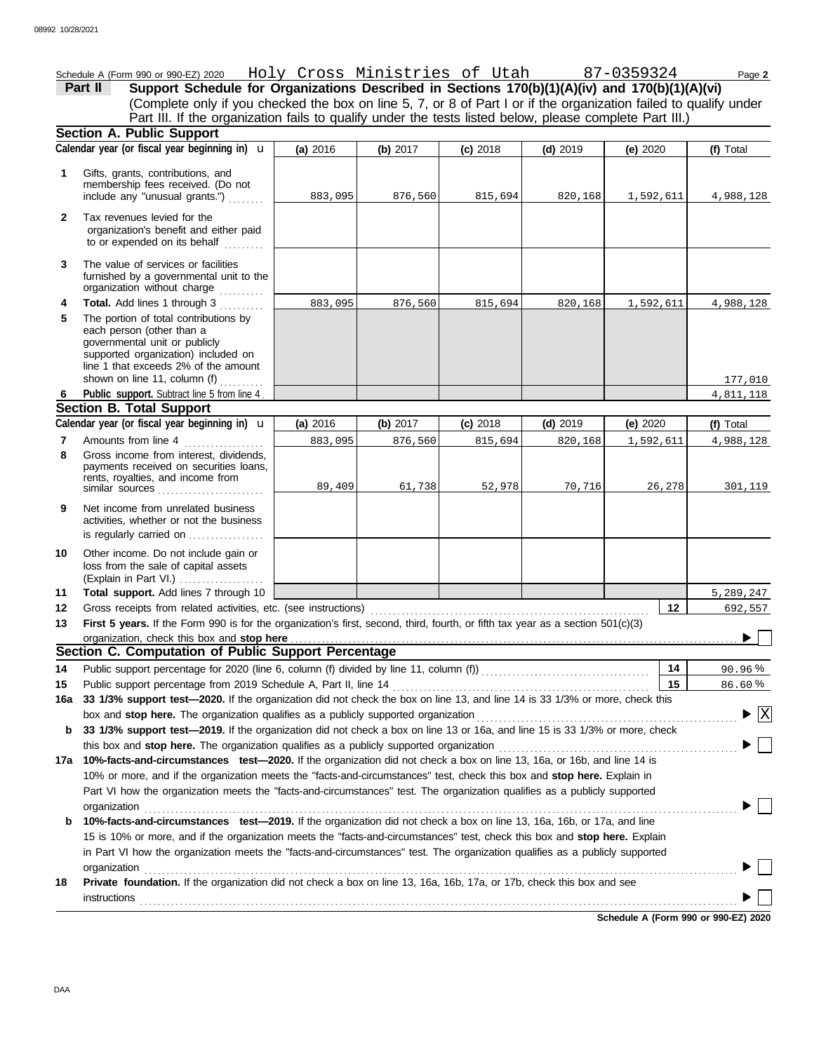Schedule A (Form 990 or 990-EZ) 2020 Holy Cross Ministries of Utah 87-0359324 Page **2**

## Part II Support Schedule for Organizations Described in Sections 170(b)(1)(A)(iv) and 170(b)(1)(A)(vi)

(Complete only if you checked the box on line 5, 7, or 8 of Part I or if the organization failed to qualify under Part III. If the organization fails to qualify under the tests listed below, please complete Part III.)

### Section A. Public Support

| | Calendar year (or fiscal year beginning in) u | (a) 2016 | (b) 2017 | (c) 2018 | (d) 2019 | (e) 2020 | (f) Total |
|---|---|---|---|---|---|---|---|
| 1 | Gifts, grants, contributions, and membership fees received. (Do not include any "unusual grants.") | 883,095 | 876,560 | 815,694 | 820,168 | 1,592,611 | 4,988,128 |
| 2 | Tax revenues levied for the organization's benefit and either paid to or expended on its behalf | | | | | | |
| 3 | The value of services or facilities furnished by a governmental unit to the organization without charge | | | | | | |
| 4 | **Total.** Add lines 1 through 3 | 883,095 | 876,560 | 815,694 | 820,168 | 1,592,611 | 4,988,128 |
| 5 | The portion of total contributions by each person (other than a governmental unit or publicly supported organization) included on line 1 that exceeds 2% of the amount shown on line 11, column (f) | | | | | | 177,010 |
| 6 | **Public support.** Subtract line 5 from line 4 | | | | | | 4,811,118 |

### Section B. Total Support

| | Calendar year (or fiscal year beginning in) u | (a) 2016 | (b) 2017 | (c) 2018 | (d) 2019 | (e) 2020 | (f) Total |
|---|---|---|---|---|---|---|---|
| 7 | Amounts from line 4 | 883,095 | 876,560 | 815,694 | 820,168 | 1,592,611 | 4,988,128 |
| 8 | Gross income from interest, dividends, payments received on securities loans, rents, royalties, and income from similar sources | 89,409 | 61,738 | 52,978 | 70,716 | 26,278 | 301,119 |
| 9 | Net income from unrelated business activities, whether or not the business is regularly carried on | | | | | | |
| 10 | Other income. Do not include gain or loss from the sale of capital assets (Explain in Part VI.) | | | | | | |
| 11 | **Total support.** Add lines 7 through 10 | | | | | | 5,289,247 |

**12** Gross receipts from related activities, etc. (see instructions) ..... **12** 692,557

**13** **First 5 years.** If the Form 990 is for the organization's first, second, third, fourth, or fifth tax year as a section 501(c)(3) organization, check this box and **stop here** ..... ☐

### Section C. Computation of Public Support Percentage

**14** Public support percentage for 2020 (line 6, column (f) divided by line 11, column (f)) ..... **14** 90.96 %

**15** Public support percentage from 2019 Schedule A, Part II, line 14 ..... **15** 86.60 %

**16a** **33 1/3% support test—2020.** If the organization did not check the box on line 13, and line 14 is 33 1/3% or more, check this box and **stop here.** The organization qualifies as a publicly supported organization ..... ☒

**b** **33 1/3% support test—2019.** If the organization did not check a box on line 13 or 16a, and line 15 is 33 1/3% or more, check this box and **stop here.** The organization qualifies as a publicly supported organization ..... ☐

**17a** **10%-facts-and-circumstances test—2020.** If the organization did not check a box on line 13, 16a, or 16b, and line 14 is 10% or more, and if the organization meets the "facts-and-circumstances" test, check this box and **stop here.** Explain in Part VI how the organization meets the "facts-and-circumstances" test. The organization qualifies as a publicly supported organization ..... ☐

**b** **10%-facts-and-circumstances test—2019.** If the organization did not check a box on line 13, 16a, 16b, or 17a, and line 15 is 10% or more, and if the organization meets the "facts-and-circumstances" test, check this box and **stop here.** Explain in Part VI how the organization meets the "facts-and-circumstances" test. The organization qualifies as a publicly supported organization ..... ☐

**18** **Private foundation.** If the organization did not check a box on line 13, 16a, 16b, 17a, or 17b, check this box and see instructions ..... ☐

**Schedule A (Form 990 or 990-EZ) 2020**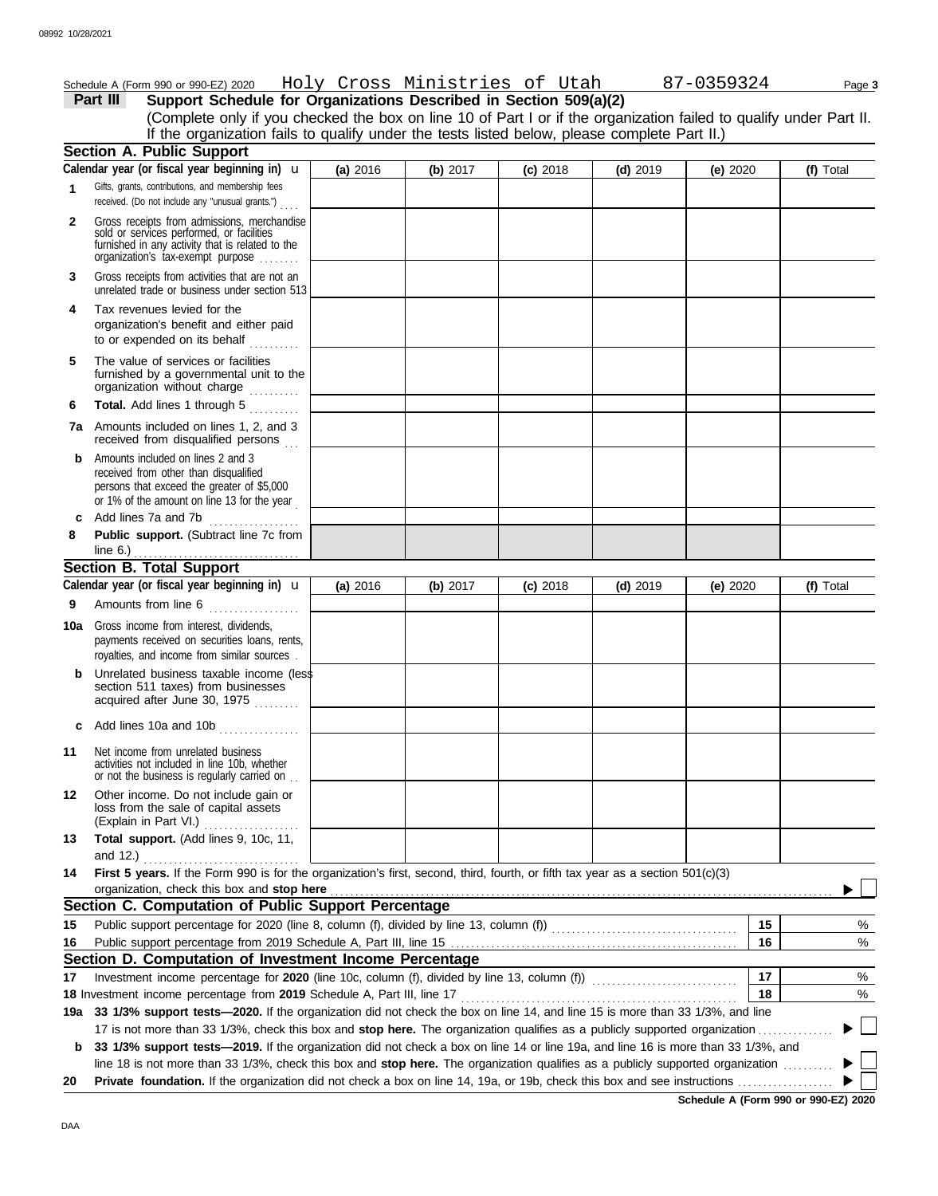Schedule A (Form 990 or 990-EZ) 2020 Holy Cross Ministries of Utah 87-0359324 Page **3**

## Part III Support Schedule for Organizations Described in Section 509(a)(2)

(Complete only if you checked the box on line 10 of Part I or if the organization failed to qualify under Part II. If the organization fails to qualify under the tests listed below, please complete Part II.)

### Section A. Public Support

| Calendar year (or fiscal year beginning in) u | (a) 2016 | (b) 2017 | (c) 2018 | (d) 2019 | (e) 2020 | (f) Total |
|---|---|---|---|---|---|---|
| **1** Gifts, grants, contributions, and membership fees received. (Do not include any "unusual grants.") | | | | | | |
| **2** Gross receipts from admissions, merchandise sold or services performed, or facilities furnished in any activity that is related to the organization's tax-exempt purpose | | | | | | |
| **3** Gross receipts from activities that are not an unrelated trade or business under section 513 | | | | | | |
| **4** Tax revenues levied for the organization's benefit and either paid to or expended on its behalf | | | | | | |
| **5** The value of services or facilities furnished by a governmental unit to the organization without charge | | | | | | |
| **6** **Total.** Add lines 1 through 5 | | | | | | |
| **7a** Amounts included on lines 1, 2, and 3 received from disqualified persons | | | | | | |
| **b** Amounts included on lines 2 and 3 received from other than disqualified persons that exceed the greater of $5,000 or 1% of the amount on line 13 for the year | | | | | | |
| **c** Add lines 7a and 7b | | | | | | |
| **8** **Public support.** (Subtract line 7c from line 6.) | | | | | | |

### Section B. Total Support

| Calendar year (or fiscal year beginning in) u | (a) 2016 | (b) 2017 | (c) 2018 | (d) 2019 | (e) 2020 | (f) Total |
|---|---|---|---|---|---|---|
| **9** Amounts from line 6 | | | | | | |
| **10a** Gross income from interest, dividends, payments received on securities loans, rents, royalties, and income from similar sources | | | | | | |
| **b** Unrelated business taxable income (less section 511 taxes) from businesses acquired after June 30, 1975 | | | | | | |
| **c** Add lines 10a and 10b | | | | | | |
| **11** Net income from unrelated business activities not included in line 10b, whether or not the business is regularly carried on | | | | | | |
| **12** Other income. Do not include gain or loss from the sale of capital assets (Explain in Part VI.) | | | | | | |
| **13** **Total support.** (Add lines 9, 10c, 11, and 12.) | | | | | | |

**14** **First 5 years.** If the Form 990 is for the organization's first, second, third, fourth, or fifth tax year as a section 501(c)(3) organization, check this box and **stop here** ☐

### Section C. Computation of Public Support Percentage

| | | | |
|---|---|---|---|
| **15** | Public support percentage for 2020 (line 8, column (f), divided by line 13, column (f)) | 15 | % |
| **16** | Public support percentage from 2019 Schedule A, Part III, line 15 | 16 | % |

### Section D. Computation of Investment Income Percentage

| | | | |
|---|---|---|---|
| **17** | Investment income percentage for **2020** (line 10c, column (f), divided by line 13, column (f)) | 17 | % |
| **18** | Investment income percentage from **2019** Schedule A, Part III, line 17 | 18 | % |

**19a** **33 1/3% support tests—2020.** If the organization did not check the box on line 14, and line 15 is more than 33 1/3%, and line 17 is not more than 33 1/3%, check this box and **stop here.** The organization qualifies as a publicly supported organization ☐

**b** **33 1/3% support tests—2019.** If the organization did not check a box on line 14 or line 19a, and line 16 is more than 33 1/3%, and line 18 is not more than 33 1/3%, check this box and **stop here.** The organization qualifies as a publicly supported organization ☐

**20** **Private foundation.** If the organization did not check a box on line 14, 19a, or 19b, check this box and see instructions ☐

**Schedule A (Form 990 or 990-EZ) 2020**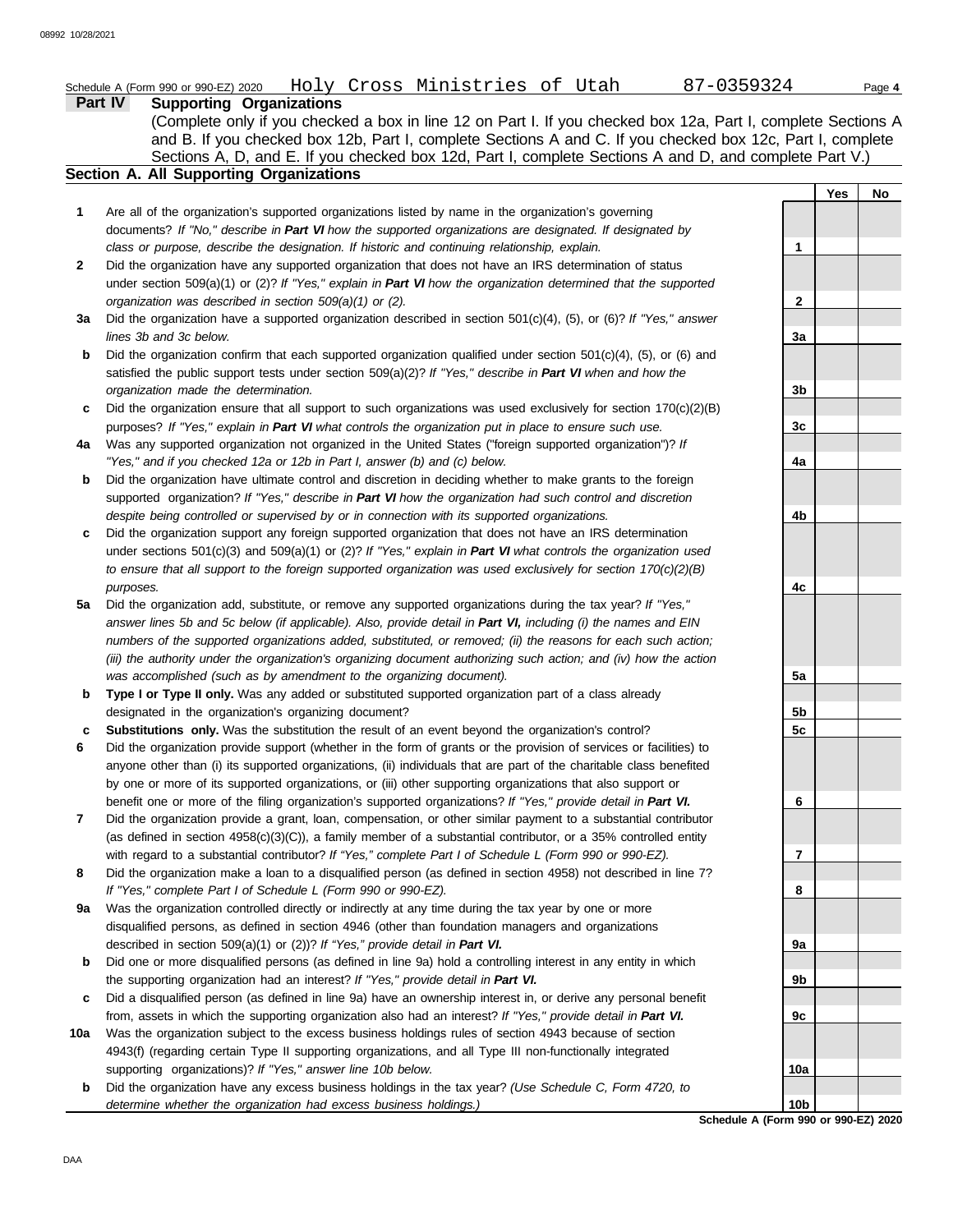Schedule A (Form 990 or 990-EZ) 2020 Holy Cross Ministries of Utah 87-0359324 Page **4**

## Part IV Supporting Organizations

(Complete only if you checked a box in line 12 on Part I. If you checked box 12a, Part I, complete Sections A and B. If you checked box 12b, Part I, complete Sections A and C. If you checked box 12c, Part I, complete Sections A, D, and E. If you checked box 12d, Part I, complete Sections A and D, and complete Part V.)

### Section A. All Supporting Organizations

| | | | Yes | No |
|---|---|---|---|---|
| **1** | Are all of the organization's supported organizations listed by name in the organization's governing documents? *If "No," describe in **Part VI** how the supported organizations are designated. If designated by class or purpose, describe the designation. If historic and continuing relationship, explain.* | 1 | | |
| **2** | Did the organization have any supported organization that does not have an IRS determination of status under section 509(a)(1) or (2)? *If "Yes," explain in **Part VI** how the organization determined that the supported organization was described in section 509(a)(1) or (2).* | 2 | | |
| **3a** | Did the organization have a supported organization described in section 501(c)(4), (5), or (6)? *If "Yes," answer lines 3b and 3c below.* | 3a | | |
| **b** | Did the organization confirm that each supported organization qualified under section 501(c)(4), (5), or (6) and satisfied the public support tests under section 509(a)(2)? *If "Yes," describe in **Part VI** when and how the organization made the determination.* | 3b | | |
| **c** | Did the organization ensure that all support to such organizations was used exclusively for section 170(c)(2)(B) purposes? *If "Yes," explain in **Part VI** what controls the organization put in place to ensure such use.* | 3c | | |
| **4a** | Was any supported organization not organized in the United States ("foreign supported organization")? *If "Yes," and if you checked 12a or 12b in Part I, answer (b) and (c) below.* | 4a | | |
| **b** | Did the organization have ultimate control and discretion in deciding whether to make grants to the foreign supported organization? *If "Yes," describe in **Part VI** how the organization had such control and discretion despite being controlled or supervised by or in connection with its supported organizations.* | 4b | | |
| **c** | Did the organization support any foreign supported organization that does not have an IRS determination under sections 501(c)(3) and 509(a)(1) or (2)? *If "Yes," explain in **Part VI** what controls the organization used to ensure that all support to the foreign supported organization was used exclusively for section 170(c)(2)(B) purposes.* | 4c | | |
| **5a** | Did the organization add, substitute, or remove any supported organizations during the tax year? *If "Yes," answer lines 5b and 5c below (if applicable). Also, provide detail in **Part VI,** including (i) the names and EIN numbers of the supported organizations added, substituted, or removed; (ii) the reasons for each such action; (iii) the authority under the organization's organizing document authorizing such action; and (iv) how the action was accomplished (such as by amendment to the organizing document).* | 5a | | |
| **b** | **Type I or Type II only.** Was any added or substituted supported organization part of a class already designated in the organization's organizing document? | 5b | | |
| **c** | **Substitutions only.** Was the substitution the result of an event beyond the organization's control? | 5c | | |
| **6** | Did the organization provide support (whether in the form of grants or the provision of services or facilities) to anyone other than (i) its supported organizations, (ii) individuals that are part of the charitable class benefited by one or more of its supported organizations, or (iii) other supporting organizations that also support or benefit one or more of the filing organization's supported organizations? *If "Yes," provide detail in **Part VI.*** | 6 | | |
| **7** | Did the organization provide a grant, loan, compensation, or other similar payment to a substantial contributor (as defined in section 4958(c)(3)(C)), a family member of a substantial contributor, or a 35% controlled entity with regard to a substantial contributor? *If "Yes," complete Part I of Schedule L (Form 990 or 990-EZ).* | 7 | | |
| **8** | Did the organization make a loan to a disqualified person (as defined in section 4958) not described in line 7? *If "Yes," complete Part I of Schedule L (Form 990 or 990-EZ).* | 8 | | |
| **9a** | Was the organization controlled directly or indirectly at any time during the tax year by one or more disqualified persons, as defined in section 4946 (other than foundation managers and organizations described in section 509(a)(1) or (2))? *If "Yes," provide detail in **Part VI.*** | 9a | | |
| **b** | Did one or more disqualified persons (as defined in line 9a) hold a controlling interest in any entity in which the supporting organization had an interest? *If "Yes," provide detail in **Part VI.*** | 9b | | |
| **c** | Did a disqualified person (as defined in line 9a) have an ownership interest in, or derive any personal benefit from, assets in which the supporting organization also had an interest? *If "Yes," provide detail in **Part VI.*** | 9c | | |
| **10a** | Was the organization subject to the excess business holdings rules of section 4943 because of section 4943(f) (regarding certain Type II supporting organizations, and all Type III non-functionally integrated supporting organizations)? *If "Yes," answer line 10b below.* | 10a | | |
| **b** | Did the organization have any excess business holdings in the tax year? *(Use Schedule C, Form 4720, to determine whether the organization had excess business holdings.)* | 10b | | |

**Schedule A (Form 990 or 990-EZ) 2020**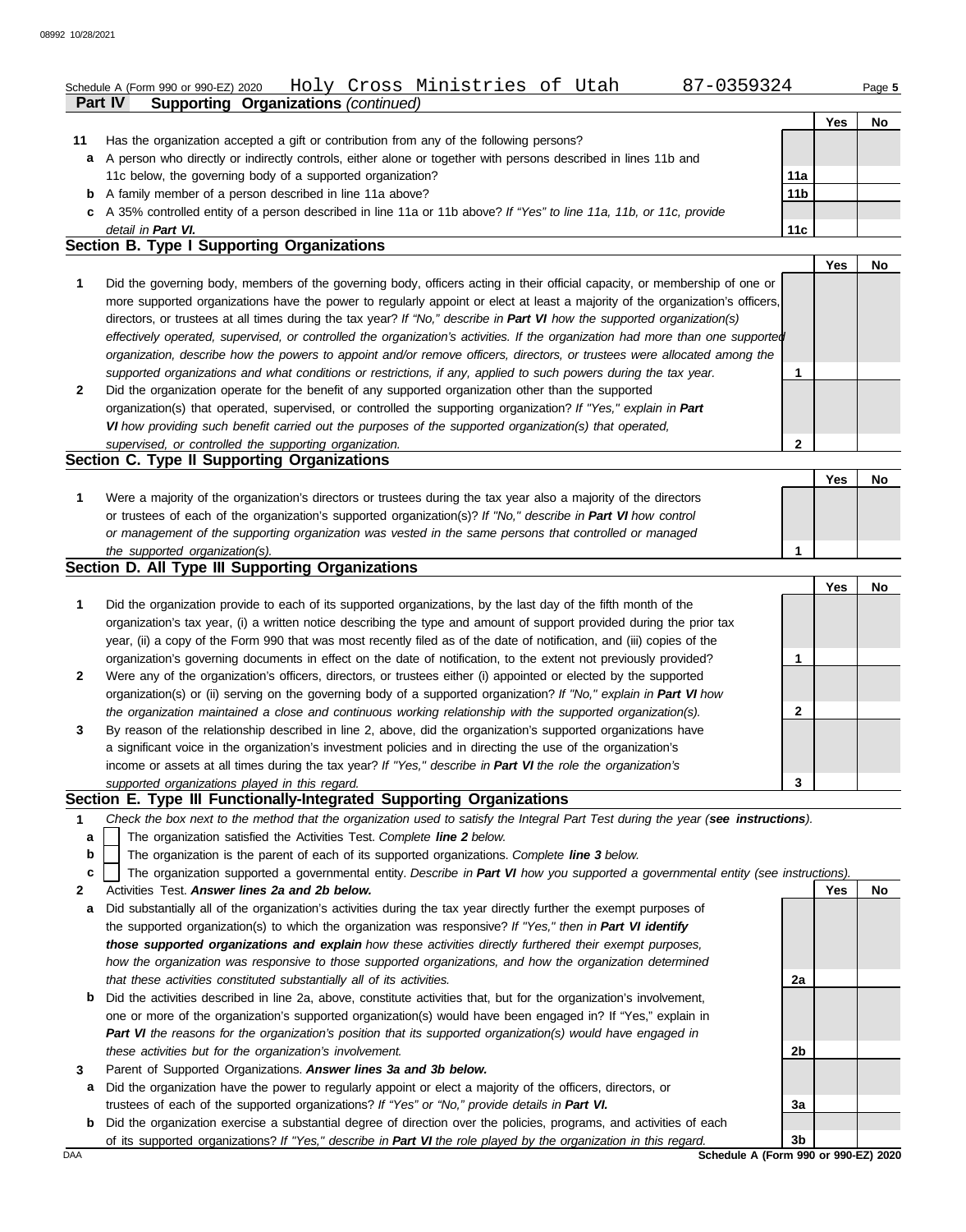Schedule A (Form 990 or 990-EZ) 2020 Holy Cross Ministries of Utah 87-0359324

**Part IV Supporting Organizations** *(continued)*

| | | | Yes | No |
|---|---|---|---|---|
| **11** | Has the organization accepted a gift or contribution from any of the following persons? | | | |
| **a** | A person who directly or indirectly controls, either alone or together with persons described in lines 11b and 11c below, the governing body of a supported organization? | 11a | | |
| **b** | A family member of a person described in line 11a above? | 11b | | |
| **c** | A 35% controlled entity of a person described in line 11a or 11b above? *If "Yes" to line 11a, 11b, or 11c, provide detail in* ***Part VI.*** | 11c | | |

## Section B. Type I Supporting Organizations

| | | | Yes | No |
|---|---|---|---|---|
| **1** | Did the governing body, members of the governing body, officers acting in their official capacity, or membership of one or more supported organizations have the power to regularly appoint or elect at least a majority of the organization's officers, directors, or trustees at all times during the tax year? *If "No," describe in* ***Part VI*** *how the supported organization(s) effectively operated, supervised, or controlled the organization's activities. If the organization had more than one supported organization, describe how the powers to appoint and/or remove officers, directors, or trustees were allocated among the supported organizations and what conditions or restrictions, if any, applied to such powers during the tax year.* | 1 | | |
| **2** | Did the organization operate for the benefit of any supported organization other than the supported organization(s) that operated, supervised, or controlled the supporting organization? *If "Yes," explain in* ***Part VI*** *how providing such benefit carried out the purposes of the supported organization(s) that operated, supervised, or controlled the supporting organization.* | 2 | | |

## Section C. Type II Supporting Organizations

| | | | Yes | No |
|---|---|---|---|---|
| **1** | Were a majority of the organization's directors or trustees during the tax year also a majority of the directors or trustees of each of the organization's supported organization(s)? *If "No," describe in* ***Part VI*** *how control or management of the supporting organization was vested in the same persons that controlled or managed the supported organization(s).* | 1 | | |

## Section D. All Type III Supporting Organizations

| | | | Yes | No |
|---|---|---|---|---|
| **1** | Did the organization provide to each of its supported organizations, by the last day of the fifth month of the organization's tax year, (i) a written notice describing the type and amount of support provided during the prior tax year, (ii) a copy of the Form 990 that was most recently filed as of the date of notification, and (iii) copies of the organization's governing documents in effect on the date of notification, to the extent not previously provided? | 1 | | |
| **2** | Were any of the organization's officers, directors, or trustees either (i) appointed or elected by the supported organization(s) or (ii) serving on the governing body of a supported organization? *If "No," explain in* ***Part VI*** *how the organization maintained a close and continuous working relationship with the supported organization(s).* | 2 | | |
| **3** | By reason of the relationship described in line 2, above, did the organization's supported organizations have a significant voice in the organization's investment policies and in directing the use of the organization's income or assets at all times during the tax year? *If "Yes," describe in* ***Part VI*** *the role the organization's supported organizations played in this regard.* | 3 | | |

## Section E. Type III Functionally-Integrated Supporting Organizations

**1** *Check the box next to the method that the organization used to satisfy the Integral Part Test during the year (**see instructions**).*

- **a** ☐ The organization satisfied the Activities Test. *Complete* ***line 2*** *below.*
- **b** ☐ The organization is the parent of each of its supported organizations. *Complete* ***line 3*** *below.*
- **c** ☐ The organization supported a governmental entity. *Describe in* ***Part VI*** *how you supported a governmental entity (see instructions).*

| | | | Yes | No |
|---|---|---|---|---|
| **2** | Activities Test. ***Answer lines 2a and 2b below.*** | | | |
| **a** | Did substantially all of the organization's activities during the tax year directly further the exempt purposes of the supported organization(s) to which the organization was responsive? *If "Yes," then in* ***Part VI identify those supported organizations and explain*** *how these activities directly furthered their exempt purposes, how the organization was responsive to those supported organizations, and how the organization determined that these activities constituted substantially all of its activities.* | 2a | | |
| **b** | Did the activities described in line 2a, above, constitute activities that, but for the organization's involvement, one or more of the organization's supported organization(s) would have been engaged in? If "Yes," explain in ***Part VI*** *the reasons for the organization's position that its supported organization(s) would have engaged in these activities but for the organization's involvement.* | 2b | | |
| **3** | Parent of Supported Organizations. ***Answer lines 3a and 3b below.*** | | | |
| **a** | Did the organization have the power to regularly appoint or elect a majority of the officers, directors, or trustees of each of the supported organizations? *If "Yes" or "No," provide details in* ***Part VI.*** | 3a | | |
| **b** | Did the organization exercise a substantial degree of direction over the policies, programs, and activities of each of its supported organizations? *If "Yes," describe in* ***Part VI*** *the role played by the organization in this regard.* | 3b | | |

**Schedule A (Form 990 or 990-EZ) 2020**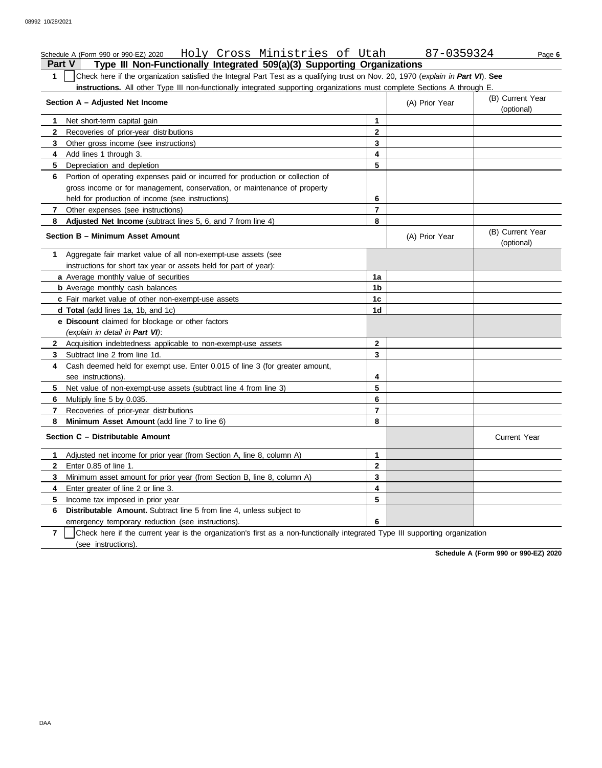Schedule A (Form 990 or 990-EZ) 2020 Holy Cross Ministries of Utah 87-0359324

## Part V Type III Non-Functionally Integrated 509(a)(3) Supporting Organizations

**1** ☐ Check here if the organization satisfied the Integral Part Test as a qualifying trust on Nov. 20, 1970 (*explain in **Part VI***). **See instructions.** All other Type III non-functionally integrated supporting organizations must complete Sections A through E.

| **Section A – Adjusted Net Income** | | (A) Prior Year | (B) Current Year (optional) |
|---|---|---|---|
| **1** Net short-term capital gain | 1 | | |
| **2** Recoveries of prior-year distributions | 2 | | |
| **3** Other gross income (see instructions) | 3 | | |
| **4** Add lines 1 through 3. | 4 | | |
| **5** Depreciation and depletion | 5 | | |
| **6** Portion of operating expenses paid or incurred for production or collection of gross income or for management, conservation, or maintenance of property held for production of income (see instructions) | 6 | | |
| **7** Other expenses (see instructions) | 7 | | |
| **8** **Adjusted Net Income** (subtract lines 5, 6, and 7 from line 4) | 8 | | |

| **Section B – Minimum Asset Amount** | | (A) Prior Year | (B) Current Year (optional) |
|---|---|---|---|
| **1** Aggregate fair market value of all non-exempt-use assets (see instructions for short tax year or assets held for part of year): | | | |
| **a** Average monthly value of securities | 1a | | |
| **b** Average monthly cash balances | 1b | | |
| **c** Fair market value of other non-exempt-use assets | 1c | | |
| **d** **Total** (add lines 1a, 1b, and 1c) | 1d | | |
| **e** **Discount** claimed for blockage or other factors (*explain in detail in **Part VI***): | | | |
| **2** Acquisition indebtedness applicable to non-exempt-use assets | 2 | | |
| **3** Subtract line 2 from line 1d. | 3 | | |
| **4** Cash deemed held for exempt use. Enter 0.015 of line 3 (for greater amount, see instructions). | 4 | | |
| **5** Net value of non-exempt-use assets (subtract line 4 from line 3) | 5 | | |
| **6** Multiply line 5 by 0.035. | 6 | | |
| **7** Recoveries of prior-year distributions | 7 | | |
| **8** **Minimum Asset Amount** (add line 7 to line 6) | 8 | | |

| **Section C – Distributable Amount** | | | Current Year |
|---|---|---|---|
| **1** Adjusted net income for prior year (from Section A, line 8, column A) | 1 | | |
| **2** Enter 0.85 of line 1. | 2 | | |
| **3** Minimum asset amount for prior year (from Section B, line 8, column A) | 3 | | |
| **4** Enter greater of line 2 or line 3. | 4 | | |
| **5** Income tax imposed in prior year | 5 | | |
| **6** **Distributable Amount.** Subtract line 5 from line 4, unless subject to emergency temporary reduction (see instructions). | 6 | | |

**7** ☐ Check here if the current year is the organization's first as a non-functionally integrated Type III supporting organization (see instructions).

**Schedule A (Form 990 or 990-EZ) 2020**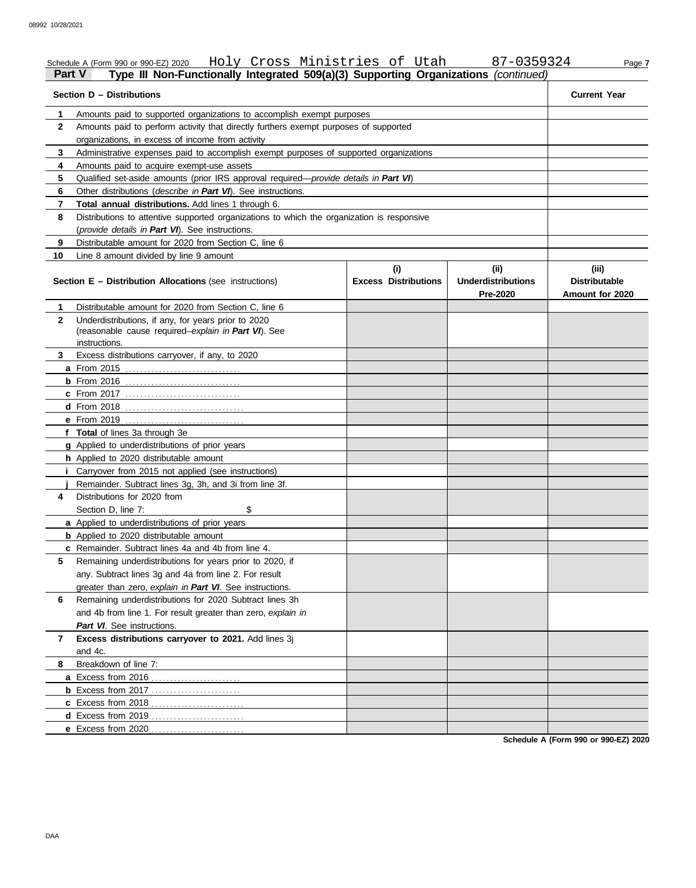Schedule A (Form 990 or 990-EZ) 2020 Holy Cross Ministries of Utah 87-0359324 Page 7

**Part V Type III Non-Functionally Integrated 509(a)(3) Supporting Organizations** *(continued)*

| Section D – Distributions | | Current Year |
|---|---|---|
| 1 | Amounts paid to supported organizations to accomplish exempt purposes | |
| 2 | Amounts paid to perform activity that directly furthers exempt purposes of supported organizations, in excess of income from activity | |
| 3 | Administrative expenses paid to accomplish exempt purposes of supported organizations | |
| 4 | Amounts paid to acquire exempt-use assets | |
| 5 | Qualified set-aside amounts (prior IRS approval required—*provide details in **Part VI***) | |
| 6 | Other distributions (*describe in **Part VI***). See instructions. | |
| 7 | **Total annual distributions.** Add lines 1 through 6. | |
| 8 | Distributions to attentive supported organizations to which the organization is responsive (*provide details in **Part VI***). See instructions. | |
| 9 | Distributable amount for 2020 from Section C, line 6 | |
| 10 | Line 8 amount divided by line 9 amount | |

| Section E – Distribution Allocations (see instructions) | (i) Excess Distributions | (ii) Underdistributions Pre-2020 | (iii) Distributable Amount for 2020 |
|---|---|---|---|
| **1** Distributable amount for 2020 from Section C, line 6 | | | |
| **2** Underdistributions, if any, for years prior to 2020 (reasonable cause required–*explain in **Part VI***). See instructions. | | | |
| **3** Excess distributions carryover, if any, to 2020 | | | |
| **a** From 2015 | | | |
| **b** From 2016 | | | |
| **c** From 2017 | | | |
| **d** From 2018 | | | |
| **e** From 2019 | | | |
| **f Total** of lines 3a through 3e | | | |
| **g** Applied to underdistributions of prior years | | | |
| **h** Applied to 2020 distributable amount | | | |
| **i** Carryover from 2015 not applied (see instructions) | | | |
| **j** Remainder. Subtract lines 3g, 3h, and 3i from line 3f. | | | |
| **4** Distributions for 2020 from Section D, line 7: $ | | | |
| **a** Applied to underdistributions of prior years | | | |
| **b** Applied to 2020 distributable amount | | | |
| **c** Remainder. Subtract lines 4a and 4b from line 4. | | | |
| **5** Remaining underdistributions for years prior to 2020, if any. Subtract lines 3g and 4a from line 2. For result greater than zero, *explain in **Part VI***. See instructions. | | | |
| **6** Remaining underdistributions for 2020 Subtract lines 3h and 4b from line 1. For result greater than zero, *explain in **Part VI***. See instructions. | | | |
| **7 Excess distributions carryover to 2021.** Add lines 3j and 4c. | | | |
| **8** Breakdown of line 7: | | | |
| **a** Excess from 2016 | | | |
| **b** Excess from 2017 | | | |
| **c** Excess from 2018 | | | |
| **d** Excess from 2019 | | | |
| **e** Excess from 2020 | | | |

**Schedule A (Form 990 or 990-EZ) 2020**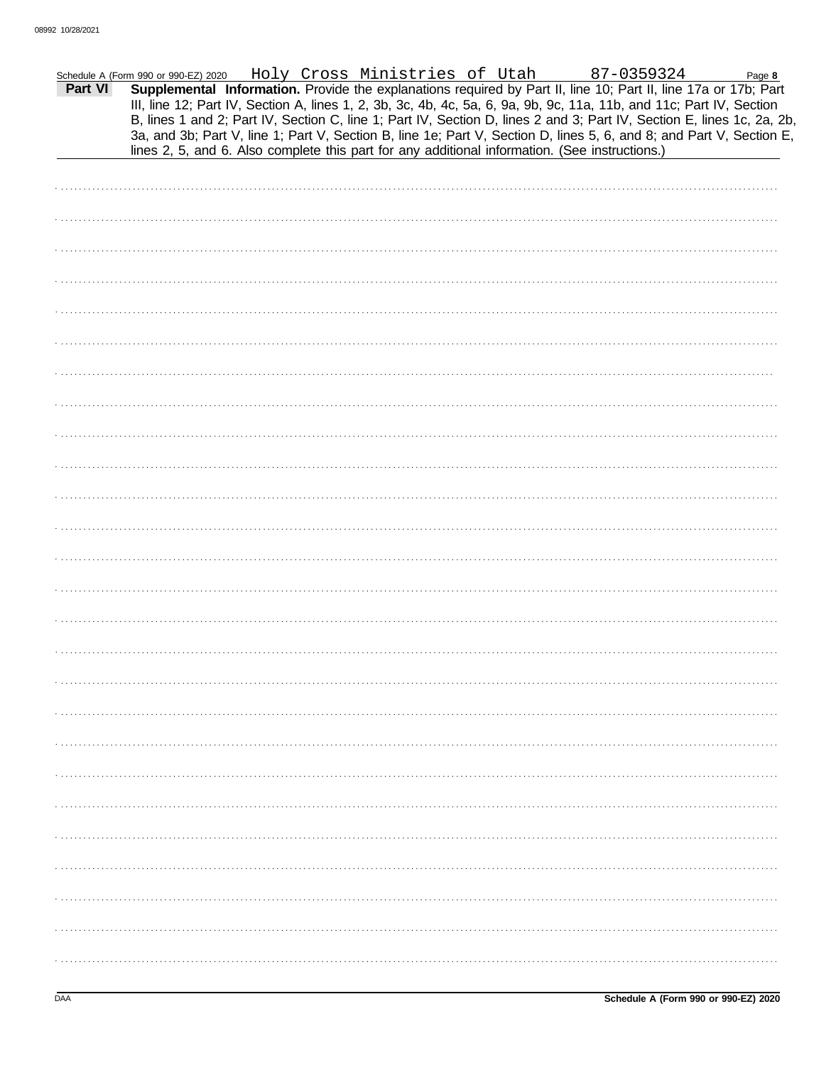Schedule A (Form 990 or 990-EZ) 2020 Holy Cross Ministries of Utah 87-0359324

**Part VI** **Supplemental Information.** Provide the explanations required by Part II, line 10; Part II, line 17a or 17b; Part III, line 12; Part IV, Section A, lines 1, 2, 3b, 3c, 4b, 4c, 5a, 6, 9a, 9b, 9c, 11a, 11b, and 11c; Part IV, Section B, lines 1 and 2; Part IV, Section C, line 1; Part IV, Section D, lines 2 and 3; Part IV, Section E, lines 1c, 2a, 2b, 3a, and 3b; Part V, line 1; Part V, Section B, line 1e; Part V, Section D, lines 5, 6, and 8; and Part V, Section E, lines 2, 5, and 6. Also complete this part for any additional information. (See instructions.)

Schedule A (Form 990 or 990-EZ) 2020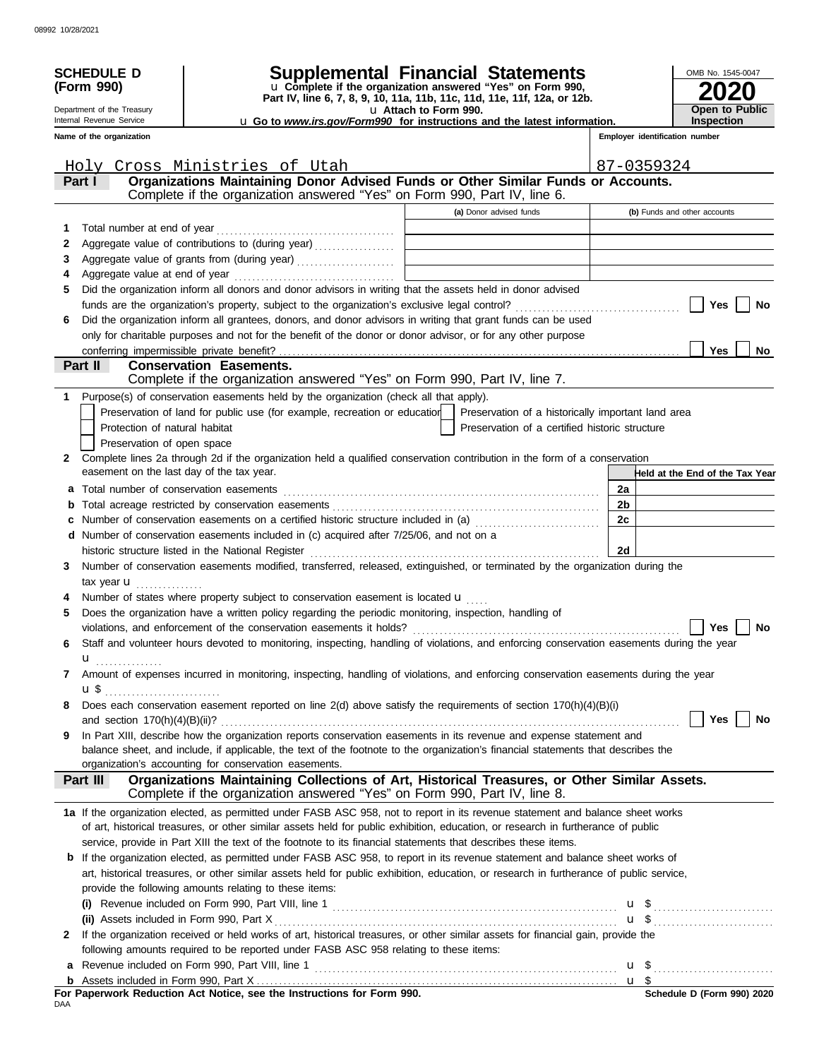08992 10/28/2021

**SCHEDULE D (Form 990)**

Department of the Treasury
Internal Revenue Service

# Supplemental Financial Statements

u **Complete if the organization answered "Yes" on Form 990, Part IV, line 6, 7, 8, 9, 10, 11a, 11b, 11c, 11d, 11e, 11f, 12a, or 12b.**

u **Attach to Form 990.**

u **Go to *www.irs.gov/Form990* for instructions and the latest information.**

OMB No. 1545-0047

**2020**

**Open to Public Inspection**

**Name of the organization:** Holy Cross Ministries of Utah

**Employer identification number:** 87-0359324

## Part I — Organizations Maintaining Donor Advised Funds or Other Similar Funds or Accounts.

Complete if the organization answered "Yes" on Form 990, Part IV, line 6.

| | | (a) Donor advised funds | (b) Funds and other accounts |
|---|---|---|---|
| 1 | Total number at end of year | | |
| 2 | Aggregate value of contributions to (during year) | | |
| 3 | Aggregate value of grants from (during year) | | |
| 4 | Aggregate value at end of year | | |

5 Did the organization inform all donors and donor advisors in writing that the assets held in donor advised funds are the organization's property, subject to the organization's exclusive legal control? ☐ Yes ☐ No

6 Did the organization inform all grantees, donors, and donor advisors in writing that grant funds can be used only for charitable purposes and not for the benefit of the donor or donor advisor, or for any other purpose conferring impermissible private benefit? ☐ Yes ☐ No

## Part II — Conservation Easements.

Complete if the organization answered "Yes" on Form 990, Part IV, line 7.

1 Purpose(s) of conservation easements held by the organization (check all that apply).

- ☐ Preservation of land for public use (for example, recreation or education)
- ☐ Preservation of a historically important land area
- ☐ Protection of natural habitat
- ☐ Preservation of a certified historic structure
- ☐ Preservation of open space

2 Complete lines 2a through 2d if the organization held a qualified conservation contribution in the form of a conservation easement on the last day of the tax year.

| | | | Held at the End of the Tax Year |
|---|---|---|---|
| a | Total number of conservation easements | 2a | |
| b | Total acreage restricted by conservation easements | 2b | |
| c | Number of conservation easements on a certified historic structure included in (a) | 2c | |
| d | Number of conservation easements included in (c) acquired after 7/25/06, and not on a historic structure listed in the National Register | 2d | |

3 Number of conservation easements modified, transferred, released, extinguished, or terminated by the organization during the tax year u

4 Number of states where property subject to conservation easement is located u

5 Does the organization have a written policy regarding the periodic monitoring, inspection, handling of violations, and enforcement of the conservation easements it holds? ☐ Yes ☐ No

6 Staff and volunteer hours devoted to monitoring, inspecting, handling of violations, and enforcing conservation easements during the year u

7 Amount of expenses incurred in monitoring, inspecting, handling of violations, and enforcing conservation easements during the year u $

8 Does each conservation easement reported on line 2(d) above satisfy the requirements of section 170(h)(4)(B)(i) and section 170(h)(4)(B)(ii)? ☐ Yes ☐ No

9 In Part XIII, describe how the organization reports conservation easements in its revenue and expense statement and balance sheet, and include, if applicable, the text of the footnote to the organization's financial statements that describes the organization's accounting for conservation easements.

## Part III — Organizations Maintaining Collections of Art, Historical Treasures, or Other Similar Assets.

Complete if the organization answered "Yes" on Form 990, Part IV, line 8.

**1a** If the organization elected, as permitted under FASB ASC 958, not to report in its revenue statement and balance sheet works of art, historical treasures, or other similar assets held for public exhibition, education, or research in furtherance of public service, provide in Part XIII the text of the footnote to its financial statements that describes these items.

**b** If the organization elected, as permitted under FASB ASC 958, to report in its revenue statement and balance sheet works of art, historical treasures, or other similar assets held for public exhibition, education, or research in furtherance of public service, provide the following amounts relating to these items:

**(i)** Revenue included on Form 990, Part VIII, line 1 u $

**(ii)** Assets included in Form 990, Part X u $

**2** If the organization received or held works of art, historical treasures, or other similar assets for financial gain, provide the following amounts required to be reported under FASB ASC 958 relating to these items:

**a** Revenue included on Form 990, Part VIII, line 1 u $

**b** Assets included in Form 990, Part X u $

**For Paperwork Reduction Act Notice, see the Instructions for Form 990.**

DAA

**Schedule D (Form 990) 2020**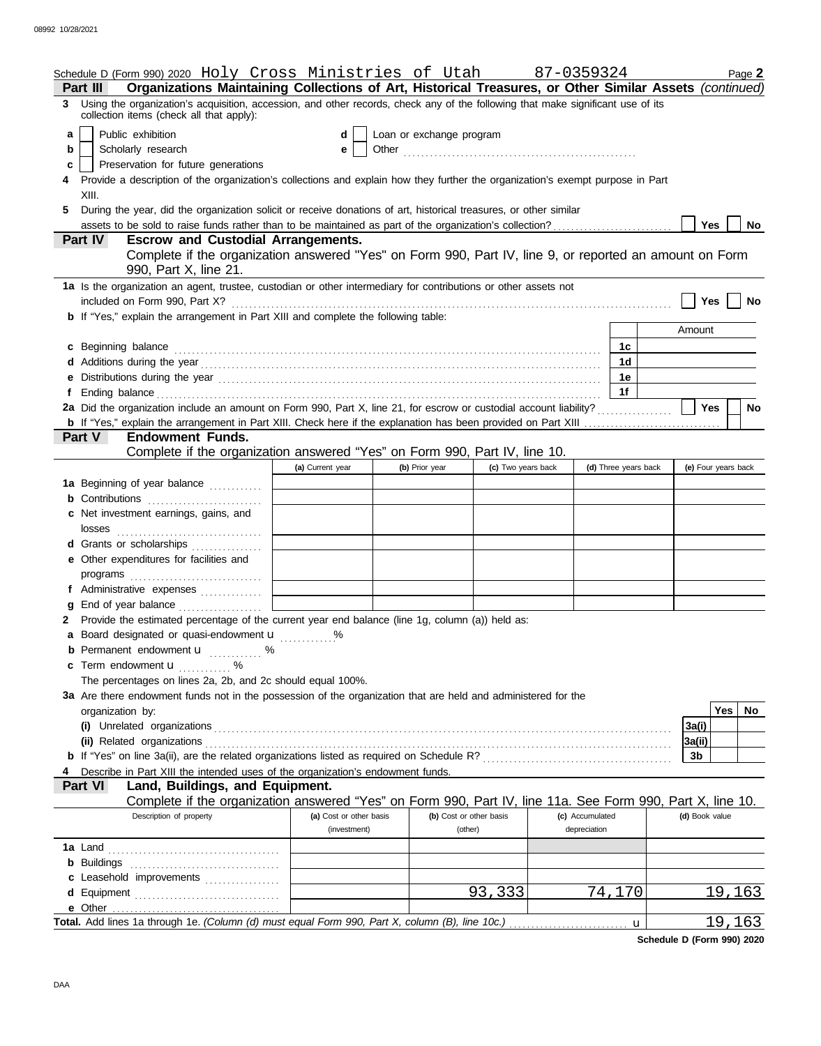Schedule D (Form 990) 2020 Holy Cross Ministries of Utah 87-0359324 Page **2**

**Part III** **Organizations Maintaining Collections of Art, Historical Treasures, or Other Similar Assets** *(continued)*

**3** Using the organization's acquisition, accession, and other records, check any of the following that make significant use of its collection items (check all that apply):

- **a** ☐ Public exhibition
- **b** ☐ Scholarly research
- **c** ☐ Preservation for future generations
- **d** ☐ Loan or exchange program
- **e** ☐ Other ..........

**4** Provide a description of the organization's collections and explain how they further the organization's exempt purpose in Part XIII.

**5** During the year, did the organization solicit or receive donations of art, historical treasures, or other similar assets to be sold to raise funds rather than to be maintained as part of the organization's collection? ☐ Yes ☐ No

## Part IV Escrow and Custodial Arrangements.

Complete if the organization answered "Yes" on Form 990, Part IV, line 9, or reported an amount on Form 990, Part X, line 21.

**1a** Is the organization an agent, trustee, custodian or other intermediary for contributions or other assets not included on Form 990, Part X? ☐ Yes ☐ No

**b** If "Yes," explain the arrangement in Part XIII and complete the following table:

| | | Amount |
|---|---|---|
| **c** Beginning balance | 1c | |
| **d** Additions during the year | 1d | |
| **e** Distributions during the year | 1e | |
| **f** Ending balance | 1f | |

**2a** Did the organization include an amount on Form 990, Part X, line 21, for escrow or custodial account liability? ☐ Yes ☐ No

**b** If "Yes," explain the arrangement in Part XIII. Check here if the explanation has been provided on Part XIII ☐

## Part V Endowment Funds.

Complete if the organization answered "Yes" on Form 990, Part IV, line 10.

| | (a) Current year | (b) Prior year | (c) Two years back | (d) Three years back | (e) Four years back |
|---|---|---|---|---|---|
| **1a** Beginning of year balance | | | | | |
| **b** Contributions | | | | | |
| **c** Net investment earnings, gains, and losses | | | | | |
| **d** Grants or scholarships | | | | | |
| **e** Other expenditures for facilities and programs | | | | | |
| **f** Administrative expenses | | | | | |
| **g** End of year balance | | | | | |

**2** Provide the estimated percentage of the current year end balance (line 1g, column (a)) held as:

- **a** Board designated or quasi-endowment u ......%
- **b** Permanent endowment u ......%
- **c** Term endowment u ......%

The percentages on lines 2a, 2b, and 2c should equal 100%.

**3a** Are there endowment funds not in the possession of the organization that are held and administered for the organization by:

| | | Yes | No |
|---|---|---|---|
| **(i)** Unrelated organizations | 3a(i) | | |
| **(ii)** Related organizations | 3a(ii) | | |
| **b** If "Yes" on line 3a(ii), are the related organizations listed as required on Schedule R? | 3b | | |

**4** Describe in Part XIII the intended uses of the organization's endowment funds.

## Part VI Land, Buildings, and Equipment.

Complete if the organization answered "Yes" on Form 990, Part IV, line 11a. See Form 990, Part X, line 10.

| Description of property | (a) Cost or other basis (investment) | (b) Cost or other basis (other) | (c) Accumulated depreciation | (d) Book value |
|---|---|---|---|---|
| **1a** Land | | | | |
| **b** Buildings | | | | |
| **c** Leasehold improvements | | | | |
| **d** Equipment | | 93,333 | 74,170 | 19,163 |
| **e** Other | | | | |
| **Total.** Add lines 1a through 1e. *(Column (d) must equal Form 990, Part X, column (B), line 10c.)* u | | | | 19,163 |

**Schedule D (Form 990) 2020**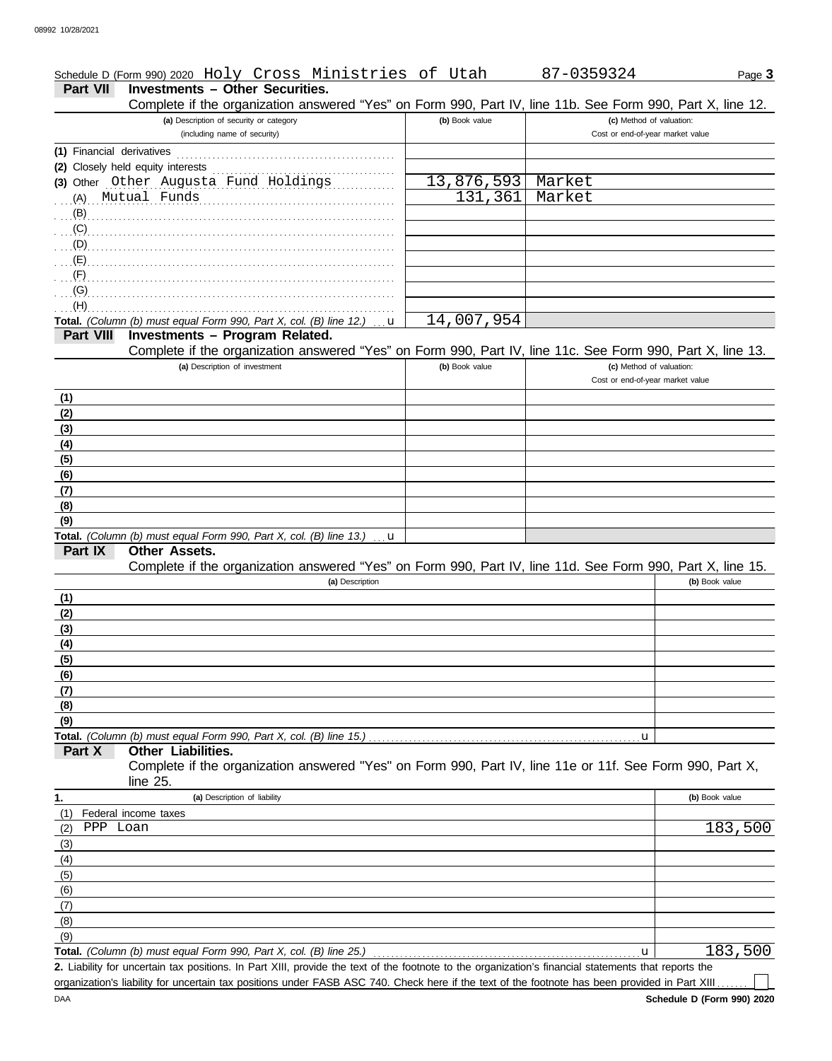Schedule D (Form 990) 2020 Holy Cross Ministries of Utah 87-0359324 Page **3**

## Part VII Investments – Other Securities.

Complete if the organization answered "Yes" on Form 990, Part IV, line 11b. See Form 990, Part X, line 12.

| (a) Description of security or category (including name of security) | (b) Book value | (c) Method of valuation: Cost or end-of-year market value |
|---|---|---|
| (1) Financial derivatives | | |
| (2) Closely held equity interests | | |
| (3) Other Other Augusta Fund Holdings | 13,876,593 | Market |
| (A) Mutual Funds | 131,361 | Market |
| (B) | | |
| (C) | | |
| (D) | | |
| (E) | | |
| (F) | | |
| (G) | | |
| (H) | | |
| **Total.** *(Column (b) must equal Form 990, Part X, col. (B) line 12.)* u | 14,007,954 | |

## Part VIII Investments – Program Related.

Complete if the organization answered "Yes" on Form 990, Part IV, line 11c. See Form 990, Part X, line 13.

| (a) Description of investment | (b) Book value | (c) Method of valuation: Cost or end-of-year market value |
|---|---|---|
| (1) | | |
| (2) | | |
| (3) | | |
| (4) | | |
| (5) | | |
| (6) | | |
| (7) | | |
| (8) | | |
| (9) | | |
| **Total.** *(Column (b) must equal Form 990, Part X, col. (B) line 13.)* u | | |

## Part IX Other Assets.

Complete if the organization answered "Yes" on Form 990, Part IV, line 11d. See Form 990, Part X, line 15.

| (a) Description | (b) Book value |
|---|---|
| (1) | |
| (2) | |
| (3) | |
| (4) | |
| (5) | |
| (6) | |
| (7) | |
| (8) | |
| (9) | |
| **Total.** *(Column (b) must equal Form 990, Part X, col. (B) line 15.)* u | |

## Part X Other Liabilities.

Complete if the organization answered "Yes" on Form 990, Part IV, line 11e or 11f. See Form 990, Part X, line 25.

| 1. (a) Description of liability | (b) Book value |
|---|---|
| (1) Federal income taxes | |
| (2) PPP Loan | 183,500 |
| (3) | |
| (4) | |
| (5) | |
| (6) | |
| (7) | |
| (8) | |
| (9) | |
| **Total.** *(Column (b) must equal Form 990, Part X, col. (B) line 25.)* u | 183,500 |

**2.** Liability for uncertain tax positions. In Part XIII, provide the text of the footnote to the organization's financial statements that reports the organization's liability for uncertain tax positions under FASB ASC 740. Check here if the text of the footnote has been provided in Part XIII ☐

DAA **Schedule D (Form 990) 2020**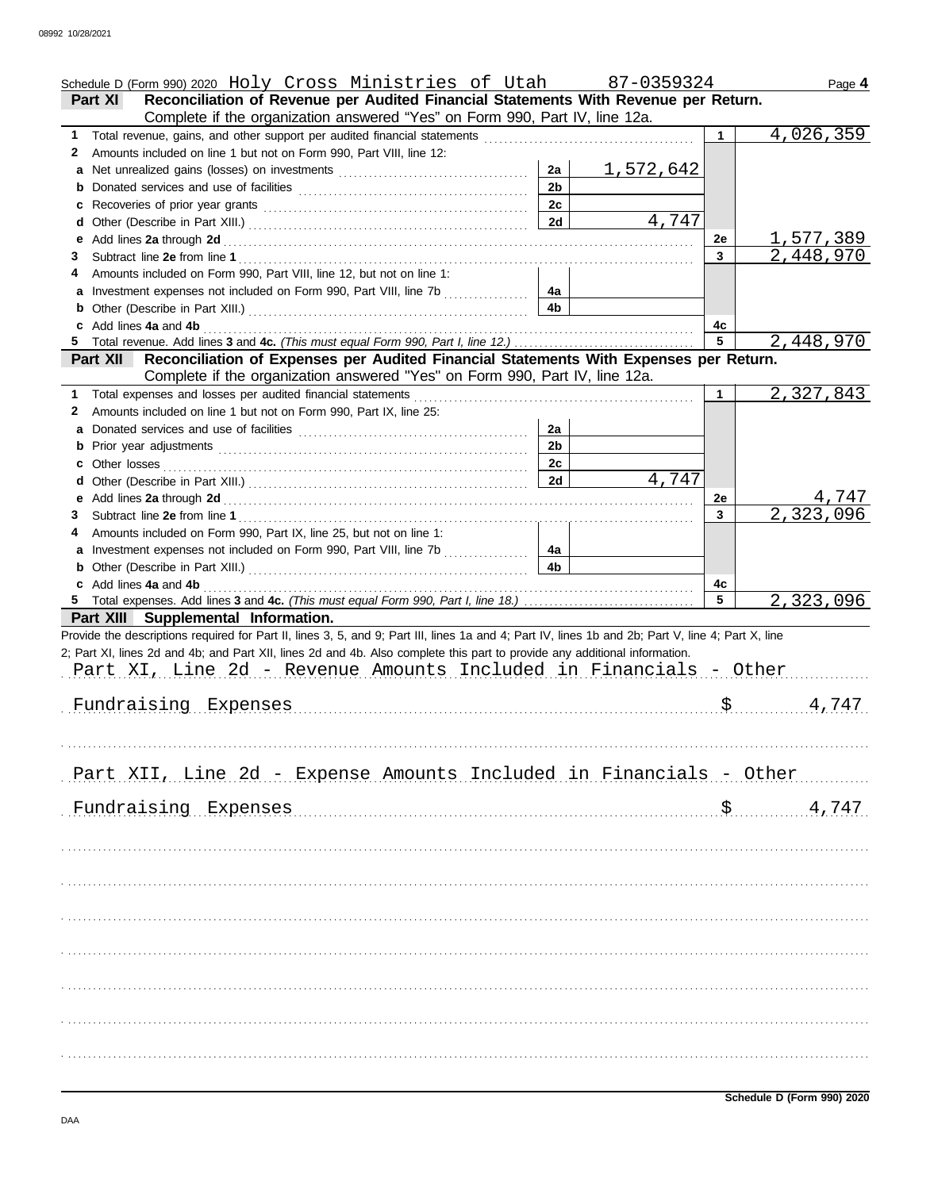Schedule D (Form 990) 2020 Holy Cross Ministries of Utah 87-0359324 Page **4**

## Part XI Reconciliation of Revenue per Audited Financial Statements With Revenue per Return.

Complete if the organization answered "Yes" on Form 990, Part IV, line 12a.

| | | | | | |
|---|---|---|---|---|---|
| **1** | Total revenue, gains, and other support per audited financial statements | | | 1 | 4,026,359 |
| **2** | Amounts included on line 1 but not on Form 990, Part VIII, line 12: | | | | |
| **a** | Net unrealized gains (losses) on investments | 2a | 1,572,642 | | |
| **b** | Donated services and use of facilities | 2b | | | |
| **c** | Recoveries of prior year grants | 2c | | | |
| **d** | Other (Describe in Part XIII.) | 2d | 4,747 | | |
| **e** | Add lines **2a** through **2d** | | | 2e | 1,577,389 |
| **3** | Subtract line **2e** from line **1** | | | 3 | 2,448,970 |
| **4** | Amounts included on Form 990, Part VIII, line 12, but not on line 1: | | | | |
| **a** | Investment expenses not included on Form 990, Part VIII, line 7b | 4a | | | |
| **b** | Other (Describe in Part XIII.) | 4b | | | |
| **c** | Add lines **4a** and **4b** | | | 4c | |
| **5** | Total revenue. Add lines **3** and **4c.** *(This must equal Form 990, Part I, line 12.)* | | | 5 | 2,448,970 |

## Part XII Reconciliation of Expenses per Audited Financial Statements With Expenses per Return.

Complete if the organization answered "Yes" on Form 990, Part IV, line 12a.

| | | | | | |
|---|---|---|---|---|---|
| **1** | Total expenses and losses per audited financial statements | | | 1 | 2,327,843 |
| **2** | Amounts included on line 1 but not on Form 990, Part IX, line 25: | | | | |
| **a** | Donated services and use of facilities | 2a | | | |
| **b** | Prior year adjustments | 2b | | | |
| **c** | Other losses | 2c | | | |
| **d** | Other (Describe in Part XIII.) | 2d | 4,747 | | |
| **e** | Add lines **2a** through **2d** | | | 2e | 4,747 |
| **3** | Subtract line **2e** from line **1** | | | 3 | 2,323,096 |
| **4** | Amounts included on Form 990, Part IX, line 25, but not on line 1: | | | | |
| **a** | Investment expenses not included on Form 990, Part VIII, line 7b | 4a | | | |
| **b** | Other (Describe in Part XIII.) | 4b | | | |
| **c** | Add lines **4a** and **4b** | | | 4c | |
| **5** | Total expenses. Add lines **3** and **4c.** *(This must equal Form 990, Part I, line 18.)* | | | 5 | 2,323,096 |

## Part XIII Supplemental Information.

Provide the descriptions required for Part II, lines 3, 5, and 9; Part III, lines 1a and 4; Part IV, lines 1b and 2b; Part V, line 4; Part X, line 2; Part XI, lines 2d and 4b; and Part XII, lines 2d and 4b. Also complete this part to provide any additional information.

Part XI, Line 2d - Revenue Amounts Included in Financials - Other

Fundraising Expenses $ 4,747

Part XII, Line 2d - Expense Amounts Included in Financials - Other

Fundraising Expenses $ 4,747

**Schedule D (Form 990) 2020**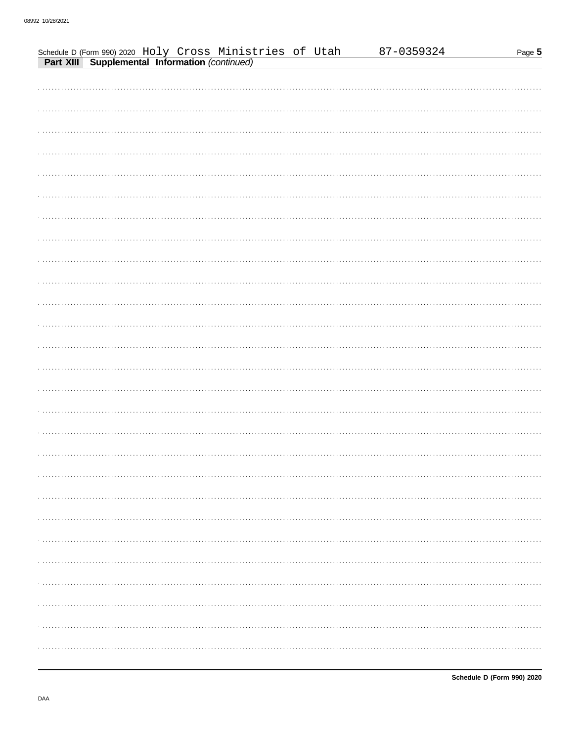Schedule D (Form 990) 2020 Holy Cross Ministries of Utah 87-0359324

**Part XIII Supplemental Information** *(continued)*

**Schedule D (Form 990) 2020**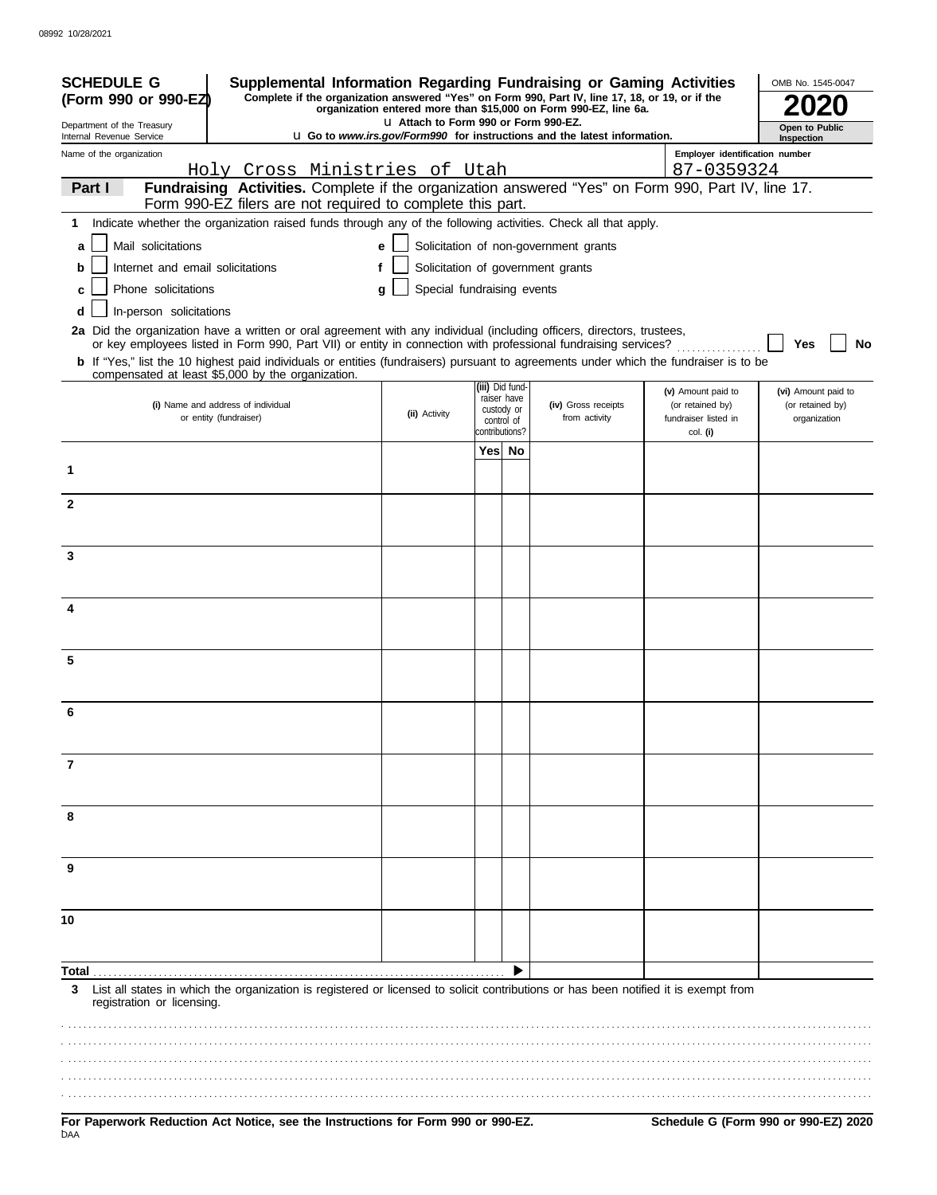08992 10/28/2021

**SCHEDULE G (Form 990 or 990-EZ)**

Department of the Treasury
Internal Revenue Service

# Supplemental Information Regarding Fundraising or Gaming Activities

**Complete if the organization answered "Yes" on Form 990, Part IV, line 17, 18, or 19, or if the organization entered more than $15,000 on Form 990-EZ, line 6a.**

u Attach to Form 990 or Form 990-EZ.

u Go to *www.irs.gov/Form990* for instructions and the latest information.

OMB No. 1545-0047

**2020**

**Open to Public Inspection**

Name of the organization: Holy Cross Ministries of Utah

Employer identification number: 87-0359324

**Part I** **Fundraising Activities.** Complete if the organization answered "Yes" on Form 990, Part IV, line 17. Form 990-EZ filers are not required to complete this part.

**1** Indicate whether the organization raised funds through any of the following activities. Check all that apply.

- **a** ☐ Mail solicitations
- **b** ☐ Internet and email solicitations
- **c** ☐ Phone solicitations
- **d** ☐ In-person solicitations
- **e** ☐ Solicitation of non-government grants
- **f** ☐ Solicitation of government grants
- **g** ☐ Special fundraising events

**2a** Did the organization have a written or oral agreement with any individual (including officers, directors, trustees, or key employees listed in Form 990, Part VII) or entity in connection with professional fundraising services? ☐ **Yes** ☐ **No**

**b** If "Yes," list the 10 highest paid individuals or entities (fundraisers) pursuant to agreements under which the fundraiser is to be compensated at least $5,000 by the organization.

| | (i) Name and address of individual or entity (fundraiser) | (ii) Activity | (iii) Did fund-raiser have custody or control of contributions? Yes | No | (iv) Gross receipts from activity | (v) Amount paid to (or retained by) fundraiser listed in col. (i) | (vi) Amount paid to (or retained by) organization |
|---|---|---|---|---|---|---|---|
| 1 | | | | | | | |
| 2 | | | | | | | |
| 3 | | | | | | | |
| 4 | | | | | | | |
| 5 | | | | | | | |
| 6 | | | | | | | |
| 7 | | | | | | | |
| 8 | | | | | | | |
| 9 | | | | | | | |
| 10 | | | | | | | |
| **Total** | | | | ▶ | | | |

**3** List all states in which the organization is registered or licensed to solicit contributions or has been notified it is exempt from registration or licensing.

**For Paperwork Reduction Act Notice, see the Instructions for Form 990 or 990-EZ.**

DAA

**Schedule G (Form 990 or 990-EZ) 2020**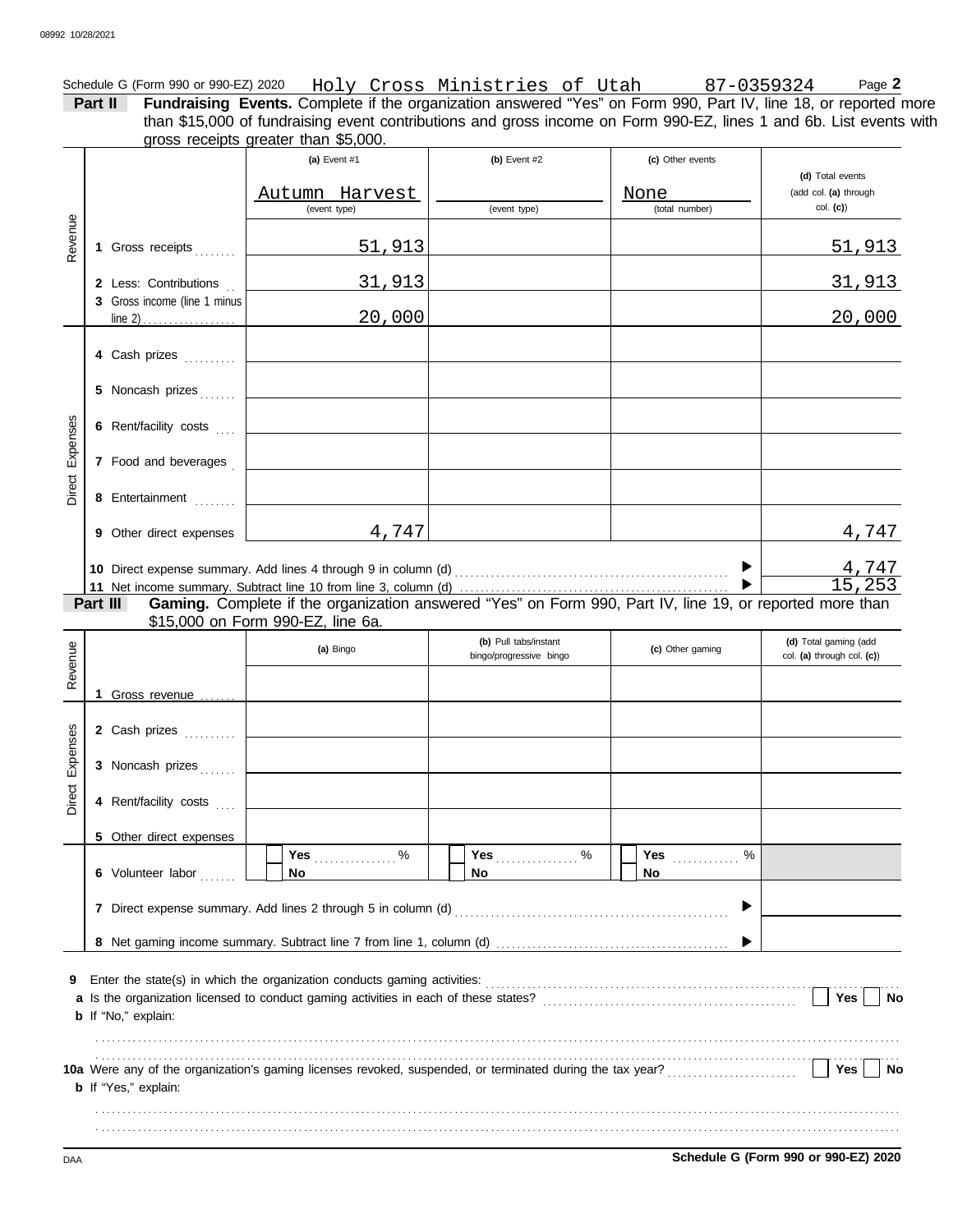Schedule G (Form 990 or 990-EZ) 2020 Holy Cross Ministries of Utah 87-0359324 Page **2**

**Part II** **Fundraising Events.** Complete if the organization answered "Yes" on Form 990, Part IV, line 18, or reported more than $15,000 of fundraising event contributions and gross income on Form 990-EZ, lines 1 and 6b. List events with gross receipts greater than $5,000.

| | | (a) Event #1 | (b) Event #2 | (c) Other events | (d) Total events (add col. (a) through col. (c)) |
|---|---|---|---|---|---|
| | | Autumn Harvest (event type) | (event type) | None (total number) | |
| Revenue | 1 Gross receipts | 51,913 | | | 51,913 |
| | 2 Less: Contributions | 31,913 | | | 31,913 |
| | 3 Gross income (line 1 minus line 2) | 20,000 | | | 20,000 |
| Direct Expenses | 4 Cash prizes | | | | |
| | 5 Noncash prizes | | | | |
| | 6 Rent/facility costs | | | | |
| | 7 Food and beverages | | | | |
| | 8 Entertainment | | | | |
| | 9 Other direct expenses | 4,747 | | | 4,747 |
| | 10 Direct expense summary. Add lines 4 through 9 in column (d) | | | | 4,747 |
| | 11 Net income summary. Subtract line 10 from line 3, column (d) | | | | 15,253 |

**Part III** **Gaming.** Complete if the organization answered "Yes" on Form 990, Part IV, line 19, or reported more than $15,000 on Form 990-EZ, line 6a.

| | | (a) Bingo | (b) Pull tabs/instant bingo/progressive bingo | (c) Other gaming | (d) Total gaming (add col. (a) through col. (c)) |
|---|---|---|---|---|---|
| Revenue | 1 Gross revenue | | | | |
| Direct Expenses | 2 Cash prizes | | | | |
| | 3 Noncash prizes | | | | |
| | 4 Rent/facility costs | | | | |
| | 5 Other direct expenses | | | | |
| | 6 Volunteer labor | Yes ____ % No | Yes ____ % No | Yes ____ % No | |
| | 7 Direct expense summary. Add lines 2 through 5 in column (d) | | | | |
| | 8 Net gaming income summary. Subtract line 7 from line 1, column (d) | | | | |

9 Enter the state(s) in which the organization conducts gaming activities: ...................

a Is the organization licensed to conduct gaming activities in each of these states? ☐ Yes ☐ No

b If "No," explain:

10a Were any of the organization's gaming licenses revoked, suspended, or terminated during the tax year? ☐ Yes ☐ No

b If "Yes," explain:

Schedule G (Form 990 or 990-EZ) 2020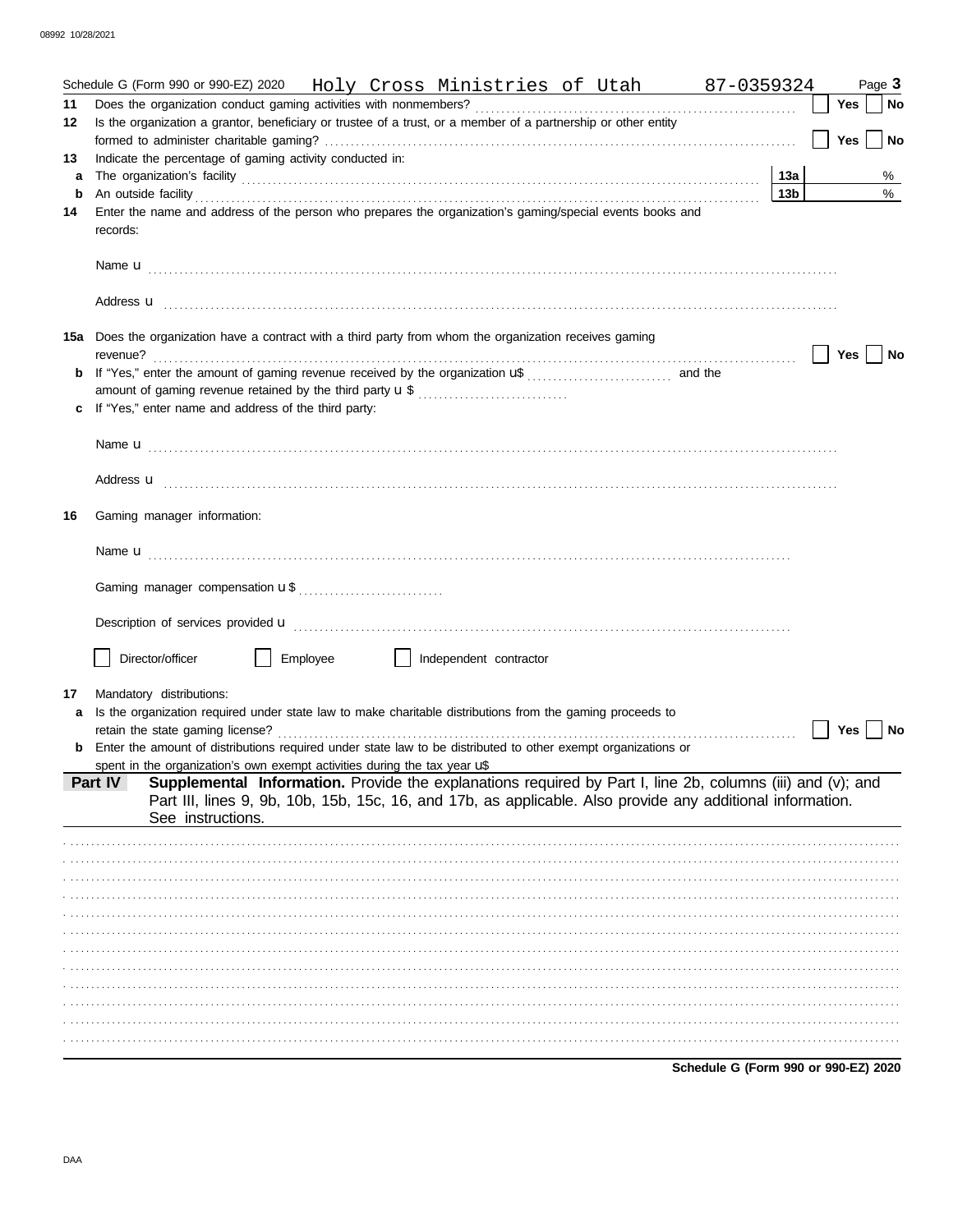Schedule G (Form 990 or 990-EZ) 2020 Holy Cross Ministries of Utah 87-0359324 Page **3**

**11** Does the organization conduct gaming activities with nonmembers? ☐ **Yes** ☐ **No**

**12** Is the organization a grantor, beneficiary or trustee of a trust, or a member of a partnership or other entity formed to administer charitable gaming? ☐ **Yes** ☐ **No**

**13** Indicate the percentage of gaming activity conducted in:

**a** The organization's facility **13a** %

**b** An outside facility **13b** %

**14** Enter the name and address of the person who prepares the organization's gaming/special events books and records:

Name u

Address u

**15a** Does the organization have a contract with a third party from whom the organization receives gaming revenue? ☐ **Yes** ☐ **No**

**b** If "Yes," enter the amount of gaming revenue received by the organization u$ and the amount of gaming revenue retained by the third party u $

**c** If "Yes," enter name and address of the third party:

Name u

Address u

**16** Gaming manager information:

Name u

Gaming manager compensation u $

Description of services provided u

☐ Director/officer ☐ Employee ☐ Independent contractor

**17** Mandatory distributions:

**a** Is the organization required under state law to make charitable distributions from the gaming proceeds to retain the state gaming license? ☐ **Yes** ☐ **No**

**b** Enter the amount of distributions required under state law to be distributed to other exempt organizations or spent in the organization's own exempt activities during the tax year u$

**Part IV** **Supplemental Information.** Provide the explanations required by Part I, line 2b, columns (iii) and (v); and Part III, lines 9, 9b, 10b, 15b, 15c, 16, and 17b, as applicable. Also provide any additional information. See instructions.

**Schedule G (Form 990 or 990-EZ) 2020**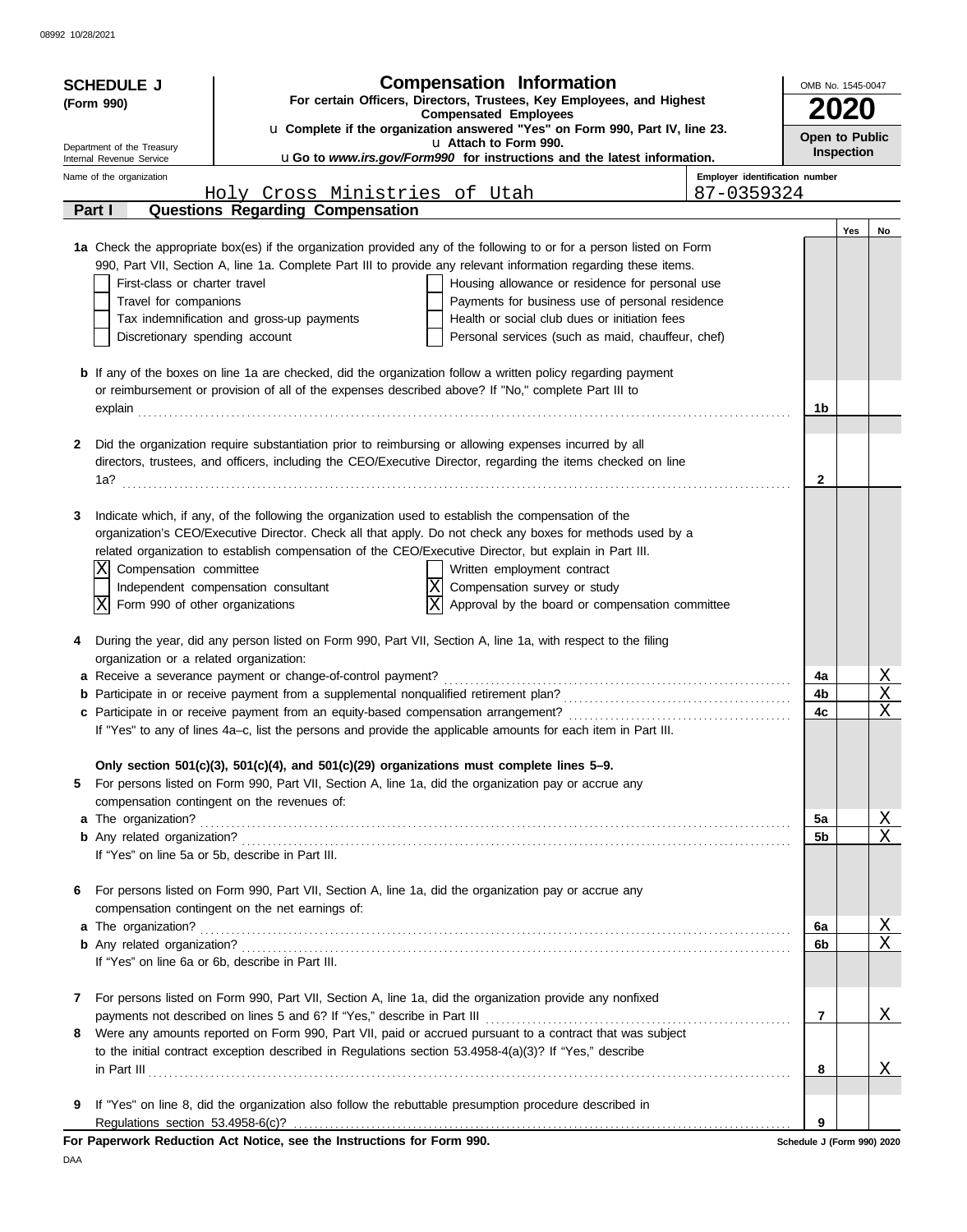08992 10/28/2021

**SCHEDULE J**
**(Form 990)**

Department of the Treasury
Internal Revenue Service

# Compensation Information

**For certain Officers, Directors, Trustees, Key Employees, and Highest Compensated Employees**

u **Complete if the organization answered "Yes" on Form 990, Part IV, line 23.**
u **Attach to Form 990.**
u **Go to *www.irs.gov/Form990* for instructions and the latest information.**

OMB No. 1545-0047

**2020**

**Open to Public Inspection**

Name of the organization: Holy Cross Ministries of Utah

Employer identification number: 87-0359324

**Part I — Questions Regarding Compensation**

| | | | Yes | No |
|---|---|---|---|---|
| **1a** | Check the appropriate box(es) if the organization provided any of the following to or for a person listed on Form 990, Part VII, Section A, line 1a. Complete Part III to provide any relevant information regarding these items.<br>☐ First-class or charter travel ☐ Housing allowance or residence for personal use<br>☐ Travel for companions ☐ Payments for business use of personal residence<br>☐ Tax indemnification and gross-up payments ☐ Health or social club dues or initiation fees<br>☐ Discretionary spending account ☐ Personal services (such as maid, chauffeur, chef) | | | |
| **b** | If any of the boxes on line 1a are checked, did the organization follow a written policy regarding payment or reimbursement or provision of all of the expenses described above? If "No," complete Part III to explain | **1b** | | |
| **2** | Did the organization require substantiation prior to reimbursing or allowing expenses incurred by all directors, trustees, and officers, including the CEO/Executive Director, regarding the items checked on line 1a? | **2** | | |
| **3** | Indicate which, if any, of the following the organization used to establish the compensation of the organization's CEO/Executive Director. Check all that apply. Do not check any boxes for methods used by a related organization to establish compensation of the CEO/Executive Director, but explain in Part III.<br>☒ Compensation committee ☐ Written employment contract<br>☐ Independent compensation consultant ☒ Compensation survey or study<br>☒ Form 990 of other organizations ☒ Approval by the board or compensation committee | | | |
| **4** | During the year, did any person listed on Form 990, Part VII, Section A, line 1a, with respect to the filing organization or a related organization: | | | |
| **a** | Receive a severance payment or change-of-control payment? | **4a** | | X |
| **b** | Participate in or receive payment from a supplemental nonqualified retirement plan? | **4b** | | X |
| **c** | Participate in or receive payment from an equity-based compensation arrangement? | **4c** | | X |
| | If "Yes" to any of lines 4a–c, list the persons and provide the applicable amounts for each item in Part III. | | | |
| | **Only section 501(c)(3), 501(c)(4), and 501(c)(29) organizations must complete lines 5–9.** | | | |
| **5** | For persons listed on Form 990, Part VII, Section A, line 1a, did the organization pay or accrue any compensation contingent on the revenues of: | | | |
| **a** | The organization? | **5a** | | X |
| **b** | Any related organization? | **5b** | | X |
| | If "Yes" on line 5a or 5b, describe in Part III. | | | |
| **6** | For persons listed on Form 990, Part VII, Section A, line 1a, did the organization pay or accrue any compensation contingent on the net earnings of: | | | |
| **a** | The organization? | **6a** | | X |
| **b** | Any related organization? | **6b** | | X |
| | If "Yes" on line 6a or 6b, describe in Part III. | | | |
| **7** | For persons listed on Form 990, Part VII, Section A, line 1a, did the organization provide any nonfixed payments not described on lines 5 and 6? If "Yes," describe in Part III | **7** | | X |
| **8** | Were any amounts reported on Form 990, Part VII, paid or accrued pursuant to a contract that was subject to the initial contract exception described in Regulations section 53.4958-4(a)(3)? If "Yes," describe in Part III | **8** | | X |
| **9** | If "Yes" on line 8, did the organization also follow the rebuttable presumption procedure described in Regulations section 53.4958-6(c)? | **9** | | |

**For Paperwork Reduction Act Notice, see the Instructions for Form 990.** **Schedule J (Form 990) 2020**

DAA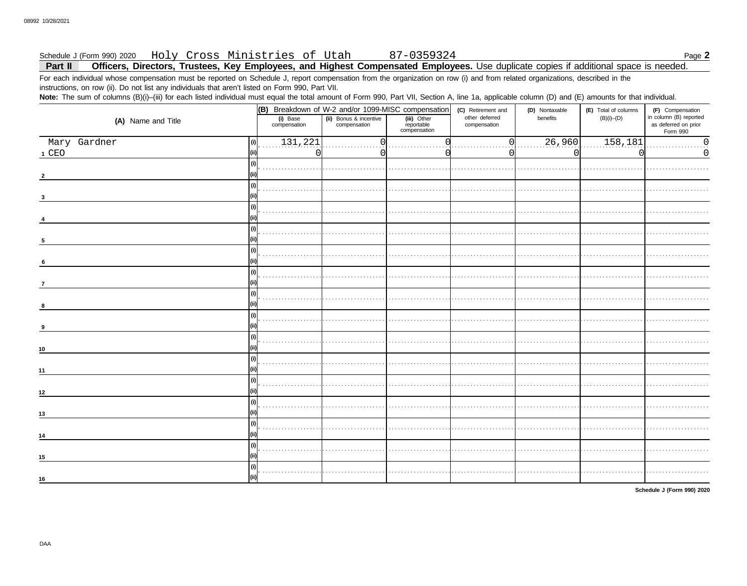Schedule J (Form 990) 2020 Holy Cross Ministries of Utah 87-0359324 Page **2**

**Part II Officers, Directors, Trustees, Key Employees, and Highest Compensated Employees.** Use duplicate copies if additional space is needed.

For each individual whose compensation must be reported on Schedule J, report compensation from the organization on row (i) and from related organizations, described in the instructions, on row (ii). Do not list any individuals that aren't listed on Form 990, Part VII.

**Note:** The sum of columns (B)(i)–(iii) for each listed individual must equal the total amount of Form 990, Part VII, Section A, line 1a, applicable column (D) and (E) amounts for that individual.

| (A) Name and Title | | (B) Breakdown of W-2 and/or 1099-MISC compensation | | | (C) Retirement and other deferred compensation | (D) Nontaxable benefits | (E) Total of columns (B)(i)–(D) | (F) Compensation in column (B) reported as deferred on prior Form 990 |
|---|---|---|---|---|---|---|---|---|
| | | (i) Base compensation | (ii) Bonus & incentive compensation | (iii) Other reportable compensation | | | | |
| 1 Mary Gardner | (i) | 131,221 | 0 | 0 | 0 | 26,960 | 158,181 | 0 |
| CEO | (ii) | 0 | 0 | 0 | 0 | 0 | 0 | 0 |
| 2 | (i) | | | | | | | |
| | (ii) | | | | | | | |
| 3 | (i) | | | | | | | |
| | (ii) | | | | | | | |
| 4 | (i) | | | | | | | |
| | (ii) | | | | | | | |
| 5 | (i) | | | | | | | |
| | (ii) | | | | | | | |
| 6 | (i) | | | | | | | |
| | (ii) | | | | | | | |
| 7 | (i) | | | | | | | |
| | (ii) | | | | | | | |
| 8 | (i) | | | | | | | |
| | (ii) | | | | | | | |
| 9 | (i) | | | | | | | |
| | (ii) | | | | | | | |
| 10 | (i) | | | | | | | |
| | (ii) | | | | | | | |
| 11 | (i) | | | | | | | |
| | (ii) | | | | | | | |
| 12 | (i) | | | | | | | |
| | (ii) | | | | | | | |
| 13 | (i) | | | | | | | |
| | (ii) | | | | | | | |
| 14 | (i) | | | | | | | |
| | (ii) | | | | | | | |
| 15 | (i) | | | | | | | |
| | (ii) | | | | | | | |
| 16 | (i) | | | | | | | |
| | (ii) | | | | | | | |

**Schedule J (Form 990) 2020**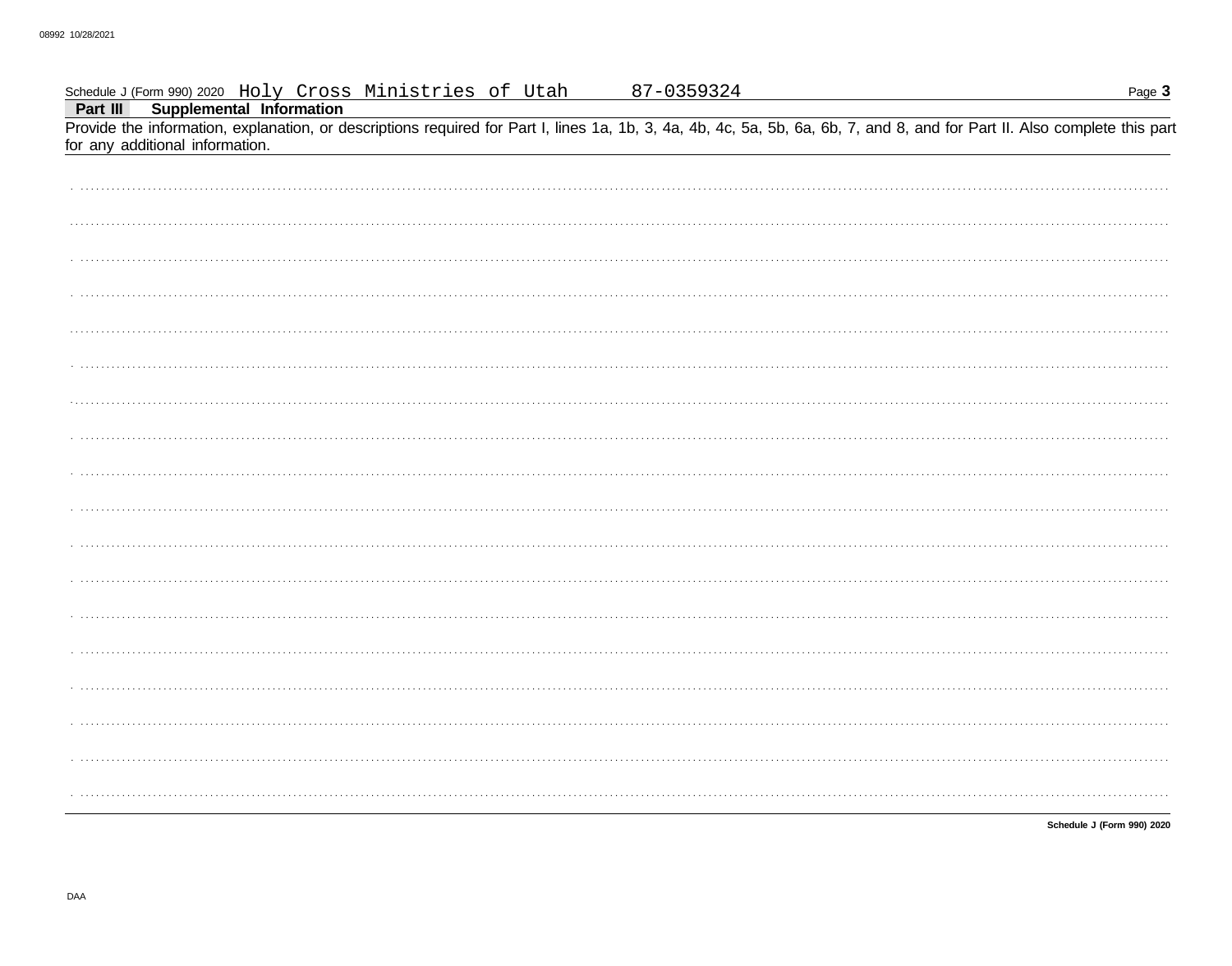Schedule J (Form 990) 2020 Holy Cross Ministries of Utah 87-0359324

## Part III Supplemental Information

Provide the information, explanation, or descriptions required for Part I, lines 1a, 1b, 3, 4a, 4b, 4c, 5a, 5b, 6a, 6b, 7, and 8, and for Part II. Also complete this part for any additional information.

**Schedule J (Form 990) 2020**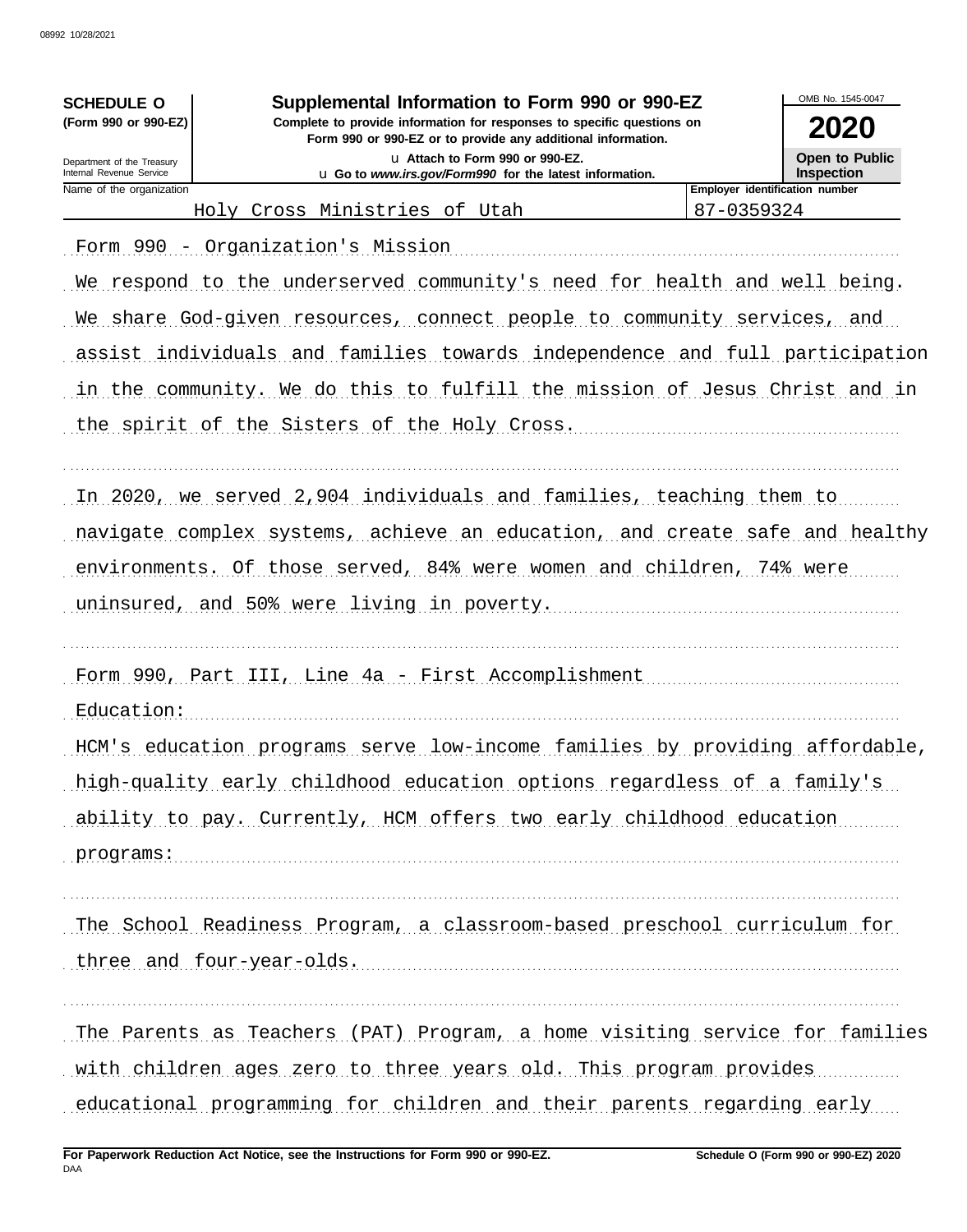**SCHEDULE O (Form 990 or 990-EZ)**

Department of the Treasury
Internal Revenue Service

# Supplemental Information to Form 990 or 990-EZ

**Complete to provide information for responses to specific questions on Form 990 or 990-EZ or to provide any additional information.**

u Attach to Form 990 or 990-EZ.

u Go to *www.irs.gov/Form990* for the latest information.

OMB No. 1545-0047

**2020**

**Open to Public Inspection**

| Name of the organization | Employer identification number |
|---|---|
| Holy Cross Ministries of Utah | 87-0359324 |

Form 990 - Organization's Mission

We respond to the underserved community's need for health and well being. We share God-given resources, connect people to community services, and assist individuals and families towards independence and full participation in the community. We do this to fulfill the mission of Jesus Christ and in the spirit of the Sisters of the Holy Cross.

In 2020, we served 2,904 individuals and families, teaching them to navigate complex systems, achieve an education, and create safe and healthy environments. Of those served, 84% were women and children, 74% were uninsured, and 50% were living in poverty.

Form 990, Part III, Line 4a - First Accomplishment

Education:

HCM's education programs serve low-income families by providing affordable, high-quality early childhood education options regardless of a family's ability to pay. Currently, HCM offers two early childhood education programs:

The School Readiness Program, a classroom-based preschool curriculum for three and four-year-olds.

The Parents as Teachers (PAT) Program, a home visiting service for families with children ages zero to three years old. This program provides educational programming for children and their parents regarding early

**For Paperwork Reduction Act Notice, see the Instructions for Form 990 or 990-EZ.**

**Schedule O (Form 990 or 990-EZ) 2020**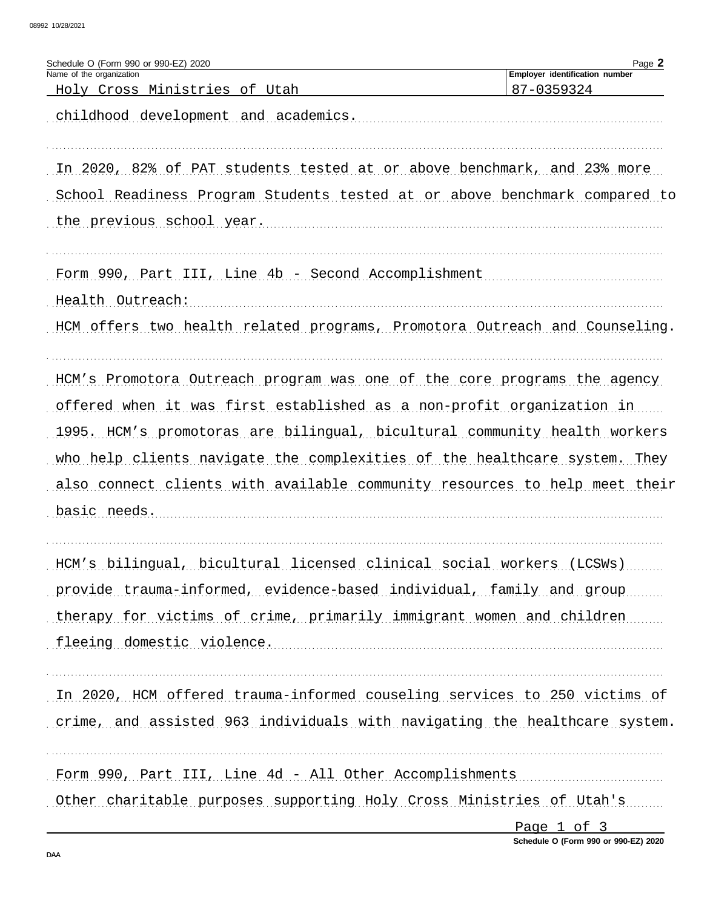Schedule O (Form 990 or 990-EZ) 2020

| Name of the organization | Employer identification number |
| --- | --- |
| Holy Cross Ministries of Utah | 87-0359324 |

childhood development and academics.

In 2020, 82% of PAT students tested at or above benchmark, and 23% more School Readiness Program Students tested at or above benchmark compared to the previous school year.

Form 990, Part III, Line 4b - Second Accomplishment

Health Outreach:

HCM offers two health related programs, Promotora Outreach and Counseling.

HCM's Promotora Outreach program was one of the core programs the agency offered when it was first established as a non-profit organization in 1995. HCM's promotoras are bilingual, bicultural community health workers who help clients navigate the complexities of the healthcare system. They also connect clients with available community resources to help meet their basic needs.

HCM's bilingual, bicultural licensed clinical social workers (LCSWs) provide trauma-informed, evidence-based individual, family and group therapy for victims of crime, primarily immigrant women and children fleeing domestic violence.

In 2020, HCM offered trauma-informed couseling services to 250 victims of crime, and assisted 963 individuals with navigating the healthcare system.

Form 990, Part III, Line 4d - All Other Accomplishments

Other charitable purposes supporting Holy Cross Ministries of Utah's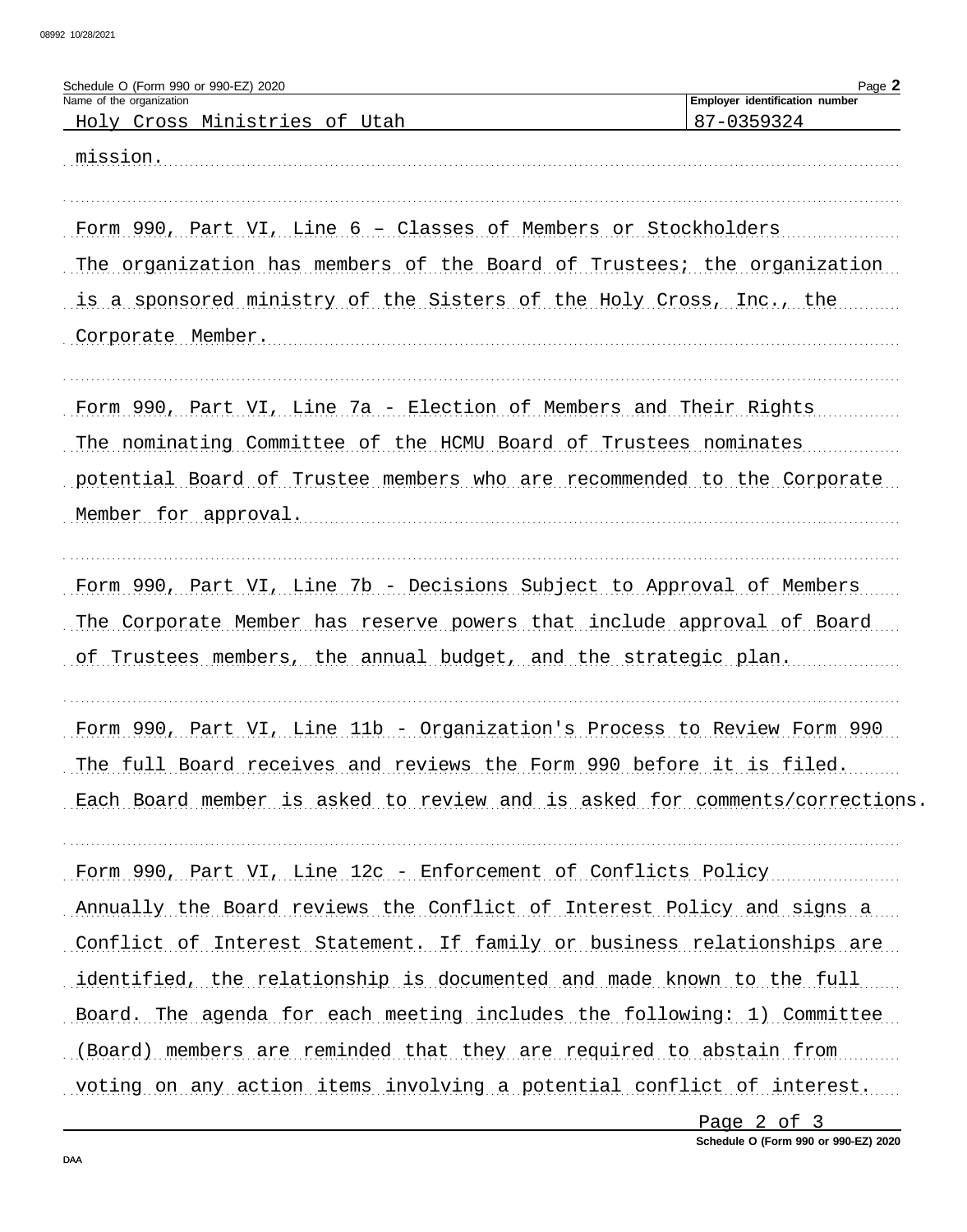Schedule O (Form 990 or 990-EZ) 2020

Name of the organization: Holy Cross Ministries of Utah

Employer identification number: 87-0359324

mission.

Form 990, Part VI, Line 6 – Classes of Members or Stockholders

The organization has members of the Board of Trustees; the organization is a sponsored ministry of the Sisters of the Holy Cross, Inc., the Corporate Member.

Form 990, Part VI, Line 7a - Election of Members and Their Rights

The nominating Committee of the HCMU Board of Trustees nominates potential Board of Trustee members who are recommended to the Corporate Member for approval.

Form 990, Part VI, Line 7b - Decisions Subject to Approval of Members

The Corporate Member has reserve powers that include approval of Board of Trustees members, the annual budget, and the strategic plan.

Form 990, Part VI, Line 11b - Organization's Process to Review Form 990

The full Board receives and reviews the Form 990 before it is filed. Each Board member is asked to review and is asked for comments/corrections.

Form 990, Part VI, Line 12c - Enforcement of Conflicts Policy

Annually the Board reviews the Conflict of Interest Policy and signs a Conflict of Interest Statement. If family or business relationships are identified, the relationship is documented and made known to the full Board. The agenda for each meeting includes the following: 1) Committee (Board) members are reminded that they are required to abstain from voting on any action items involving a potential conflict of interest.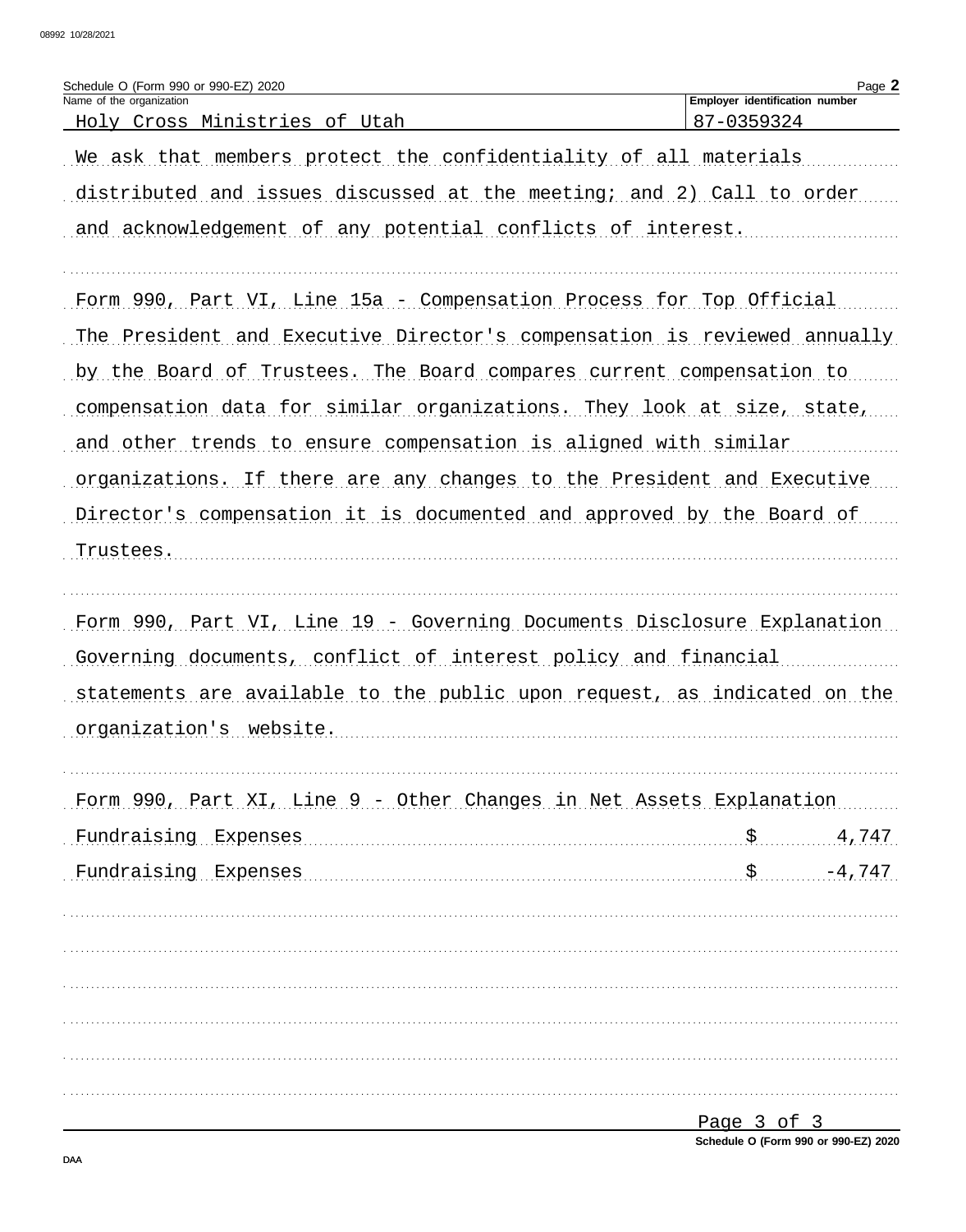Schedule O (Form 990 or 990-EZ) 2020

Name of the organization: Holy Cross Ministries of Utah

Employer identification number: 87-0359324

We ask that members protect the confidentiality of all materials distributed and issues discussed at the meeting; and 2) Call to order and acknowledgement of any potential conflicts of interest.

Form 990, Part VI, Line 15a - Compensation Process for Top Official

The President and Executive Director's compensation is reviewed annually by the Board of Trustees. The Board compares current compensation to compensation data for similar organizations. They look at size, state, and other trends to ensure compensation is aligned with similar organizations. If there are any changes to the President and Executive Director's compensation it is documented and approved by the Board of Trustees.

Form 990, Part VI, Line 19 - Governing Documents Disclosure Explanation

Governing documents, conflict of interest policy and financial statements are available to the public upon request, as indicated on the organization's website.

Form 990, Part XI, Line 9 - Other Changes in Net Assets Explanation

| | |
|---|---|
| Fundraising Expenses | $ 4,747 |
| Fundraising Expenses | $ -4,747 |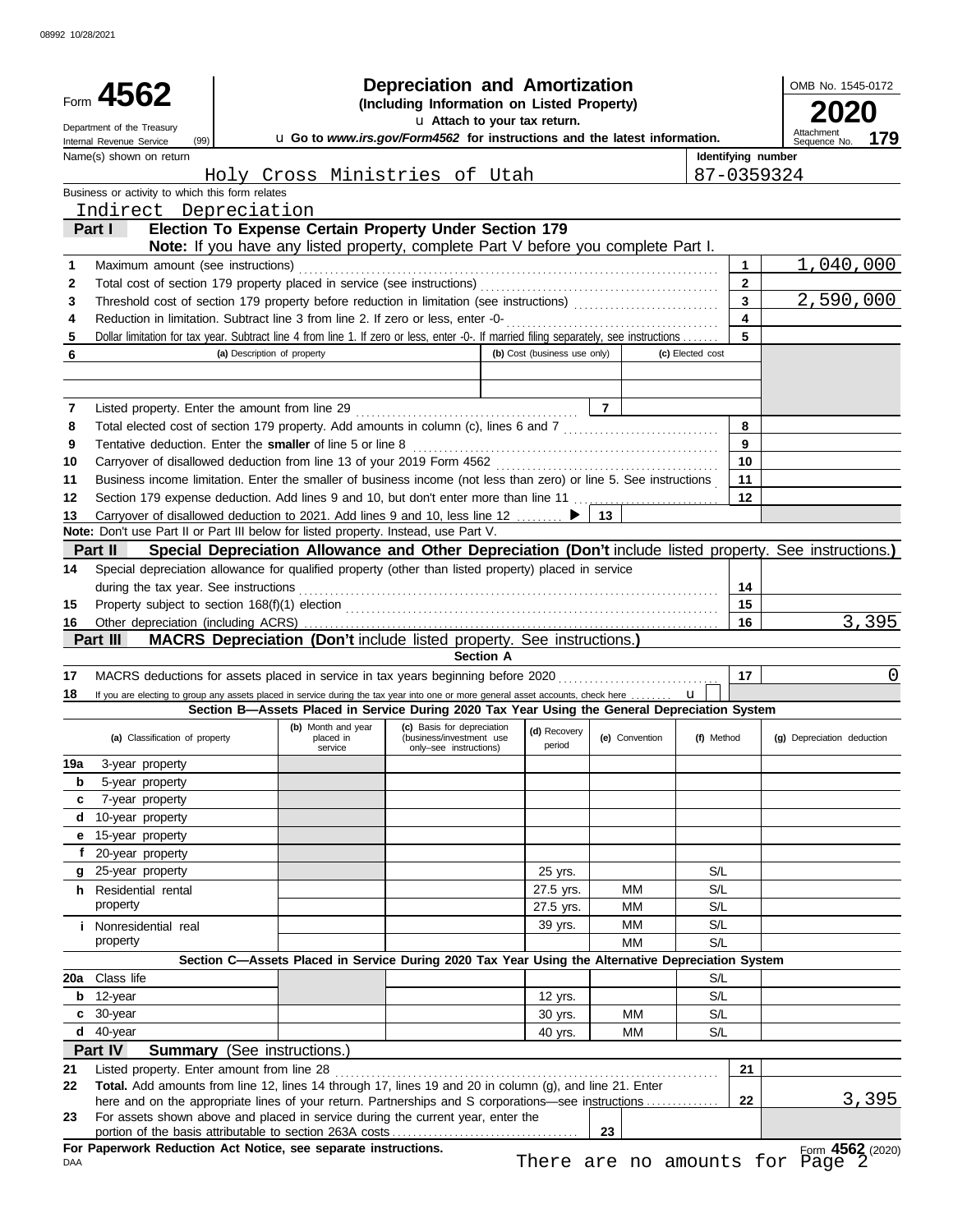08992 10/28/2021

# Form 4562 — Depreciation and Amortization

**(Including Information on Listed Property)**

u Attach to your tax return.

u Go to *www.irs.gov/Form4562* for instructions and the latest information.

Department of the Treasury
Internal Revenue Service (99)

OMB No. 1545-0172

**2020**

Attachment Sequence No. **179**

| Name(s) shown on return | Identifying number |
|---|---|
| Holy Cross Ministries of Utah | 87-0359324 |

Business or activity to which this form relates

Indirect Depreciation

## Part I — Election To Expense Certain Property Under Section 179

**Note:** If you have any listed property, complete Part V before you complete Part I.

| Line | Description | Box | Amount |
|---|---|---|---|
| 1 | Maximum amount (see instructions) | 1 | 1,040,000 |
| 2 | Total cost of section 179 property placed in service (see instructions) | 2 | |
| 3 | Threshold cost of section 179 property before reduction in limitation (see instructions) | 3 | 2,590,000 |
| 4 | Reduction in limitation. Subtract line 3 from line 2. If zero or less, enter -0- | 4 | |
| 5 | Dollar limitation for tax year. Subtract line 4 from line 1. If zero or less, enter -0-. If married filing separately, see instructions | 5 | |

| 6 | (a) Description of property | (b) Cost (business use only) | (c) Elected cost |
|---|---|---|---|
| | | | |
| | | | |

| Line | Description | Box | Amount |
|---|---|---|---|
| 7 | Listed property. Enter the amount from line 29 | 7 | |
| 8 | Total elected cost of section 179 property. Add amounts in column (c), lines 6 and 7 | 8 | |
| 9 | Tentative deduction. Enter the **smaller** of line 5 or line 8 | 9 | |
| 10 | Carryover of disallowed deduction from line 13 of your 2019 Form 4562 | 10 | |
| 11 | Business income limitation. Enter the smaller of business income (not less than zero) or line 5. See instructions | 11 | |
| 12 | Section 179 expense deduction. Add lines 9 and 10, but don't enter more than line 11 | 12 | |
| 13 | Carryover of disallowed deduction to 2021. Add lines 9 and 10, less line 12 ▶ | 13 | |

**Note:** Don't use Part II or Part III below for listed property. Instead, use Part V.

## Part II — Special Depreciation Allowance and Other Depreciation (Don't include listed property. See instructions.)

| Line | Description | Box | Amount |
|---|---|---|---|
| 14 | Special depreciation allowance for qualified property (other than listed property) placed in service during the tax year. See instructions | 14 | |
| 15 | Property subject to section 168(f)(1) election | 15 | |
| 16 | Other depreciation (including ACRS) | 16 | 3,395 |

## Part III — MACRS Depreciation (Don't include listed property. See instructions.)

### Section A

| Line | Description | Box | Amount |
|---|---|---|---|
| 17 | MACRS deductions for assets placed in service in tax years beginning before 2020 | 17 | 0 |
| 18 | If you are electing to group any assets placed in service during the tax year into one or more general asset accounts, check here u | | |

### Section B—Assets Placed in Service During 2020 Tax Year Using the General Depreciation System

| | (a) Classification of property | (b) Month and year placed in service | (c) Basis for depreciation (business/investment use only–see instructions) | (d) Recovery period | (e) Convention | (f) Method | (g) Depreciation deduction |
|---|---|---|---|---|---|---|---|
| 19a | 3-year property | | | | | | |
| b | 5-year property | | | | | | |
| c | 7-year property | | | | | | |
| d | 10-year property | | | | | | |
| e | 15-year property | | | | | | |
| f | 20-year property | | | | | | |
| g | 25-year property | | | 25 yrs. | | S/L | |
| h | Residential rental property | | | 27.5 yrs. | MM | S/L | |
| | | | | 27.5 yrs. | MM | S/L | |
| i | Nonresidential real property | | | 39 yrs. | MM | S/L | |
| | | | | | MM | S/L | |

### Section C—Assets Placed in Service During 2020 Tax Year Using the Alternative Depreciation System

| | (a) Classification of property | (b) Month and year placed in service | (c) Basis for depreciation | (d) Recovery period | (e) Convention | (f) Method | (g) Depreciation deduction |
|---|---|---|---|---|---|---|---|
| 20a | Class life | | | | | S/L | |
| b | 12-year | | | 12 yrs. | | S/L | |
| c | 30-year | | | 30 yrs. | MM | S/L | |
| d | 40-year | | | 40 yrs. | MM | S/L | |

## Part IV — Summary (See instructions.)

| Line | Description | Box | Amount |
|---|---|---|---|
| 21 | Listed property. Enter amount from line 28 | 21 | |
| 22 | **Total.** Add amounts from line 12, lines 14 through 17, lines 19 and 20 in column (g), and line 21. Enter here and on the appropriate lines of your return. Partnerships and S corporations—see instructions | 22 | 3,395 |
| 23 | For assets shown above and placed in service during the current year, enter the portion of the basis attributable to section 263A costs | 23 | |

**For Paperwork Reduction Act Notice, see separate instructions.**

DAA

There are no amounts for Page 2

Form **4562** (2020)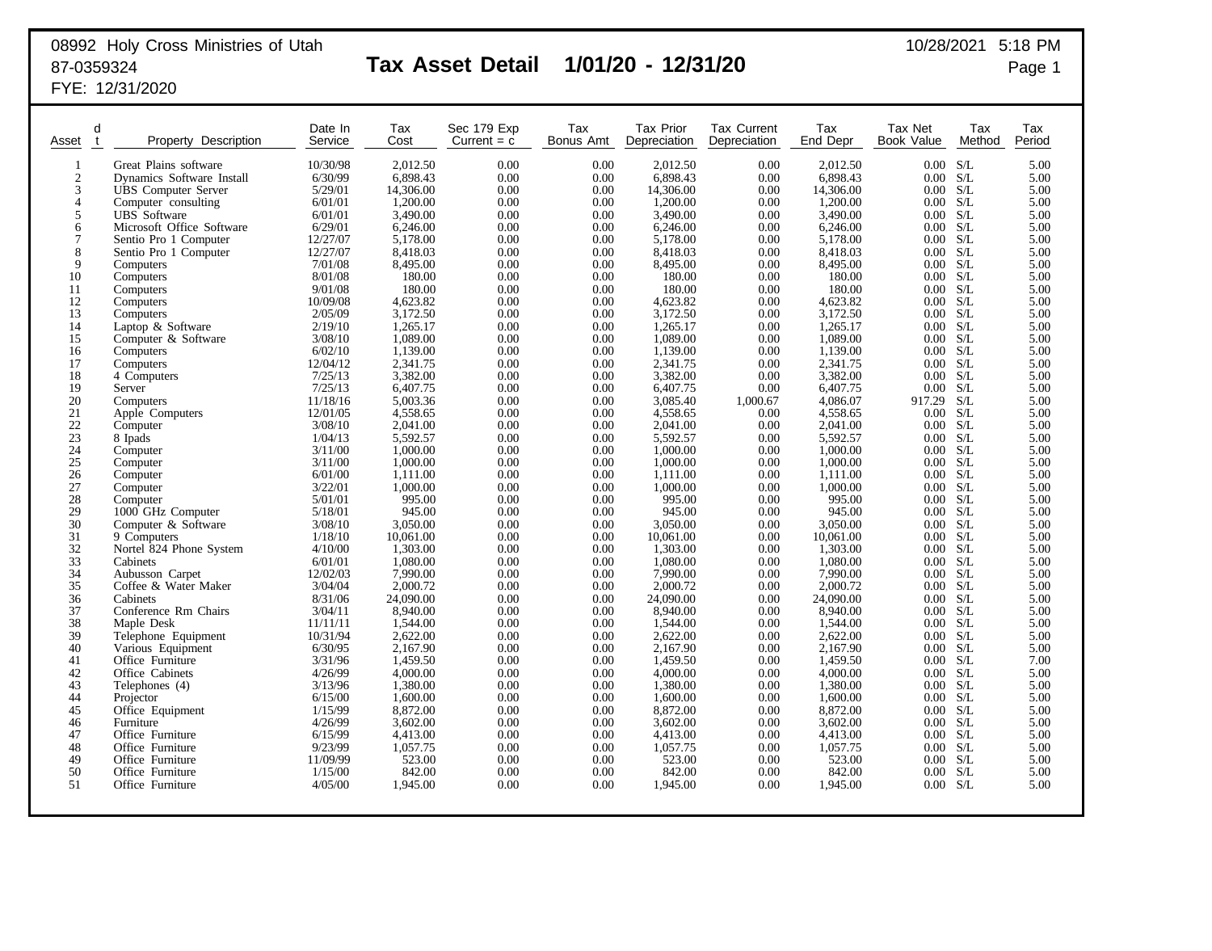08992 Holy Cross Ministries of Utah
87-0359324
FYE: 12/31/2020

# Tax Asset Detail 1/01/20 - 12/31/20

10/28/2021 5:18 PM

| Asset | d t | Property Description | Date In Service | Tax Cost | Sec 179 Exp Current = c | Tax Bonus Amt | Tax Prior Depreciation | Tax Current Depreciation | Tax End Depr | Tax Net Book Value | Tax Method | Tax Period |
|---|---|---|---|---|---|---|---|---|---|---|---|---|
| 1 | | Great Plains software | 10/30/98 | 2,012.50 | 0.00 | 0.00 | 2,012.50 | 0.00 | 2,012.50 | 0.00 | S/L | 5.00 |
| 2 | | Dynamics Software Install | 6/30/99 | 6,898.43 | 0.00 | 0.00 | 6,898.43 | 0.00 | 6,898.43 | 0.00 | S/L | 5.00 |
| 3 | | UBS Computer Server | 5/29/01 | 14,306.00 | 0.00 | 0.00 | 14,306.00 | 0.00 | 14,306.00 | 0.00 | S/L | 5.00 |
| 4 | | Computer consulting | 6/01/01 | 1,200.00 | 0.00 | 0.00 | 1,200.00 | 0.00 | 1,200.00 | 0.00 | S/L | 5.00 |
| 5 | | UBS Software | 6/01/01 | 3,490.00 | 0.00 | 0.00 | 3,490.00 | 0.00 | 3,490.00 | 0.00 | S/L | 5.00 |
| 6 | | Microsoft Office Software | 6/29/01 | 6,246.00 | 0.00 | 0.00 | 6,246.00 | 0.00 | 6,246.00 | 0.00 | S/L | 5.00 |
| 7 | | Sentio Pro 1 Computer | 12/27/07 | 5,178.00 | 0.00 | 0.00 | 5,178.00 | 0.00 | 5,178.00 | 0.00 | S/L | 5.00 |
| 8 | | Sentio Pro 1 Computer | 12/27/07 | 8,418.03 | 0.00 | 0.00 | 8,418.03 | 0.00 | 8,418.03 | 0.00 | S/L | 5.00 |
| 9 | | Computers | 7/01/08 | 8,495.00 | 0.00 | 0.00 | 8,495.00 | 0.00 | 8,495.00 | 0.00 | S/L | 5.00 |
| 10 | | Computers | 8/01/08 | 180.00 | 0.00 | 0.00 | 180.00 | 0.00 | 180.00 | 0.00 | S/L | 5.00 |
| 11 | | Computers | 9/01/08 | 180.00 | 0.00 | 0.00 | 180.00 | 0.00 | 180.00 | 0.00 | S/L | 5.00 |
| 12 | | Computers | 10/09/08 | 4,623.82 | 0.00 | 0.00 | 4,623.82 | 0.00 | 4,623.82 | 0.00 | S/L | 5.00 |
| 13 | | Computers | 2/05/09 | 3,172.50 | 0.00 | 0.00 | 3,172.50 | 0.00 | 3,172.50 | 0.00 | S/L | 5.00 |
| 14 | | Laptop & Software | 2/19/10 | 1,265.17 | 0.00 | 0.00 | 1,265.17 | 0.00 | 1,265.17 | 0.00 | S/L | 5.00 |
| 15 | | Computer & Software | 3/08/10 | 1,089.00 | 0.00 | 0.00 | 1,089.00 | 0.00 | 1,089.00 | 0.00 | S/L | 5.00 |
| 16 | | Computers | 6/02/10 | 1,139.00 | 0.00 | 0.00 | 1,139.00 | 0.00 | 1,139.00 | 0.00 | S/L | 5.00 |
| 17 | | Computers | 12/04/12 | 2,341.75 | 0.00 | 0.00 | 2,341.75 | 0.00 | 2,341.75 | 0.00 | S/L | 5.00 |
| 18 | | 4 Computers | 7/25/13 | 3,382.00 | 0.00 | 0.00 | 3,382.00 | 0.00 | 3,382.00 | 0.00 | S/L | 5.00 |
| 19 | | Server | 7/25/13 | 6,407.75 | 0.00 | 0.00 | 6,407.75 | 0.00 | 6,407.75 | 0.00 | S/L | 5.00 |
| 20 | | Computers | 11/18/16 | 5,003.36 | 0.00 | 0.00 | 3,085.40 | 1,000.67 | 4,086.07 | 917.29 | S/L | 5.00 |
| 21 | | Apple Computers | 12/01/05 | 4,558.65 | 0.00 | 0.00 | 4,558.65 | 0.00 | 4,558.65 | 0.00 | S/L | 5.00 |
| 22 | | Computer | 3/08/10 | 2,041.00 | 0.00 | 0.00 | 2,041.00 | 0.00 | 2,041.00 | 0.00 | S/L | 5.00 |
| 23 | | 8 Ipads | 1/04/13 | 5,592.57 | 0.00 | 0.00 | 5,592.57 | 0.00 | 5,592.57 | 0.00 | S/L | 5.00 |
| 24 | | Computer | 3/11/00 | 1,000.00 | 0.00 | 0.00 | 1,000.00 | 0.00 | 1,000.00 | 0.00 | S/L | 5.00 |
| 25 | | Computer | 3/11/00 | 1,000.00 | 0.00 | 0.00 | 1,000.00 | 0.00 | 1,000.00 | 0.00 | S/L | 5.00 |
| 26 | | Computer | 6/01/00 | 1,111.00 | 0.00 | 0.00 | 1,111.00 | 0.00 | 1,111.00 | 0.00 | S/L | 5.00 |
| 27 | | Computer | 3/22/01 | 1,000.00 | 0.00 | 0.00 | 1,000.00 | 0.00 | 1,000.00 | 0.00 | S/L | 5.00 |
| 28 | | Computer | 5/01/01 | 995.00 | 0.00 | 0.00 | 995.00 | 0.00 | 995.00 | 0.00 | S/L | 5.00 |
| 29 | | 1000 GHz Computer | 5/18/01 | 945.00 | 0.00 | 0.00 | 945.00 | 0.00 | 945.00 | 0.00 | S/L | 5.00 |
| 30 | | Computer & Software | 3/08/10 | 3,050.00 | 0.00 | 0.00 | 3,050.00 | 0.00 | 3,050.00 | 0.00 | S/L | 5.00 |
| 31 | | 9 Computers | 1/18/10 | 10,061.00 | 0.00 | 0.00 | 10,061.00 | 0.00 | 10,061.00 | 0.00 | S/L | 5.00 |
| 32 | | Nortel 824 Phone System | 4/10/00 | 1,303.00 | 0.00 | 0.00 | 1,303.00 | 0.00 | 1,303.00 | 0.00 | S/L | 5.00 |
| 33 | | Cabinets | 6/01/01 | 1,080.00 | 0.00 | 0.00 | 1,080.00 | 0.00 | 1,080.00 | 0.00 | S/L | 5.00 |
| 34 | | Aubusson Carpet | 12/02/03 | 7,990.00 | 0.00 | 0.00 | 7,990.00 | 0.00 | 7,990.00 | 0.00 | S/L | 5.00 |
| 35 | | Coffee & Water Maker | 3/04/04 | 2,000.72 | 0.00 | 0.00 | 2,000.72 | 0.00 | 2,000.72 | 0.00 | S/L | 5.00 |
| 36 | | Cabinets | 8/31/06 | 24,090.00 | 0.00 | 0.00 | 24,090.00 | 0.00 | 24,090.00 | 0.00 | S/L | 5.00 |
| 37 | | Conference Rm Chairs | 3/04/11 | 8,940.00 | 0.00 | 0.00 | 8,940.00 | 0.00 | 8,940.00 | 0.00 | S/L | 5.00 |
| 38 | | Maple Desk | 11/11/11 | 1,544.00 | 0.00 | 0.00 | 1,544.00 | 0.00 | 1,544.00 | 0.00 | S/L | 5.00 |
| 39 | | Telephone Equipment | 10/31/94 | 2,622.00 | 0.00 | 0.00 | 2,622.00 | 0.00 | 2,622.00 | 0.00 | S/L | 5.00 |
| 40 | | Various Equipment | 6/30/95 | 2,167.90 | 0.00 | 0.00 | 2,167.90 | 0.00 | 2,167.90 | 0.00 | S/L | 5.00 |
| 41 | | Office Furniture | 3/31/96 | 1,459.50 | 0.00 | 0.00 | 1,459.50 | 0.00 | 1,459.50 | 0.00 | S/L | 7.00 |
| 42 | | Office Cabinets | 4/26/99 | 4,000.00 | 0.00 | 0.00 | 4,000.00 | 0.00 | 4,000.00 | 0.00 | S/L | 5.00 |
| 43 | | Telephones (4) | 3/13/96 | 1,380.00 | 0.00 | 0.00 | 1,380.00 | 0.00 | 1,380.00 | 0.00 | S/L | 5.00 |
| 44 | | Projector | 6/15/00 | 1,600.00 | 0.00 | 0.00 | 1,600.00 | 0.00 | 1,600.00 | 0.00 | S/L | 5.00 |
| 45 | | Office Equipment | 1/15/99 | 8,872.00 | 0.00 | 0.00 | 8,872.00 | 0.00 | 8,872.00 | 0.00 | S/L | 5.00 |
| 46 | | Furniture | 4/26/99 | 3,602.00 | 0.00 | 0.00 | 3,602.00 | 0.00 | 3,602.00 | 0.00 | S/L | 5.00 |
| 47 | | Office Furniture | 6/15/99 | 4,413.00 | 0.00 | 0.00 | 4,413.00 | 0.00 | 4,413.00 | 0.00 | S/L | 5.00 |
| 48 | | Office Furniture | 9/23/99 | 1,057.75 | 0.00 | 0.00 | 1,057.75 | 0.00 | 1,057.75 | 0.00 | S/L | 5.00 |
| 49 | | Office Furniture | 11/09/99 | 523.00 | 0.00 | 0.00 | 523.00 | 0.00 | 523.00 | 0.00 | S/L | 5.00 |
| 50 | | Office Furniture | 1/15/00 | 842.00 | 0.00 | 0.00 | 842.00 | 0.00 | 842.00 | 0.00 | S/L | 5.00 |
| 51 | | Office Furniture | 4/05/00 | 1,945.00 | 0.00 | 0.00 | 1,945.00 | 0.00 | 1,945.00 | 0.00 | S/L | 5.00 |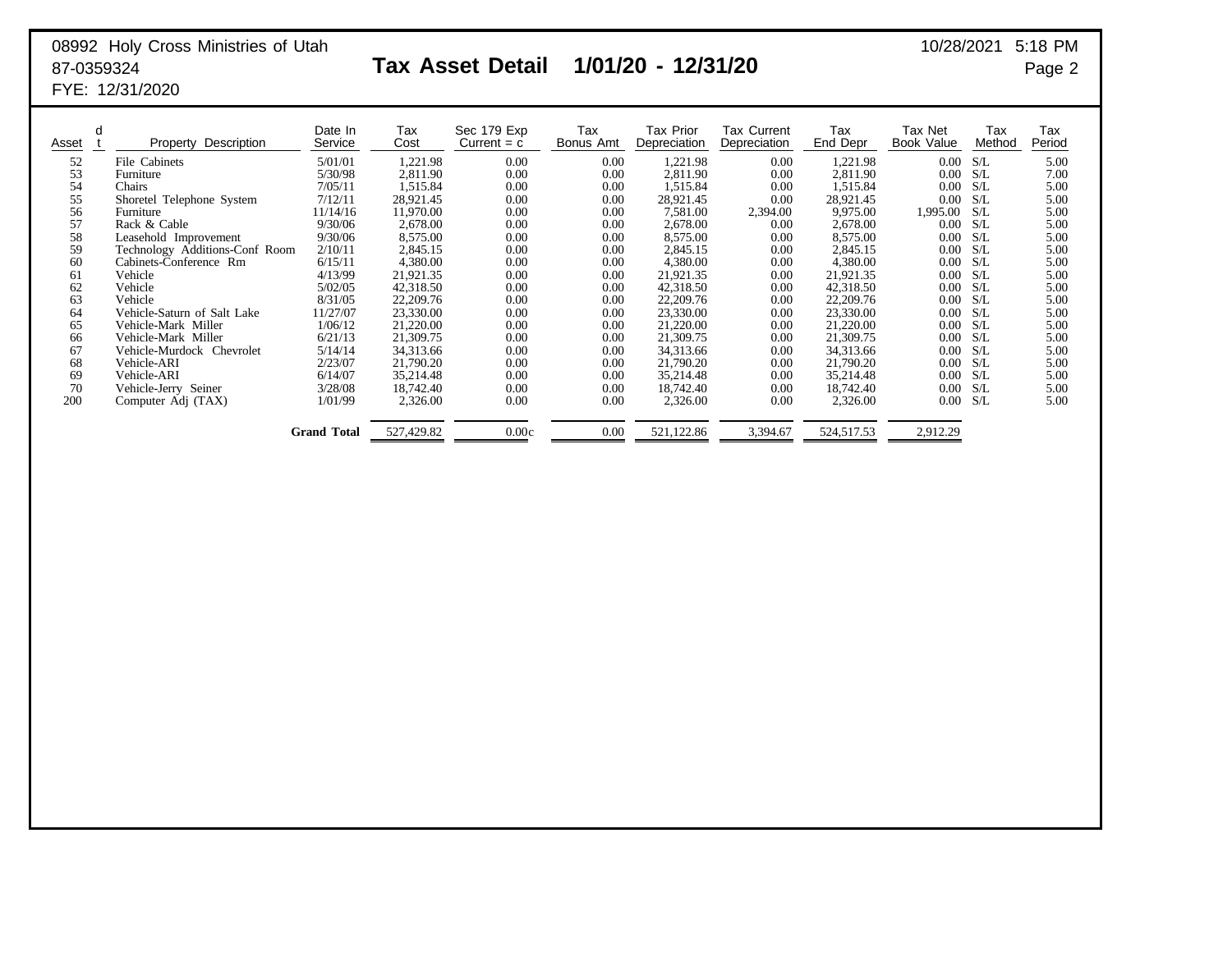08992 Holy Cross Ministries of Utah
87-0359324
FYE: 12/31/2020

# Tax Asset Detail 1/01/20 - 12/31/20

10/28/2021 5:18 PM

| Asset | dt | Property Description | Date In Service | Tax Cost | Sec 179 Exp Current = c | Tax Bonus Amt | Tax Prior Depreciation | Tax Current Depreciation | Tax End Depr | Tax Net Book Value | Tax Method | Tax Period |
|---|---|---|---|---|---|---|---|---|---|---|---|---|
| 52 | | File Cabinets | 5/01/01 | 1,221.98 | 0.00 | 0.00 | 1,221.98 | 0.00 | 1,221.98 | 0.00 | S/L | 5.00 |
| 53 | | Furniture | 5/30/98 | 2,811.90 | 0.00 | 0.00 | 2,811.90 | 0.00 | 2,811.90 | 0.00 | S/L | 7.00 |
| 54 | | Chairs | 7/05/11 | 1,515.84 | 0.00 | 0.00 | 1,515.84 | 0.00 | 1,515.84 | 0.00 | S/L | 5.00 |
| 55 | | Shoretel Telephone System | 7/12/11 | 28,921.45 | 0.00 | 0.00 | 28,921.45 | 0.00 | 28,921.45 | 0.00 | S/L | 5.00 |
| 56 | | Furniture | 11/14/16 | 11,970.00 | 0.00 | 0.00 | 7,581.00 | 2,394.00 | 9,975.00 | 1,995.00 | S/L | 5.00 |
| 57 | | Rack & Cable | 9/30/06 | 2,678.00 | 0.00 | 0.00 | 2,678.00 | 0.00 | 2,678.00 | 0.00 | S/L | 5.00 |
| 58 | | Leasehold Improvement | 9/30/06 | 8,575.00 | 0.00 | 0.00 | 8,575.00 | 0.00 | 8,575.00 | 0.00 | S/L | 5.00 |
| 59 | | Technology Additions-Conf Room | 2/10/11 | 2,845.15 | 0.00 | 0.00 | 2,845.15 | 0.00 | 2,845.15 | 0.00 | S/L | 5.00 |
| 60 | | Cabinets-Conference Rm | 6/15/11 | 4,380.00 | 0.00 | 0.00 | 4,380.00 | 0.00 | 4,380.00 | 0.00 | S/L | 5.00 |
| 61 | | Vehicle | 4/13/99 | 21,921.35 | 0.00 | 0.00 | 21,921.35 | 0.00 | 21,921.35 | 0.00 | S/L | 5.00 |
| 62 | | Vehicle | 5/02/05 | 42,318.50 | 0.00 | 0.00 | 42,318.50 | 0.00 | 42,318.50 | 0.00 | S/L | 5.00 |
| 63 | | Vehicle | 8/31/05 | 22,209.76 | 0.00 | 0.00 | 22,209.76 | 0.00 | 22,209.76 | 0.00 | S/L | 5.00 |
| 64 | | Vehicle-Saturn of Salt Lake | 11/27/07 | 23,330.00 | 0.00 | 0.00 | 23,330.00 | 0.00 | 23,330.00 | 0.00 | S/L | 5.00 |
| 65 | | Vehicle-Mark Miller | 1/06/12 | 21,220.00 | 0.00 | 0.00 | 21,220.00 | 0.00 | 21,220.00 | 0.00 | S/L | 5.00 |
| 66 | | Vehicle-Mark Miller | 6/21/13 | 21,309.75 | 0.00 | 0.00 | 21,309.75 | 0.00 | 21,309.75 | 0.00 | S/L | 5.00 |
| 67 | | Vehicle-Murdock Chevrolet | 5/14/14 | 34,313.66 | 0.00 | 0.00 | 34,313.66 | 0.00 | 34,313.66 | 0.00 | S/L | 5.00 |
| 68 | | Vehicle-ARI | 2/23/07 | 21,790.20 | 0.00 | 0.00 | 21,790.20 | 0.00 | 21,790.20 | 0.00 | S/L | 5.00 |
| 69 | | Vehicle-ARI | 6/14/07 | 35,214.48 | 0.00 | 0.00 | 35,214.48 | 0.00 | 35,214.48 | 0.00 | S/L | 5.00 |
| 70 | | Vehicle-Jerry Seiner | 3/28/08 | 18,742.40 | 0.00 | 0.00 | 18,742.40 | 0.00 | 18,742.40 | 0.00 | S/L | 5.00 |
| 200 | | Computer Adj (TAX) | 1/01/99 | 2,326.00 | 0.00 | 0.00 | 2,326.00 | 0.00 | 2,326.00 | 0.00 | S/L | 5.00 |
| | | | **Grand Total** | 527,429.82 | 0.00c | 0.00 | 521,122.86 | 3,394.67 | 524,517.53 | 2,912.29 | | |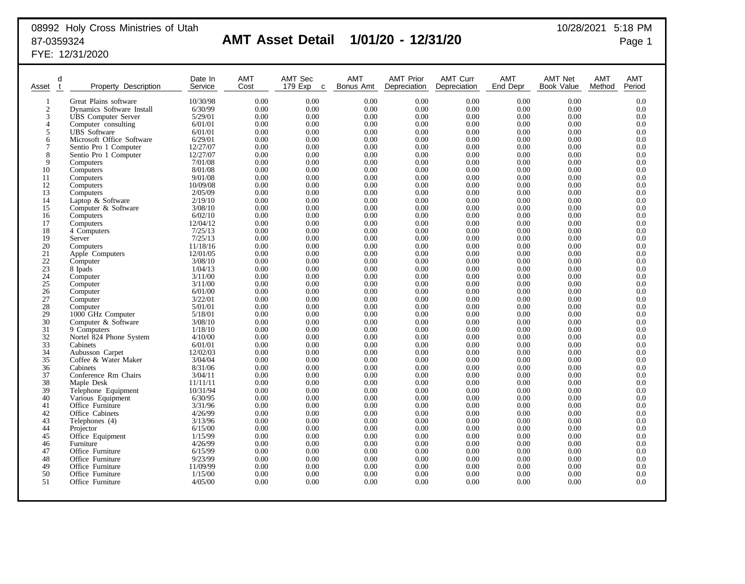08992 Holy Cross Ministries of Utah
87-0359324
FYE: 12/31/2020

# AMT Asset Detail 1/01/20 - 12/31/20

10/28/2021 5:18 PM

| Asset | d t | Property Description | Date In Service | AMT Cost | AMT Sec 179 Exp | c | AMT Bonus Amt | AMT Prior Depreciation | AMT Curr Depreciation | AMT End Depr | AMT Net Book Value | AMT Method | AMT Period |
|---|---|---|---|---|---|---|---|---|---|---|---|---|---|
| 1 | | Great Plains software | 10/30/98 | 0.00 | 0.00 | | 0.00 | 0.00 | 0.00 | 0.00 | 0.00 | | 0.0 |
| 2 | | Dynamics Software Install | 6/30/99 | 0.00 | 0.00 | | 0.00 | 0.00 | 0.00 | 0.00 | 0.00 | | 0.0 |
| 3 | | UBS Computer Server | 5/29/01 | 0.00 | 0.00 | | 0.00 | 0.00 | 0.00 | 0.00 | 0.00 | | 0.0 |
| 4 | | Computer consulting | 6/01/01 | 0.00 | 0.00 | | 0.00 | 0.00 | 0.00 | 0.00 | 0.00 | | 0.0 |
| 5 | | UBS Software | 6/01/01 | 0.00 | 0.00 | | 0.00 | 0.00 | 0.00 | 0.00 | 0.00 | | 0.0 |
| 6 | | Microsoft Office Software | 6/29/01 | 0.00 | 0.00 | | 0.00 | 0.00 | 0.00 | 0.00 | 0.00 | | 0.0 |
| 7 | | Sentio Pro 1 Computer | 12/27/07 | 0.00 | 0.00 | | 0.00 | 0.00 | 0.00 | 0.00 | 0.00 | | 0.0 |
| 8 | | Sentio Pro 1 Computer | 12/27/07 | 0.00 | 0.00 | | 0.00 | 0.00 | 0.00 | 0.00 | 0.00 | | 0.0 |
| 9 | | Computers | 7/01/08 | 0.00 | 0.00 | | 0.00 | 0.00 | 0.00 | 0.00 | 0.00 | | 0.0 |
| 10 | | Computers | 8/01/08 | 0.00 | 0.00 | | 0.00 | 0.00 | 0.00 | 0.00 | 0.00 | | 0.0 |
| 11 | | Computers | 9/01/08 | 0.00 | 0.00 | | 0.00 | 0.00 | 0.00 | 0.00 | 0.00 | | 0.0 |
| 12 | | Computers | 10/09/08 | 0.00 | 0.00 | | 0.00 | 0.00 | 0.00 | 0.00 | 0.00 | | 0.0 |
| 13 | | Computers | 2/05/09 | 0.00 | 0.00 | | 0.00 | 0.00 | 0.00 | 0.00 | 0.00 | | 0.0 |
| 14 | | Laptop & Software | 2/19/10 | 0.00 | 0.00 | | 0.00 | 0.00 | 0.00 | 0.00 | 0.00 | | 0.0 |
| 15 | | Computer & Software | 3/08/10 | 0.00 | 0.00 | | 0.00 | 0.00 | 0.00 | 0.00 | 0.00 | | 0.0 |
| 16 | | Computers | 6/02/10 | 0.00 | 0.00 | | 0.00 | 0.00 | 0.00 | 0.00 | 0.00 | | 0.0 |
| 17 | | Computers | 12/04/12 | 0.00 | 0.00 | | 0.00 | 0.00 | 0.00 | 0.00 | 0.00 | | 0.0 |
| 18 | | 4 Computers | 7/25/13 | 0.00 | 0.00 | | 0.00 | 0.00 | 0.00 | 0.00 | 0.00 | | 0.0 |
| 19 | | Server | 7/25/13 | 0.00 | 0.00 | | 0.00 | 0.00 | 0.00 | 0.00 | 0.00 | | 0.0 |
| 20 | | Computers | 11/18/16 | 0.00 | 0.00 | | 0.00 | 0.00 | 0.00 | 0.00 | 0.00 | | 0.0 |
| 21 | | Apple Computers | 12/01/05 | 0.00 | 0.00 | | 0.00 | 0.00 | 0.00 | 0.00 | 0.00 | | 0.0 |
| 22 | | Computer | 3/08/10 | 0.00 | 0.00 | | 0.00 | 0.00 | 0.00 | 0.00 | 0.00 | | 0.0 |
| 23 | | 8 Ipads | 1/04/13 | 0.00 | 0.00 | | 0.00 | 0.00 | 0.00 | 0.00 | 0.00 | | 0.0 |
| 24 | | Computer | 3/11/00 | 0.00 | 0.00 | | 0.00 | 0.00 | 0.00 | 0.00 | 0.00 | | 0.0 |
| 25 | | Computer | 3/11/00 | 0.00 | 0.00 | | 0.00 | 0.00 | 0.00 | 0.00 | 0.00 | | 0.0 |
| 26 | | Computer | 6/01/00 | 0.00 | 0.00 | | 0.00 | 0.00 | 0.00 | 0.00 | 0.00 | | 0.0 |
| 27 | | Computer | 3/22/01 | 0.00 | 0.00 | | 0.00 | 0.00 | 0.00 | 0.00 | 0.00 | | 0.0 |
| 28 | | Computer | 5/01/01 | 0.00 | 0.00 | | 0.00 | 0.00 | 0.00 | 0.00 | 0.00 | | 0.0 |
| 29 | | 1000 GHz Computer | 5/18/01 | 0.00 | 0.00 | | 0.00 | 0.00 | 0.00 | 0.00 | 0.00 | | 0.0 |
| 30 | | Computer & Software | 3/08/10 | 0.00 | 0.00 | | 0.00 | 0.00 | 0.00 | 0.00 | 0.00 | | 0.0 |
| 31 | | 9 Computers | 1/18/10 | 0.00 | 0.00 | | 0.00 | 0.00 | 0.00 | 0.00 | 0.00 | | 0.0 |
| 32 | | Nortel 824 Phone System | 4/10/00 | 0.00 | 0.00 | | 0.00 | 0.00 | 0.00 | 0.00 | 0.00 | | 0.0 |
| 33 | | Cabinets | 6/01/01 | 0.00 | 0.00 | | 0.00 | 0.00 | 0.00 | 0.00 | 0.00 | | 0.0 |
| 34 | | Aubusson Carpet | 12/02/03 | 0.00 | 0.00 | | 0.00 | 0.00 | 0.00 | 0.00 | 0.00 | | 0.0 |
| 35 | | Coffee & Water Maker | 3/04/04 | 0.00 | 0.00 | | 0.00 | 0.00 | 0.00 | 0.00 | 0.00 | | 0.0 |
| 36 | | Cabinets | 8/31/06 | 0.00 | 0.00 | | 0.00 | 0.00 | 0.00 | 0.00 | 0.00 | | 0.0 |
| 37 | | Conference Rm Chairs | 3/04/11 | 0.00 | 0.00 | | 0.00 | 0.00 | 0.00 | 0.00 | 0.00 | | 0.0 |
| 38 | | Maple Desk | 11/11/11 | 0.00 | 0.00 | | 0.00 | 0.00 | 0.00 | 0.00 | 0.00 | | 0.0 |
| 39 | | Telephone Equipment | 10/31/94 | 0.00 | 0.00 | | 0.00 | 0.00 | 0.00 | 0.00 | 0.00 | | 0.0 |
| 40 | | Various Equipment | 6/30/95 | 0.00 | 0.00 | | 0.00 | 0.00 | 0.00 | 0.00 | 0.00 | | 0.0 |
| 41 | | Office Furniture | 3/31/96 | 0.00 | 0.00 | | 0.00 | 0.00 | 0.00 | 0.00 | 0.00 | | 0.0 |
| 42 | | Office Cabinets | 4/26/99 | 0.00 | 0.00 | | 0.00 | 0.00 | 0.00 | 0.00 | 0.00 | | 0.0 |
| 43 | | Telephones (4) | 3/13/96 | 0.00 | 0.00 | | 0.00 | 0.00 | 0.00 | 0.00 | 0.00 | | 0.0 |
| 44 | | Projector | 6/15/00 | 0.00 | 0.00 | | 0.00 | 0.00 | 0.00 | 0.00 | 0.00 | | 0.0 |
| 45 | | Office Equipment | 1/15/99 | 0.00 | 0.00 | | 0.00 | 0.00 | 0.00 | 0.00 | 0.00 | | 0.0 |
| 46 | | Furniture | 4/26/99 | 0.00 | 0.00 | | 0.00 | 0.00 | 0.00 | 0.00 | 0.00 | | 0.0 |
| 47 | | Office Furniture | 6/15/99 | 0.00 | 0.00 | | 0.00 | 0.00 | 0.00 | 0.00 | 0.00 | | 0.0 |
| 48 | | Office Furniture | 9/23/99 | 0.00 | 0.00 | | 0.00 | 0.00 | 0.00 | 0.00 | 0.00 | | 0.0 |
| 49 | | Office Furniture | 11/09/99 | 0.00 | 0.00 | | 0.00 | 0.00 | 0.00 | 0.00 | 0.00 | | 0.0 |
| 50 | | Office Furniture | 1/15/00 | 0.00 | 0.00 | | 0.00 | 0.00 | 0.00 | 0.00 | 0.00 | | 0.0 |
| 51 | | Office Furniture | 4/05/00 | 0.00 | 0.00 | | 0.00 | 0.00 | 0.00 | 0.00 | 0.00 | | 0.0 |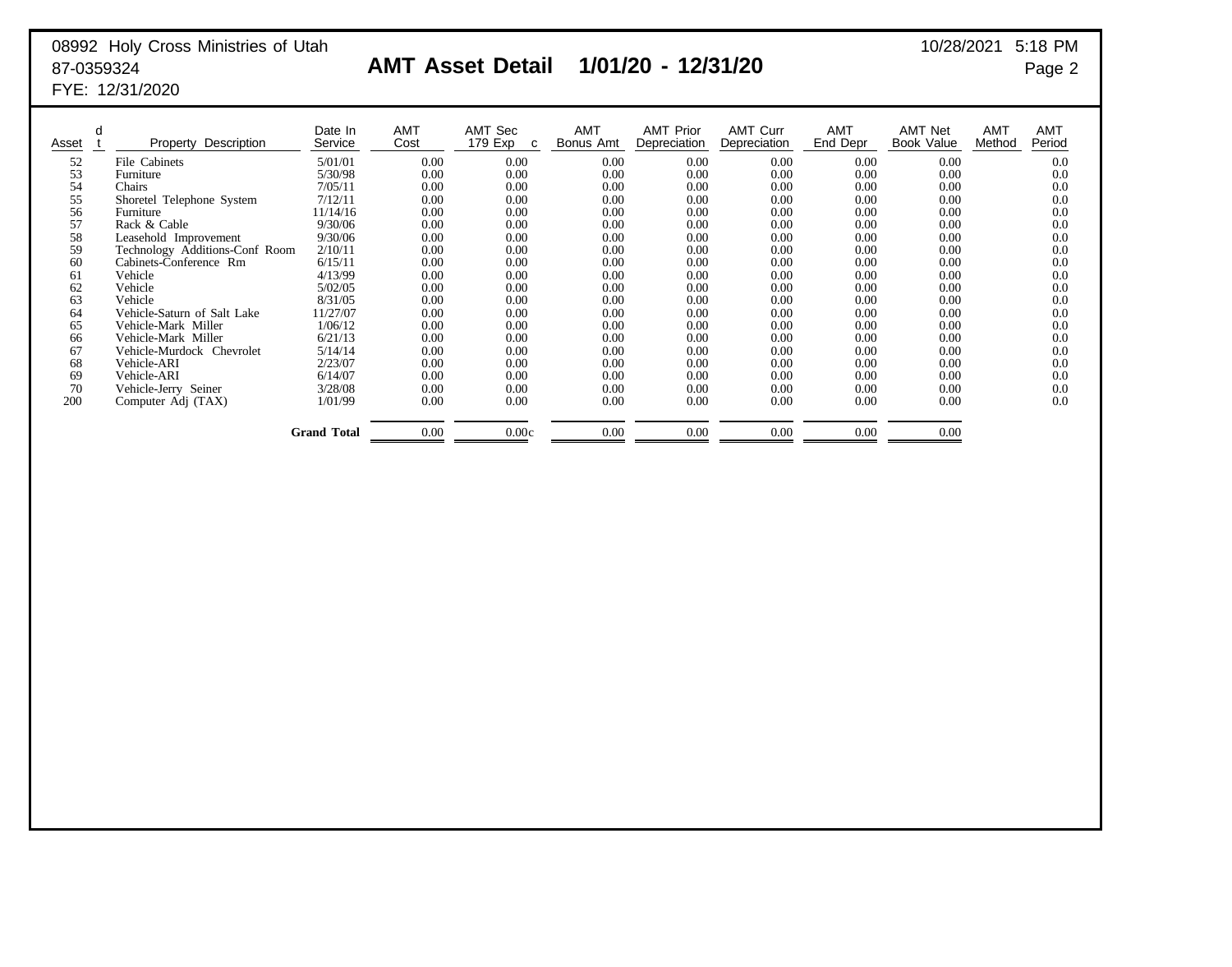08992 Holy Cross Ministries of Utah
87-0359324
FYE: 12/31/2020

10/28/2021 5:18 PM

# AMT Asset Detail 1/01/20 - 12/31/20

| Asset | d t | Property Description | Date In Service | AMT Cost | AMT Sec 179 Exp c | AMT Bonus Amt | AMT Prior Depreciation | AMT Curr Depreciation | AMT End Depr | AMT Net Book Value | AMT Method | AMT Period |
|---|---|---|---|---|---|---|---|---|---|---|---|---|
| 52 | | File Cabinets | 5/01/01 | 0.00 | 0.00 | 0.00 | 0.00 | 0.00 | 0.00 | 0.00 | | 0.0 |
| 53 | | Furniture | 5/30/98 | 0.00 | 0.00 | 0.00 | 0.00 | 0.00 | 0.00 | 0.00 | | 0.0 |
| 54 | | Chairs | 7/05/11 | 0.00 | 0.00 | 0.00 | 0.00 | 0.00 | 0.00 | 0.00 | | 0.0 |
| 55 | | Shoretel Telephone System | 7/12/11 | 0.00 | 0.00 | 0.00 | 0.00 | 0.00 | 0.00 | 0.00 | | 0.0 |
| 56 | | Furniture | 11/14/16 | 0.00 | 0.00 | 0.00 | 0.00 | 0.00 | 0.00 | 0.00 | | 0.0 |
| 57 | | Rack & Cable | 9/30/06 | 0.00 | 0.00 | 0.00 | 0.00 | 0.00 | 0.00 | 0.00 | | 0.0 |
| 58 | | Leasehold Improvement | 9/30/06 | 0.00 | 0.00 | 0.00 | 0.00 | 0.00 | 0.00 | 0.00 | | 0.0 |
| 59 | | Technology Additions-Conf Room | 2/10/11 | 0.00 | 0.00 | 0.00 | 0.00 | 0.00 | 0.00 | 0.00 | | 0.0 |
| 60 | | Cabinets-Conference Rm | 6/15/11 | 0.00 | 0.00 | 0.00 | 0.00 | 0.00 | 0.00 | 0.00 | | 0.0 |
| 61 | | Vehicle | 4/13/99 | 0.00 | 0.00 | 0.00 | 0.00 | 0.00 | 0.00 | 0.00 | | 0.0 |
| 62 | | Vehicle | 5/02/05 | 0.00 | 0.00 | 0.00 | 0.00 | 0.00 | 0.00 | 0.00 | | 0.0 |
| 63 | | Vehicle | 8/31/05 | 0.00 | 0.00 | 0.00 | 0.00 | 0.00 | 0.00 | 0.00 | | 0.0 |
| 64 | | Vehicle-Saturn of Salt Lake | 11/27/07 | 0.00 | 0.00 | 0.00 | 0.00 | 0.00 | 0.00 | 0.00 | | 0.0 |
| 65 | | Vehicle-Mark Miller | 1/06/12 | 0.00 | 0.00 | 0.00 | 0.00 | 0.00 | 0.00 | 0.00 | | 0.0 |
| 66 | | Vehicle-Mark Miller | 6/21/13 | 0.00 | 0.00 | 0.00 | 0.00 | 0.00 | 0.00 | 0.00 | | 0.0 |
| 67 | | Vehicle-Murdock Chevrolet | 5/14/14 | 0.00 | 0.00 | 0.00 | 0.00 | 0.00 | 0.00 | 0.00 | | 0.0 |
| 68 | | Vehicle-ARI | 2/23/07 | 0.00 | 0.00 | 0.00 | 0.00 | 0.00 | 0.00 | 0.00 | | 0.0 |
| 69 | | Vehicle-ARI | 6/14/07 | 0.00 | 0.00 | 0.00 | 0.00 | 0.00 | 0.00 | 0.00 | | 0.0 |
| 70 | | Vehicle-Jerry Seiner | 3/28/08 | 0.00 | 0.00 | 0.00 | 0.00 | 0.00 | 0.00 | 0.00 | | 0.0 |
| 200 | | Computer Adj (TAX) | 1/01/99 | 0.00 | 0.00 | 0.00 | 0.00 | 0.00 | 0.00 | 0.00 | | 0.0 |
| | | | **Grand Total** | 0.00 | 0.00c | 0.00 | 0.00 | 0.00 | 0.00 | 0.00 | | |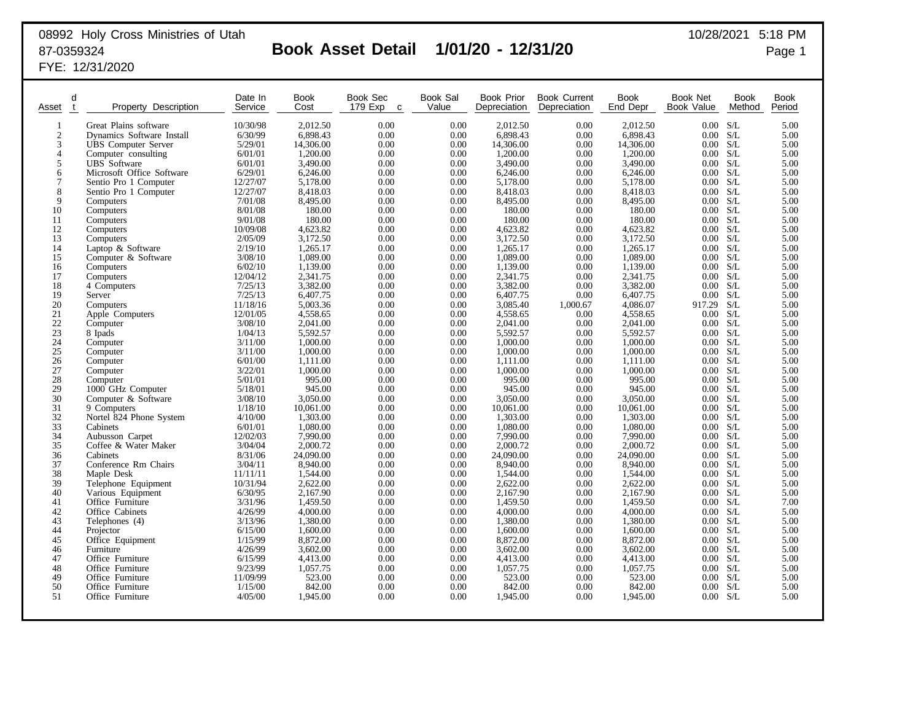08992 Holy Cross Ministries of Utah
87-0359324
FYE: 12/31/2020

10/28/2021 5:18 PM

# Book Asset Detail 1/01/20 - 12/31/20

| Asset | d t | Property Description | Date In Service | Book Cost | Book Sec 179 Exp c | Book Sal Value | Book Prior Depreciation | Book Current Depreciation | Book End Depr | Book Net Book Value | Book Method | Book Period |
|---|---|---|---|---|---|---|---|---|---|---|---|---|
| 1 | | Great Plains software | 10/30/98 | 2,012.50 | 0.00 | 0.00 | 2,012.50 | 0.00 | 2,012.50 | 0.00 | S/L | 5.00 |
| 2 | | Dynamics Software Install | 6/30/99 | 6,898.43 | 0.00 | 0.00 | 6,898.43 | 0.00 | 6,898.43 | 0.00 | S/L | 5.00 |
| 3 | | UBS Computer Server | 5/29/01 | 14,306.00 | 0.00 | 0.00 | 14,306.00 | 0.00 | 14,306.00 | 0.00 | S/L | 5.00 |
| 4 | | Computer consulting | 6/01/01 | 1,200.00 | 0.00 | 0.00 | 1,200.00 | 0.00 | 1,200.00 | 0.00 | S/L | 5.00 |
| 5 | | UBS Software | 6/01/01 | 3,490.00 | 0.00 | 0.00 | 3,490.00 | 0.00 | 3,490.00 | 0.00 | S/L | 5.00 |
| 6 | | Microsoft Office Software | 6/29/01 | 6,246.00 | 0.00 | 0.00 | 6,246.00 | 0.00 | 6,246.00 | 0.00 | S/L | 5.00 |
| 7 | | Sentio Pro 1 Computer | 12/27/07 | 5,178.00 | 0.00 | 0.00 | 5,178.00 | 0.00 | 5,178.00 | 0.00 | S/L | 5.00 |
| 8 | | Sentio Pro 1 Computer | 12/27/07 | 8,418.03 | 0.00 | 0.00 | 8,418.03 | 0.00 | 8,418.03 | 0.00 | S/L | 5.00 |
| 9 | | Computers | 7/01/08 | 8,495.00 | 0.00 | 0.00 | 8,495.00 | 0.00 | 8,495.00 | 0.00 | S/L | 5.00 |
| 10 | | Computers | 8/01/08 | 180.00 | 0.00 | 0.00 | 180.00 | 0.00 | 180.00 | 0.00 | S/L | 5.00 |
| 11 | | Computers | 9/01/08 | 180.00 | 0.00 | 0.00 | 180.00 | 0.00 | 180.00 | 0.00 | S/L | 5.00 |
| 12 | | Computers | 10/09/08 | 4,623.82 | 0.00 | 0.00 | 4,623.82 | 0.00 | 4,623.82 | 0.00 | S/L | 5.00 |
| 13 | | Computers | 2/05/09 | 3,172.50 | 0.00 | 0.00 | 3,172.50 | 0.00 | 3,172.50 | 0.00 | S/L | 5.00 |
| 14 | | Laptop & Software | 2/19/10 | 1,265.17 | 0.00 | 0.00 | 1,265.17 | 0.00 | 1,265.17 | 0.00 | S/L | 5.00 |
| 15 | | Computer & Software | 3/08/10 | 1,089.00 | 0.00 | 0.00 | 1,089.00 | 0.00 | 1,089.00 | 0.00 | S/L | 5.00 |
| 16 | | Computers | 6/02/10 | 1,139.00 | 0.00 | 0.00 | 1,139.00 | 0.00 | 1,139.00 | 0.00 | S/L | 5.00 |
| 17 | | Computers | 12/04/12 | 2,341.75 | 0.00 | 0.00 | 2,341.75 | 0.00 | 2,341.75 | 0.00 | S/L | 5.00 |
| 18 | | 4 Computers | 7/25/13 | 3,382.00 | 0.00 | 0.00 | 3,382.00 | 0.00 | 3,382.00 | 0.00 | S/L | 5.00 |
| 19 | | Server | 7/25/13 | 6,407.75 | 0.00 | 0.00 | 6,407.75 | 0.00 | 6,407.75 | 0.00 | S/L | 5.00 |
| 20 | | Computers | 11/18/16 | 5,003.36 | 0.00 | 0.00 | 3,085.40 | 1,000.67 | 4,086.07 | 917.29 | S/L | 5.00 |
| 21 | | Apple Computers | 12/01/05 | 4,558.65 | 0.00 | 0.00 | 4,558.65 | 0.00 | 4,558.65 | 0.00 | S/L | 5.00 |
| 22 | | Computer | 3/08/10 | 2,041.00 | 0.00 | 0.00 | 2,041.00 | 0.00 | 2,041.00 | 0.00 | S/L | 5.00 |
| 23 | | 8 Ipads | 1/04/13 | 5,592.57 | 0.00 | 0.00 | 5,592.57 | 0.00 | 5,592.57 | 0.00 | S/L | 5.00 |
| 24 | | Computer | 3/11/00 | 1,000.00 | 0.00 | 0.00 | 1,000.00 | 0.00 | 1,000.00 | 0.00 | S/L | 5.00 |
| 25 | | Computer | 3/11/00 | 1,000.00 | 0.00 | 0.00 | 1,000.00 | 0.00 | 1,000.00 | 0.00 | S/L | 5.00 |
| 26 | | Computer | 6/01/00 | 1,111.00 | 0.00 | 0.00 | 1,111.00 | 0.00 | 1,111.00 | 0.00 | S/L | 5.00 |
| 27 | | Computer | 3/22/01 | 1,000.00 | 0.00 | 0.00 | 1,000.00 | 0.00 | 1,000.00 | 0.00 | S/L | 5.00 |
| 28 | | Computer | 5/01/01 | 995.00 | 0.00 | 0.00 | 995.00 | 0.00 | 995.00 | 0.00 | S/L | 5.00 |
| 29 | | 1000 GHz Computer | 5/18/01 | 945.00 | 0.00 | 0.00 | 945.00 | 0.00 | 945.00 | 0.00 | S/L | 5.00 |
| 30 | | Computer & Software | 3/08/10 | 3,050.00 | 0.00 | 0.00 | 3,050.00 | 0.00 | 3,050.00 | 0.00 | S/L | 5.00 |
| 31 | | 9 Computers | 1/18/10 | 10,061.00 | 0.00 | 0.00 | 10,061.00 | 0.00 | 10,061.00 | 0.00 | S/L | 5.00 |
| 32 | | Nortel 824 Phone System | 4/10/00 | 1,303.00 | 0.00 | 0.00 | 1,303.00 | 0.00 | 1,303.00 | 0.00 | S/L | 5.00 |
| 33 | | Cabinets | 6/01/01 | 1,080.00 | 0.00 | 0.00 | 1,080.00 | 0.00 | 1,080.00 | 0.00 | S/L | 5.00 |
| 34 | | Aubusson Carpet | 12/02/03 | 7,990.00 | 0.00 | 0.00 | 7,990.00 | 0.00 | 7,990.00 | 0.00 | S/L | 5.00 |
| 35 | | Coffee & Water Maker | 3/04/04 | 2,000.72 | 0.00 | 0.00 | 2,000.72 | 0.00 | 2,000.72 | 0.00 | S/L | 5.00 |
| 36 | | Cabinets | 8/31/06 | 24,090.00 | 0.00 | 0.00 | 24,090.00 | 0.00 | 24,090.00 | 0.00 | S/L | 5.00 |
| 37 | | Conference Rm Chairs | 3/04/11 | 8,940.00 | 0.00 | 0.00 | 8,940.00 | 0.00 | 8,940.00 | 0.00 | S/L | 5.00 |
| 38 | | Maple Desk | 11/11/11 | 1,544.00 | 0.00 | 0.00 | 1,544.00 | 0.00 | 1,544.00 | 0.00 | S/L | 5.00 |
| 39 | | Telephone Equipment | 10/31/94 | 2,622.00 | 0.00 | 0.00 | 2,622.00 | 0.00 | 2,622.00 | 0.00 | S/L | 5.00 |
| 40 | | Various Equipment | 6/30/95 | 2,167.90 | 0.00 | 0.00 | 2,167.90 | 0.00 | 2,167.90 | 0.00 | S/L | 5.00 |
| 41 | | Office Furniture | 3/31/96 | 1,459.50 | 0.00 | 0.00 | 1,459.50 | 0.00 | 1,459.50 | 0.00 | S/L | 7.00 |
| 42 | | Office Cabinets | 4/26/99 | 4,000.00 | 0.00 | 0.00 | 4,000.00 | 0.00 | 4,000.00 | 0.00 | S/L | 5.00 |
| 43 | | Telephones (4) | 3/13/96 | 1,380.00 | 0.00 | 0.00 | 1,380.00 | 0.00 | 1,380.00 | 0.00 | S/L | 5.00 |
| 44 | | Projector | 6/15/00 | 1,600.00 | 0.00 | 0.00 | 1,600.00 | 0.00 | 1,600.00 | 0.00 | S/L | 5.00 |
| 45 | | Office Equipment | 1/15/99 | 8,872.00 | 0.00 | 0.00 | 8,872.00 | 0.00 | 8,872.00 | 0.00 | S/L | 5.00 |
| 46 | | Furniture | 4/26/99 | 3,602.00 | 0.00 | 0.00 | 3,602.00 | 0.00 | 3,602.00 | 0.00 | S/L | 5.00 |
| 47 | | Office Furniture | 6/15/99 | 4,413.00 | 0.00 | 0.00 | 4,413.00 | 0.00 | 4,413.00 | 0.00 | S/L | 5.00 |
| 48 | | Office Furniture | 9/23/99 | 1,057.75 | 0.00 | 0.00 | 1,057.75 | 0.00 | 1,057.75 | 0.00 | S/L | 5.00 |
| 49 | | Office Furniture | 11/09/99 | 523.00 | 0.00 | 0.00 | 523.00 | 0.00 | 523.00 | 0.00 | S/L | 5.00 |
| 50 | | Office Furniture | 1/15/00 | 842.00 | 0.00 | 0.00 | 842.00 | 0.00 | 842.00 | 0.00 | S/L | 5.00 |
| 51 | | Office Furniture | 4/05/00 | 1,945.00 | 0.00 | 0.00 | 1,945.00 | 0.00 | 1,945.00 | 0.00 | S/L | 5.00 |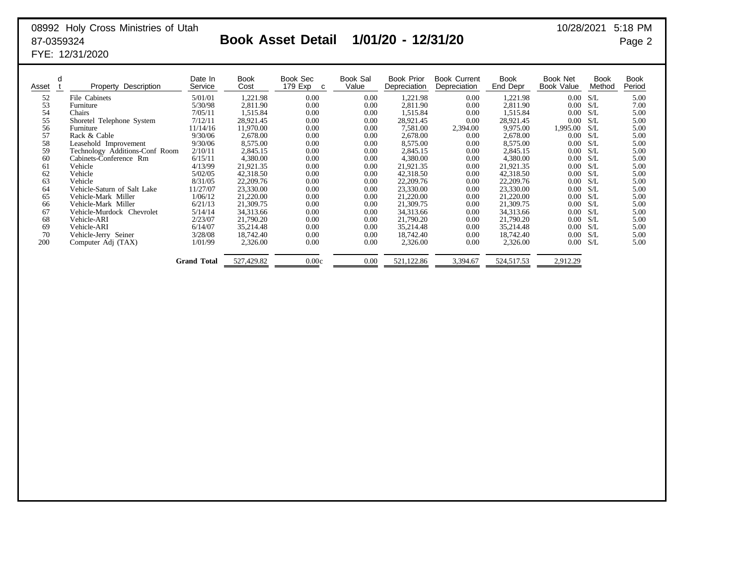08992 Holy Cross Ministries of Utah
87-0359324
FYE: 12/31/2020

# Book Asset Detail 1/01/20 - 12/31/20

10/28/2021 5:18 PM

| Asset | d t | Property Description | Date In Service | Book Cost | Book Sec 179 Exp c | Book Sal Value | Book Prior Depreciation | Book Current Depreciation | Book End Depr | Book Net Book Value | Book Method | Book Period |
|---|---|---|---|---|---|---|---|---|---|---|---|---|
| 52 | | File Cabinets | 5/01/01 | 1,221.98 | 0.00 | 0.00 | 1,221.98 | 0.00 | 1,221.98 | 0.00 | S/L | 5.00 |
| 53 | | Furniture | 5/30/98 | 2,811.90 | 0.00 | 0.00 | 2,811.90 | 0.00 | 2,811.90 | 0.00 | S/L | 7.00 |
| 54 | | Chairs | 7/05/11 | 1,515.84 | 0.00 | 0.00 | 1,515.84 | 0.00 | 1,515.84 | 0.00 | S/L | 5.00 |
| 55 | | Shoretel Telephone System | 7/12/11 | 28,921.45 | 0.00 | 0.00 | 28,921.45 | 0.00 | 28,921.45 | 0.00 | S/L | 5.00 |
| 56 | | Furniture | 11/14/16 | 11,970.00 | 0.00 | 0.00 | 7,581.00 | 2,394.00 | 9,975.00 | 1,995.00 | S/L | 5.00 |
| 57 | | Rack & Cable | 9/30/06 | 2,678.00 | 0.00 | 0.00 | 2,678.00 | 0.00 | 2,678.00 | 0.00 | S/L | 5.00 |
| 58 | | Leasehold Improvement | 9/30/06 | 8,575.00 | 0.00 | 0.00 | 8,575.00 | 0.00 | 8,575.00 | 0.00 | S/L | 5.00 |
| 59 | | Technology Additions-Conf Room | 2/10/11 | 2,845.15 | 0.00 | 0.00 | 2,845.15 | 0.00 | 2,845.15 | 0.00 | S/L | 5.00 |
| 60 | | Cabinets-Conference Rm | 6/15/11 | 4,380.00 | 0.00 | 0.00 | 4,380.00 | 0.00 | 4,380.00 | 0.00 | S/L | 5.00 |
| 61 | | Vehicle | 4/13/99 | 21,921.35 | 0.00 | 0.00 | 21,921.35 | 0.00 | 21,921.35 | 0.00 | S/L | 5.00 |
| 62 | | Vehicle | 5/02/05 | 42,318.50 | 0.00 | 0.00 | 42,318.50 | 0.00 | 42,318.50 | 0.00 | S/L | 5.00 |
| 63 | | Vehicle | 8/31/05 | 22,209.76 | 0.00 | 0.00 | 22,209.76 | 0.00 | 22,209.76 | 0.00 | S/L | 5.00 |
| 64 | | Vehicle-Saturn of Salt Lake | 11/27/07 | 23,330.00 | 0.00 | 0.00 | 23,330.00 | 0.00 | 23,330.00 | 0.00 | S/L | 5.00 |
| 65 | | Vehicle-Mark Miller | 1/06/12 | 21,220.00 | 0.00 | 0.00 | 21,220.00 | 0.00 | 21,220.00 | 0.00 | S/L | 5.00 |
| 66 | | Vehicle-Mark Miller | 6/21/13 | 21,309.75 | 0.00 | 0.00 | 21,309.75 | 0.00 | 21,309.75 | 0.00 | S/L | 5.00 |
| 67 | | Vehicle-Murdock Chevrolet | 5/14/14 | 34,313.66 | 0.00 | 0.00 | 34,313.66 | 0.00 | 34,313.66 | 0.00 | S/L | 5.00 |
| 68 | | Vehicle-ARI | 2/23/07 | 21,790.20 | 0.00 | 0.00 | 21,790.20 | 0.00 | 21,790.20 | 0.00 | S/L | 5.00 |
| 69 | | Vehicle-ARI | 6/14/07 | 35,214.48 | 0.00 | 0.00 | 35,214.48 | 0.00 | 35,214.48 | 0.00 | S/L | 5.00 |
| 70 | | Vehicle-Jerry Seiner | 3/28/08 | 18,742.40 | 0.00 | 0.00 | 18,742.40 | 0.00 | 18,742.40 | 0.00 | S/L | 5.00 |
| 200 | | Computer Adj (TAX) | 1/01/99 | 2,326.00 | 0.00 | 0.00 | 2,326.00 | 0.00 | 2,326.00 | 0.00 | S/L | 5.00 |
| | | | **Grand Total** | 527,429.82 | 0.00c | 0.00 | 521,122.86 | 3,394.67 | 524,517.53 | 2,912.29 | | |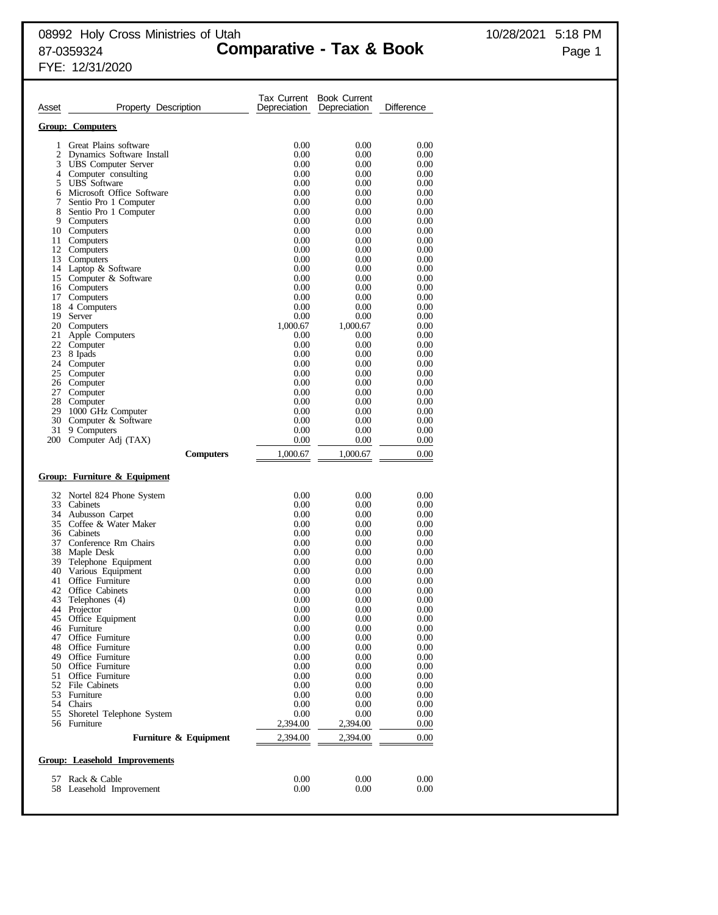08992 Holy Cross Ministries of Utah
87-0359324
FYE: 12/31/2020

# Comparative - Tax & Book

10/28/2021 5:18 PM

| Asset | Property Description | Tax Current Depreciation | Book Current Depreciation | Difference |
|---|---|---|---|---|
| | **Group: Computers** | | | |
| 1 | Great Plains software | 0.00 | 0.00 | 0.00 |
| 2 | Dynamics Software Install | 0.00 | 0.00 | 0.00 |
| 3 | UBS Computer Server | 0.00 | 0.00 | 0.00 |
| 4 | Computer consulting | 0.00 | 0.00 | 0.00 |
| 5 | UBS Software | 0.00 | 0.00 | 0.00 |
| 6 | Microsoft Office Software | 0.00 | 0.00 | 0.00 |
| 7 | Sentio Pro 1 Computer | 0.00 | 0.00 | 0.00 |
| 8 | Sentio Pro 1 Computer | 0.00 | 0.00 | 0.00 |
| 9 | Computers | 0.00 | 0.00 | 0.00 |
| 10 | Computers | 0.00 | 0.00 | 0.00 |
| 11 | Computers | 0.00 | 0.00 | 0.00 |
| 12 | Computers | 0.00 | 0.00 | 0.00 |
| 13 | Computers | 0.00 | 0.00 | 0.00 |
| 14 | Laptop & Software | 0.00 | 0.00 | 0.00 |
| 15 | Computer & Software | 0.00 | 0.00 | 0.00 |
| 16 | Computers | 0.00 | 0.00 | 0.00 |
| 17 | Computers | 0.00 | 0.00 | 0.00 |
| 18 | 4 Computers | 0.00 | 0.00 | 0.00 |
| 19 | Server | 0.00 | 0.00 | 0.00 |
| 20 | Computers | 1,000.67 | 1,000.67 | 0.00 |
| 21 | Apple Computers | 0.00 | 0.00 | 0.00 |
| 22 | Computer | 0.00 | 0.00 | 0.00 |
| 23 | 8 Ipads | 0.00 | 0.00 | 0.00 |
| 24 | Computer | 0.00 | 0.00 | 0.00 |
| 25 | Computer | 0.00 | 0.00 | 0.00 |
| 26 | Computer | 0.00 | 0.00 | 0.00 |
| 27 | Computer | 0.00 | 0.00 | 0.00 |
| 28 | Computer | 0.00 | 0.00 | 0.00 |
| 29 | 1000 GHz Computer | 0.00 | 0.00 | 0.00 |
| 30 | Computer & Software | 0.00 | 0.00 | 0.00 |
| 31 | 9 Computers | 0.00 | 0.00 | 0.00 |
| 200 | Computer Adj (TAX) | 0.00 | 0.00 | 0.00 |
| | **Computers** | 1,000.67 | 1,000.67 | 0.00 |
| | **Group: Furniture & Equipment** | | | |
| 32 | Nortel 824 Phone System | 0.00 | 0.00 | 0.00 |
| 33 | Cabinets | 0.00 | 0.00 | 0.00 |
| 34 | Aubusson Carpet | 0.00 | 0.00 | 0.00 |
| 35 | Coffee & Water Maker | 0.00 | 0.00 | 0.00 |
| 36 | Cabinets | 0.00 | 0.00 | 0.00 |
| 37 | Conference Rm Chairs | 0.00 | 0.00 | 0.00 |
| 38 | Maple Desk | 0.00 | 0.00 | 0.00 |
| 39 | Telephone Equipment | 0.00 | 0.00 | 0.00 |
| 40 | Various Equipment | 0.00 | 0.00 | 0.00 |
| 41 | Office Furniture | 0.00 | 0.00 | 0.00 |
| 42 | Office Cabinets | 0.00 | 0.00 | 0.00 |
| 43 | Telephones (4) | 0.00 | 0.00 | 0.00 |
| 44 | Projector | 0.00 | 0.00 | 0.00 |
| 45 | Office Equipment | 0.00 | 0.00 | 0.00 |
| 46 | Furniture | 0.00 | 0.00 | 0.00 |
| 47 | Office Furniture | 0.00 | 0.00 | 0.00 |
| 48 | Office Furniture | 0.00 | 0.00 | 0.00 |
| 49 | Office Furniture | 0.00 | 0.00 | 0.00 |
| 50 | Office Furniture | 0.00 | 0.00 | 0.00 |
| 51 | Office Furniture | 0.00 | 0.00 | 0.00 |
| 52 | File Cabinets | 0.00 | 0.00 | 0.00 |
| 53 | Furniture | 0.00 | 0.00 | 0.00 |
| 54 | Chairs | 0.00 | 0.00 | 0.00 |
| 55 | Shoretel Telephone System | 0.00 | 0.00 | 0.00 |
| 56 | Furniture | 2,394.00 | 2,394.00 | 0.00 |
| | **Furniture & Equipment** | 2,394.00 | 2,394.00 | 0.00 |
| | **Group: Leasehold Improvements** | | | |
| 57 | Rack & Cable | 0.00 | 0.00 | 0.00 |
| 58 | Leasehold Improvement | 0.00 | 0.00 | 0.00 |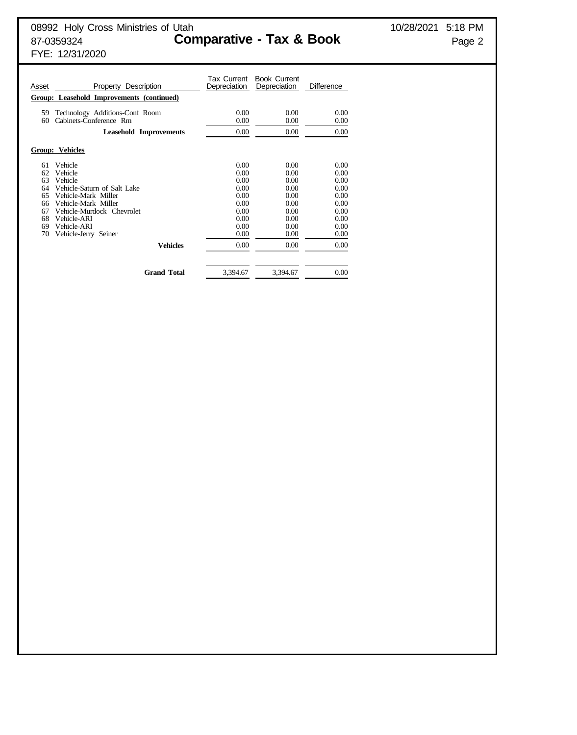08992 Holy Cross Ministries of Utah
87-0359324
FYE: 12/31/2020

# Comparative - Tax & Book

10/28/2021 5:18 PM

| Asset | Property Description | Tax Current Depreciation | Book Current Depreciation | Difference |
|---|---|---|---|---|
| **Group: Leasehold Improvements (continued)** | | | | |
| 59 | Technology Additions-Conf Room | 0.00 | 0.00 | 0.00 |
| 60 | Cabinets-Conference Rm | 0.00 | 0.00 | 0.00 |
| | **Leasehold Improvements** | 0.00 | 0.00 | 0.00 |
| **Group: Vehicles** | | | | |
| 61 | Vehicle | 0.00 | 0.00 | 0.00 |
| 62 | Vehicle | 0.00 | 0.00 | 0.00 |
| 63 | Vehicle | 0.00 | 0.00 | 0.00 |
| 64 | Vehicle-Saturn of Salt Lake | 0.00 | 0.00 | 0.00 |
| 65 | Vehicle-Mark Miller | 0.00 | 0.00 | 0.00 |
| 66 | Vehicle-Mark Miller | 0.00 | 0.00 | 0.00 |
| 67 | Vehicle-Murdock Chevrolet | 0.00 | 0.00 | 0.00 |
| 68 | Vehicle-ARI | 0.00 | 0.00 | 0.00 |
| 69 | Vehicle-ARI | 0.00 | 0.00 | 0.00 |
| 70 | Vehicle-Jerry Seiner | 0.00 | 0.00 | 0.00 |
| | **Vehicles** | 0.00 | 0.00 | 0.00 |
| | **Grand Total** | 3,394.67 | 3,394.67 | 0.00 |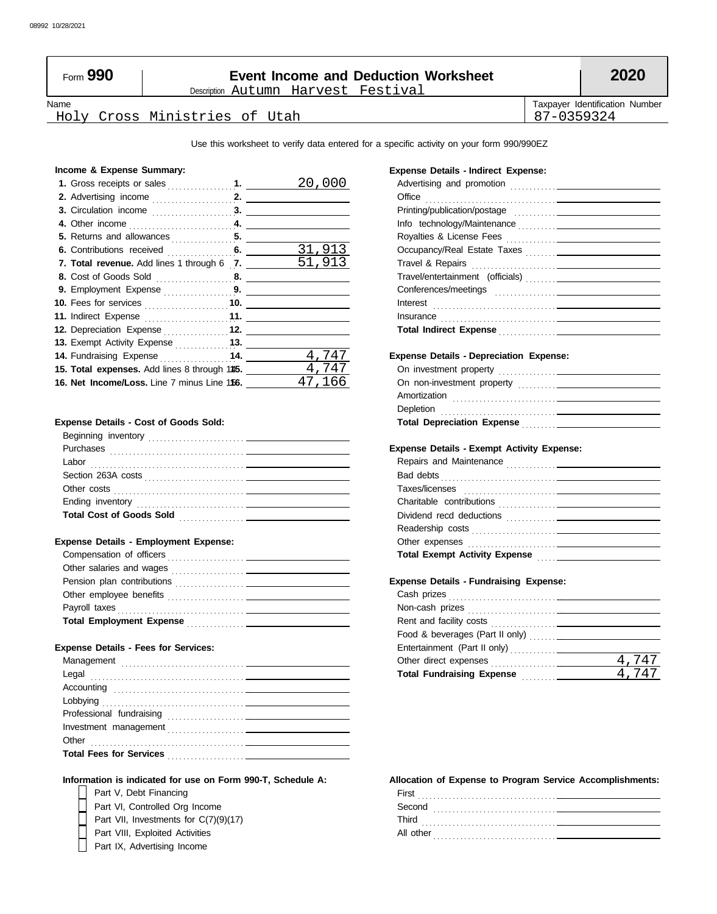08992 10/28/2021

# Form 990 — Event Income and Deduction Worksheet — 2020

Description Autumn Harvest Festival

| Name | Taxpayer Identification Number |
|---|---|
| Holy Cross Ministries of Utah | 87-0359324 |

Use this worksheet to verify data entered for a specific activity on your form 990/990EZ

### Income & Expense Summary:

| | | |
|---|---|---|
| 1. Gross receipts or sales | 1. | 20,000 |
| 2. Advertising income | 2. | |
| 3. Circulation income | 3. | |
| 4. Other income | 4. | |
| 5. Returns and allowances | 5. | |
| 6. Contributions received | 6. | 31,913 |
| **7. Total revenue.** Add lines 1 through 6 | 7. | 51,913 |
| 8. Cost of Goods Sold | 8. | |
| 9. Employment Expense | 9. | |
| 10. Fees for services | 10. | |
| 11. Indirect Expense | 11. | |
| 12. Depreciation Expense | 12. | |
| 13. Exempt Activity Expense | 13. | |
| 14. Fundraising Expense | 14. | 4,747 |
| **15. Total expenses.** Add lines 8 through 14 | 15. | 4,747 |
| **16. Net Income/Loss.** Line 7 minus Line 15 | 16. | 47,166 |

### Expense Details - Cost of Goods Sold:

| | |
|---|---|
| Beginning inventory | |
| Purchases | |
| Labor | |
| Section 263A costs | |
| Other costs | |
| Ending inventory | |
| **Total Cost of Goods Sold** | |

### Expense Details - Employment Expense:

| | |
|---|---|
| Compensation of officers | |
| Other salaries and wages | |
| Pension plan contributions | |
| Other employee benefits | |
| Payroll taxes | |
| **Total Employment Expense** | |

### Expense Details - Fees for Services:

| | |
|---|---|
| Management | |
| Legal | |
| Accounting | |
| Lobbying | |
| Professional fundraising | |
| Investment management | |
| Other | |
| **Total Fees for Services** | |

### Expense Details - Indirect Expense:

| | |
|---|---|
| Advertising and promotion | |
| Office | |
| Printing/publication/postage | |
| Info technology/Maintenance | |
| Royalties & License Fees | |
| Occupancy/Real Estate Taxes | |
| Travel & Repairs | |
| Travel/entertainment (officials) | |
| Conferences/meetings | |
| Interest | |
| Insurance | |
| **Total Indirect Expense** | |

### Expense Details - Depreciation Expense:

| | |
|---|---|
| On investment property | |
| On non-investment property | |
| Amortization | |
| Depletion | |
| **Total Depreciation Expense** | |

### Expense Details - Exempt Activity Expense:

| | |
|---|---|
| Repairs and Maintenance | |
| Bad debts | |
| Taxes/licenses | |
| Charitable contributions | |
| Dividend recd deductions | |
| Readership costs | |
| Other expenses | |
| **Total Exempt Activity Expense** | |

### Expense Details - Fundraising Expense:

| | |
|---|---|
| Cash prizes | |
| Non-cash prizes | |
| Rent and facility costs | |
| Food & beverages (Part II only) | |
| Entertainment (Part II only) | |
| Other direct expenses | 4,747 |
| **Total Fundraising Expense** | 4,747 |

### Information is indicated for use on Form 990-T, Schedule A:

- [ ] Part V, Debt Financing
- [ ] Part VI, Controlled Org Income
- [ ] Part VII, Investments for C(7)(9)(17)
- [ ] Part VIII, Exploited Activities
- [ ] Part IX, Advertising Income

### Allocation of Expense to Program Service Accomplishments:

| | |
|---|---|
| First | |
| Second | |
| Third | |
| All other | |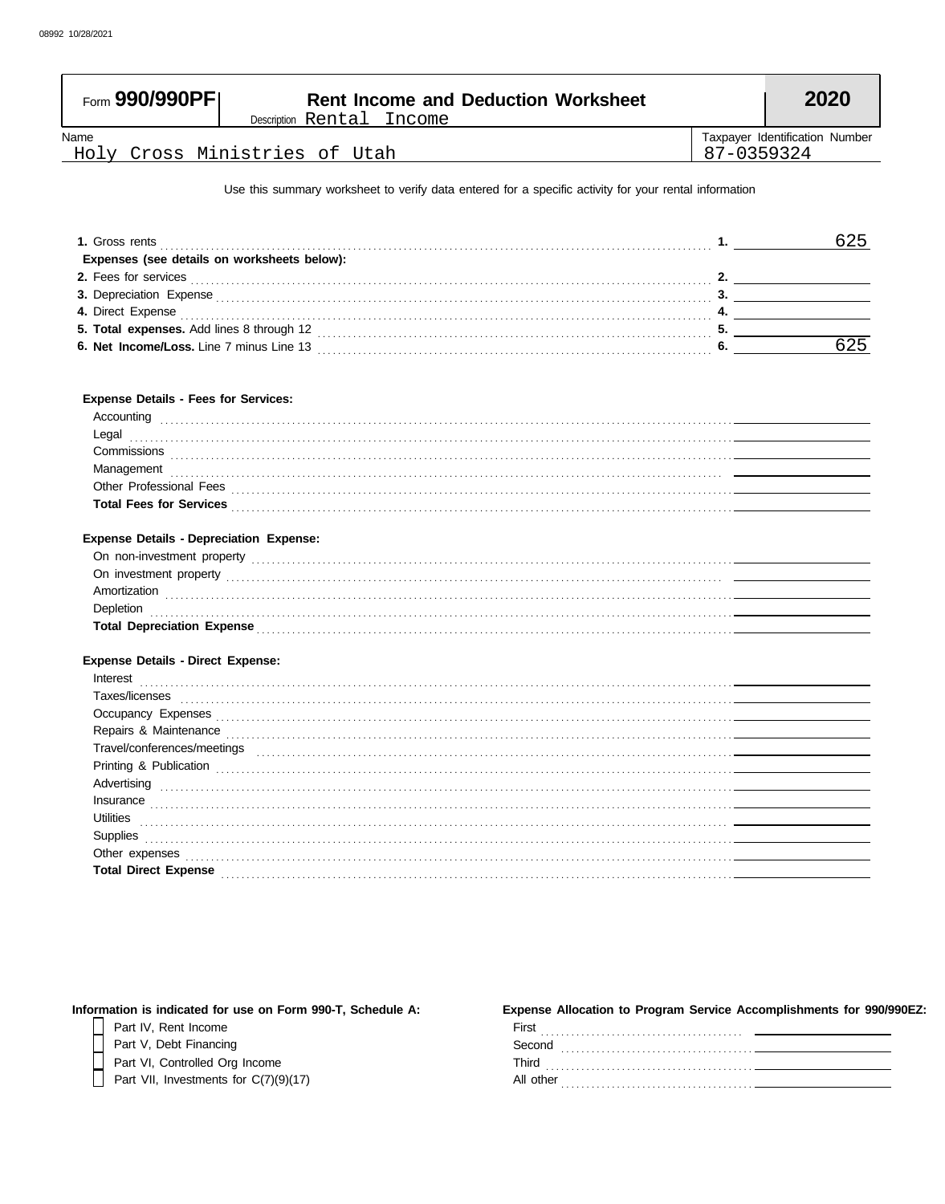08992 10/28/2021

# Form 990/990PF — Rent Income and Deduction Worksheet — 2020

Description Rental Income

| Name | Taxpayer Identification Number |
|---|---|
| Holy Cross Ministries of Utah | 87-0359324 |

Use this summary worksheet to verify data entered for a specific activity for your rental information

| | | |
|---|---|---|
| **1.** Gross rents | **1.** | 625 |
| **Expenses (see details on worksheets below):** | | |
| **2.** Fees for services | **2.** | |
| **3.** Depreciation Expense | **3.** | |
| **4.** Direct Expense | **4.** | |
| **5. Total expenses.** Add lines 8 through 12 | **5.** | |
| **6. Net Income/Loss.** Line 7 minus Line 13 | **6.** | 625 |

**Expense Details - Fees for Services:**

| | |
|---|---|
| Accounting | |
| Legal | |
| Commissions | |
| Management | |
| Other Professional Fees | |
| **Total Fees for Services** | |

**Expense Details - Depreciation Expense:**

| | |
|---|---|
| On non-investment property | |
| On investment property | |
| Amortization | |
| Depletion | |
| **Total Depreciation Expense** | |

**Expense Details - Direct Expense:**

| | |
|---|---|
| Interest | |
| Taxes/licenses | |
| Occupancy Expenses | |
| Repairs & Maintenance | |
| Travel/conferences/meetings | |
| Printing & Publication | |
| Advertising | |
| Insurance | |
| Utilities | |
| Supplies | |
| Other expenses | |
| **Total Direct Expense** | |

**Information is indicated for use on Form 990-T, Schedule A:**

- [ ] Part IV, Rent Income
- [ ] Part V, Debt Financing
- [ ] Part VI, Controlled Org Income
- [ ] Part VII, Investments for C(7)(9)(17)

**Expense Allocation to Program Service Accomplishments for 990/990EZ:**

| | |
|---|---|
| First | |
| Second | |
| Third | |
| All other | |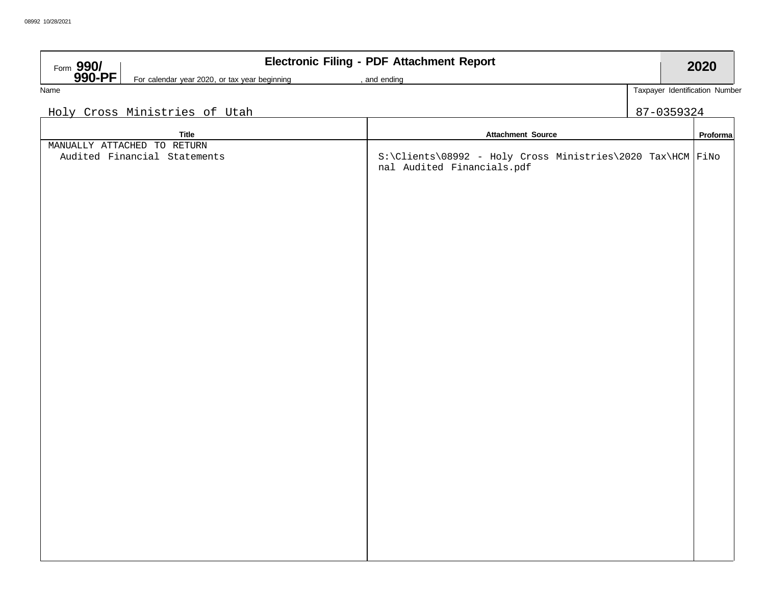Form **990/ 990-PF**

**Electronic Filing - PDF Attachment Report**

For calendar year 2020, or tax year beginning , and ending

**2020**

| Name | Taxpayer Identification Number |
|---|---|
| Holy Cross Ministries of Utah | 87-0359324 |

| Title | Attachment Source | Proforma |
|---|---|---|
| MANUALLY ATTACHED TO RETURN<br>Audited Financial Statements | S:\Clients\08992 - Holy Cross Ministries\2020 Tax\HCM Final Audited Financials.pdf | No |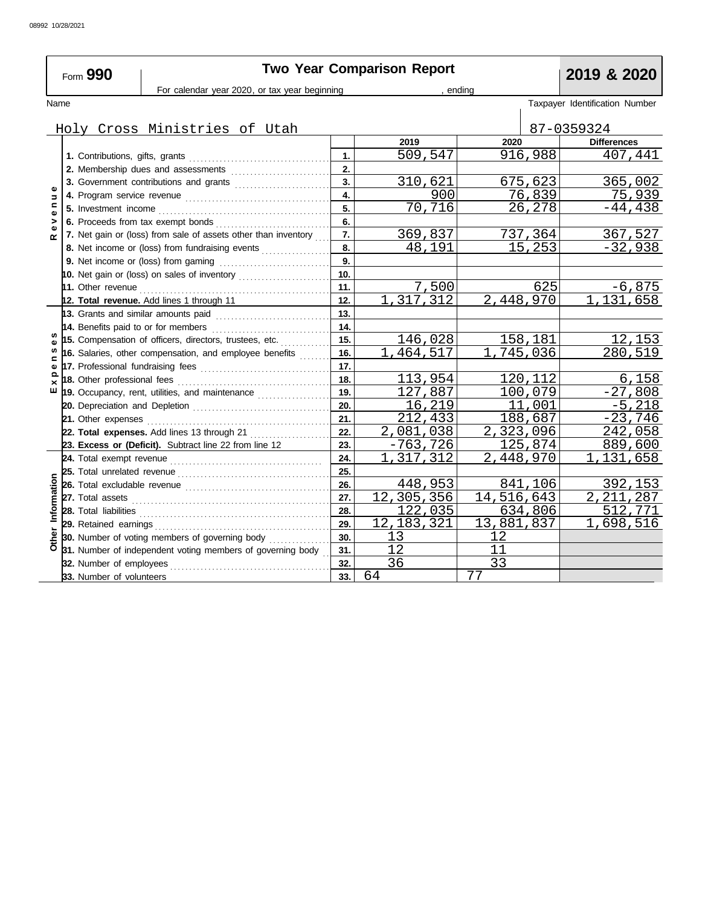08992 10/28/2021

# Form 990 — Two Year Comparison Report — 2019 & 2020

For calendar year 2020, or tax year beginning , ending

Name: Holy Cross Ministries of Utah

Taxpayer Identification Number: 87-0359324

| Section | Line | | 2019 | 2020 | Differences |
|---|---|---|---|---|---|
| Revenue | 1. Contributions, gifts, grants | 1. | 509,547 | 916,988 | 407,441 |
| | 2. Membership dues and assessments | 2. | | | |
| | 3. Government contributions and grants | 3. | 310,621 | 675,623 | 365,002 |
| | 4. Program service revenue | 4. | 900 | 76,839 | 75,939 |
| | 5. Investment income | 5. | 70,716 | 26,278 | -44,438 |
| | 6. Proceeds from tax exempt bonds | 6. | | | |
| | 7. Net gain or (loss) from sale of assets other than inventory | 7. | 369,837 | 737,364 | 367,527 |
| | 8. Net income or (loss) from fundraising events | 8. | 48,191 | 15,253 | -32,938 |
| | 9. Net income or (loss) from gaming | 9. | | | |
| | 10. Net gain or (loss) on sales of inventory | 10. | | | |
| | 11. Other revenue | 11. | 7,500 | 625 | -6,875 |
| | 12. **Total revenue.** Add lines 1 through 11 | 12. | 1,317,312 | 2,448,970 | 1,131,658 |
| Expenses | 13. Grants and similar amounts paid | 13. | | | |
| | 14. Benefits paid to or for members | 14. | | | |
| | 15. Compensation of officers, directors, trustees, etc. | 15. | 146,028 | 158,181 | 12,153 |
| | 16. Salaries, other compensation, and employee benefits | 16. | 1,464,517 | 1,745,036 | 280,519 |
| | 17. Professional fundraising fees | 17. | | | |
| | 18. Other professional fees | 18. | 113,954 | 120,112 | 6,158 |
| | 19. Occupancy, rent, utilities, and maintenance | 19. | 127,887 | 100,079 | -27,808 |
| | 20. Depreciation and Depletion | 20. | 16,219 | 11,001 | -5,218 |
| | 21. Other expenses | 21. | 212,433 | 188,687 | -23,746 |
| | 22. **Total expenses.** Add lines 13 through 21 | 22. | 2,081,038 | 2,323,096 | 242,058 |
| | 23. **Excess or (Deficit).** Subtract line 22 from line 12 | 23. | -763,726 | 125,874 | 889,600 |
| Other Information | 24. Total exempt revenue | 24. | 1,317,312 | 2,448,970 | 1,131,658 |
| | 25. Total unrelated revenue | 25. | | | |
| | 26. Total excludable revenue | 26. | 448,953 | 841,106 | 392,153 |
| | 27. Total assets | 27. | 12,305,356 | 14,516,643 | 2,211,287 |
| | 28. Total liabilities | 28. | 122,035 | 634,806 | 512,771 |
| | 29. Retained earnings | 29. | 12,183,321 | 13,881,837 | 1,698,516 |
| | 30. Number of voting members of governing body | 30. | 13 | 12 | |
| | 31. Number of independent voting members of governing body | 31. | 12 | 11 | |
| | 32. Number of employees | 32. | 36 | 33 | |
| | 33. Number of volunteers | 33. | 64 | 77 | |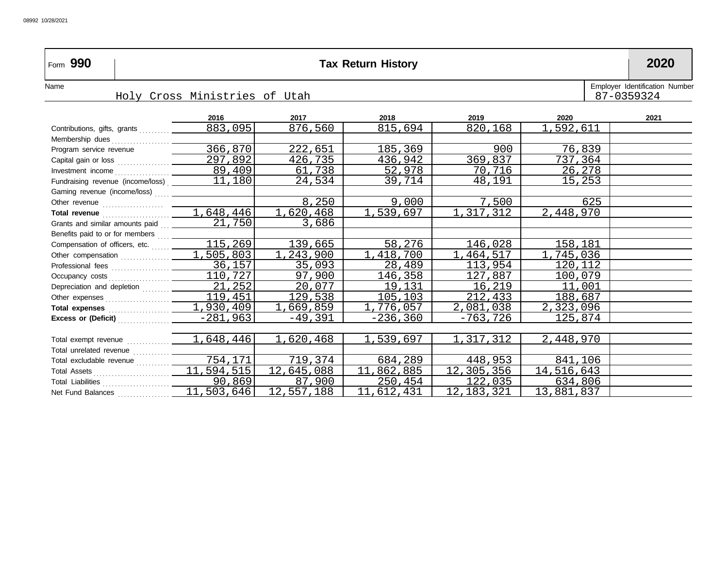Form **990** | **Tax Return History** | **2020**

Name: Holy Cross Ministries of Utah

Employer Identification Number: 87-0359324

| | 2016 | 2017 | 2018 | 2019 | 2020 | 2021 |
|---|---|---|---|---|---|---|
| Contributions, gifts, grants | 883,095 | 876,560 | 815,694 | 820,168 | 1,592,611 | |
| Membership dues | | | | | | |
| Program service revenue | 366,870 | 222,651 | 185,369 | 900 | 76,839 | |
| Capital gain or loss | 297,892 | 426,735 | 436,942 | 369,837 | 737,364 | |
| Investment income | 89,409 | 61,738 | 52,978 | 70,716 | 26,278 | |
| Fundraising revenue (income/loss) | 11,180 | 24,534 | 39,714 | 48,191 | 15,253 | |
| Gaming revenue (income/loss) | | | | | | |
| Other revenue | | 8,250 | 9,000 | 7,500 | 625 | |
| **Total revenue** | 1,648,446 | 1,620,468 | 1,539,697 | 1,317,312 | 2,448,970 | |
| Grants and similar amounts paid | 21,750 | 3,686 | | | | |
| Benefits paid to or for members | | | | | | |
| Compensation of officers, etc. | 115,269 | 139,665 | 58,276 | 146,028 | 158,181 | |
| Other compensation | 1,505,803 | 1,243,900 | 1,418,700 | 1,464,517 | 1,745,036 | |
| Professional fees | 36,157 | 35,093 | 28,489 | 113,954 | 120,112 | |
| Occupancy costs | 110,727 | 97,900 | 146,358 | 127,887 | 100,079 | |
| Depreciation and depletion | 21,252 | 20,077 | 19,131 | 16,219 | 11,001 | |
| Other expenses | 119,451 | 129,538 | 105,103 | 212,433 | 188,687 | |
| **Total expenses** | 1,930,409 | 1,669,859 | 1,776,057 | 2,081,038 | 2,323,096 | |
| **Excess or (Deficit)** | -281,963 | -49,391 | -236,360 | -763,726 | 125,874 | |
| | | | | | | |
| Total exempt revenue | 1,648,446 | 1,620,468 | 1,539,697 | 1,317,312 | 2,448,970 | |
| Total unrelated revenue | | | | | | |
| Total excludable revenue | 754,171 | 719,374 | 684,289 | 448,953 | 841,106 | |
| Total Assets | 11,594,515 | 12,645,088 | 11,862,885 | 12,305,356 | 14,516,643 | |
| Total Liabilities | 90,869 | 87,900 | 250,454 | 122,035 | 634,806 | |
| Net Fund Balances | 11,503,646 | 12,557,188 | 11,612,431 | 12,183,321 | 13,881,837 | |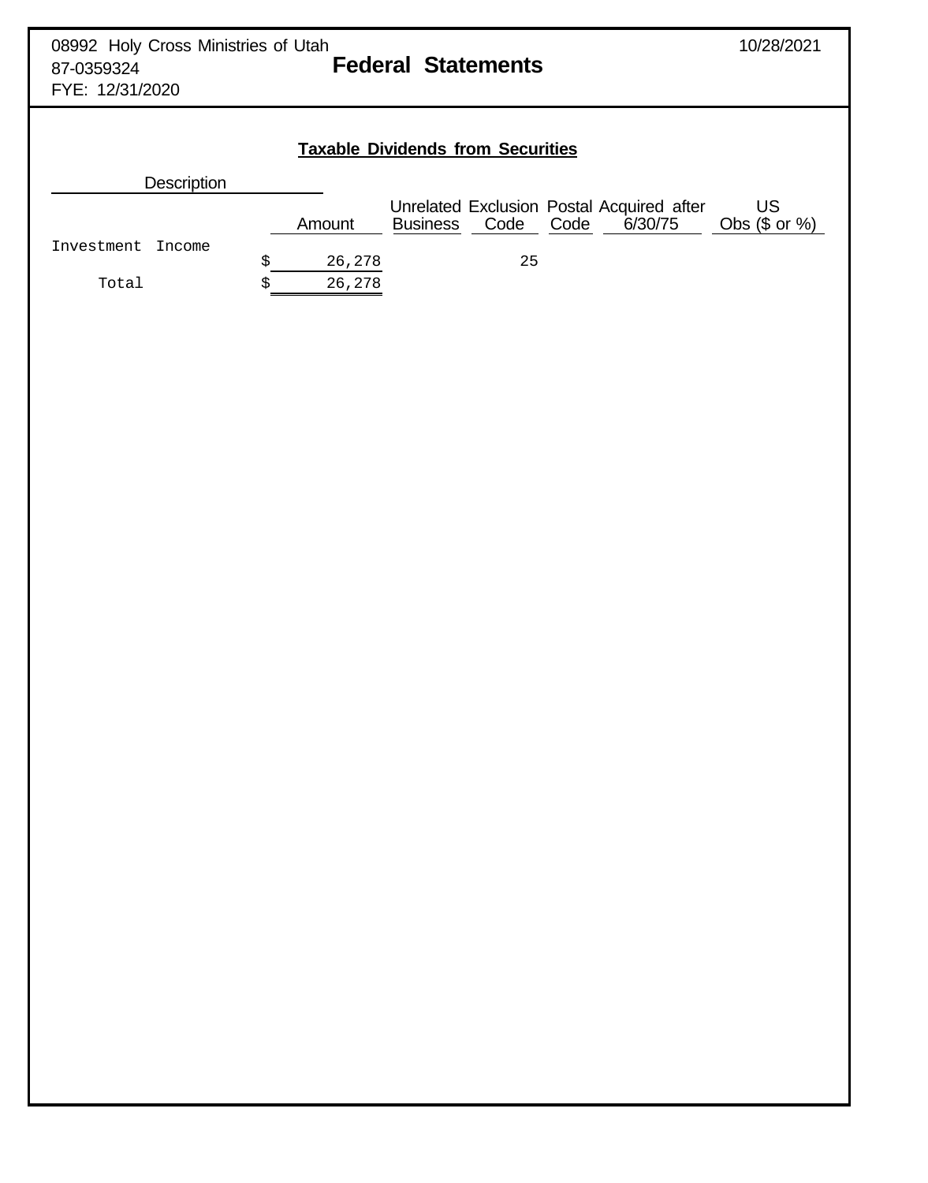08992 Holy Cross Ministries of Utah
87-0359324
FYE: 12/31/2020

10/28/2021

# Federal Statements

## Taxable Dividends from Securities

| Description | Amount | Unrelated Business | Exclusion Code | Postal Code | Acquired after 6/30/75 | US Obs ($ or %) |
|---|---|---|---|---|---|---|
| Investment Income | $ 26,278 | | 25 | | | |
| Total | $ 26,278 | | | | | |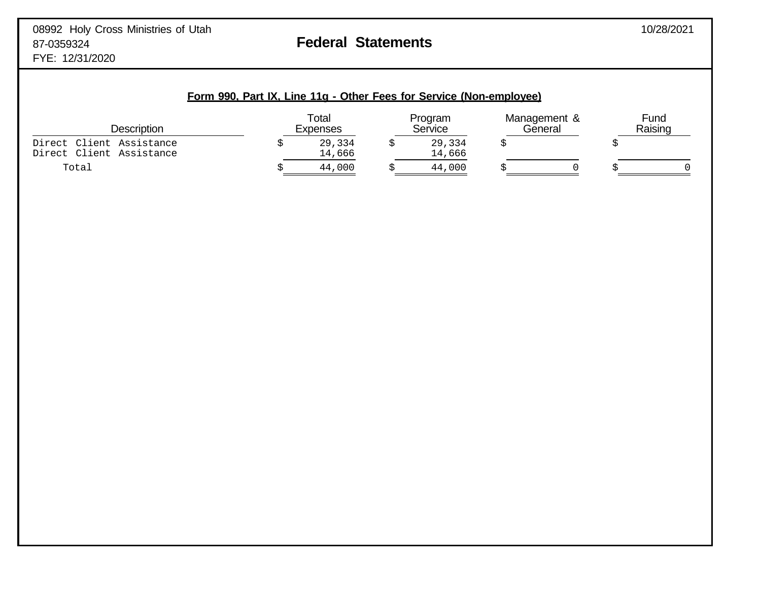08992 Holy Cross Ministries of Utah
87-0359324
FYE: 12/31/2020

# Federal Statements

10/28/2021

## Form 990, Part IX, Line 11g - Other Fees for Service (Non-employee)

| Description | Total Expenses | Program Service | Management & General | Fund Raising |
|---|---|---|---|---|
| Direct Client Assistance | $ 29,334 | $ 29,334 | $ | $ |
| Direct Client Assistance | 14,666 | 14,666 | | |
| Total | $ 44,000 | $ 44,000 | $ 0 | $ 0 |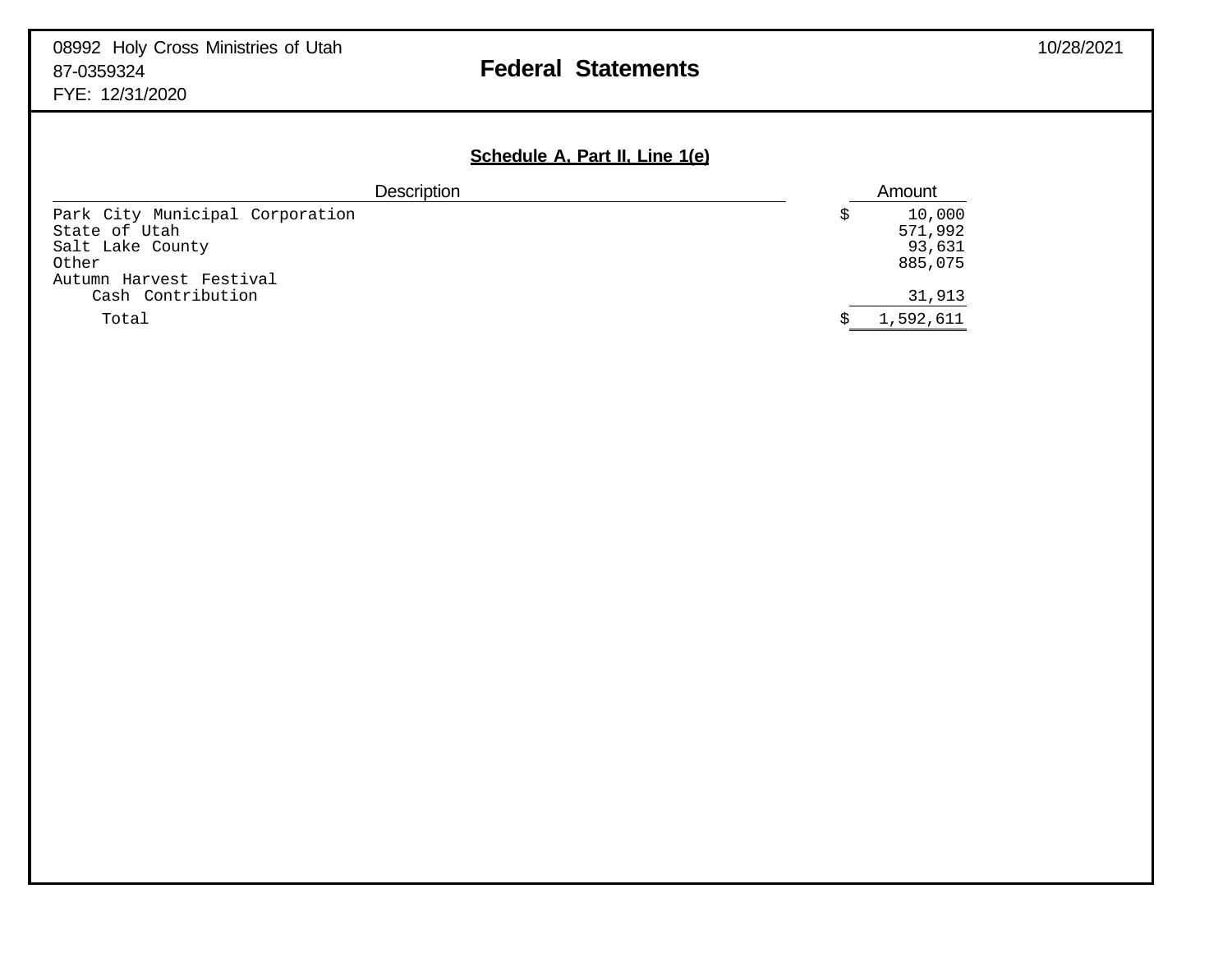08992 Holy Cross Ministries of Utah
87-0359324
FYE: 12/31/2020

10/28/2021

# Federal Statements

## Schedule A, Part II, Line 1(e)

| Description | Amount |
|---|---|
| Park City Municipal Corporation | $ 10,000 |
| State of Utah | 571,992 |
| Salt Lake County | 93,631 |
| Other | 885,075 |
| Autumn Harvest Festival Cash Contribution | 31,913 |
| Total | $ 1,592,611 |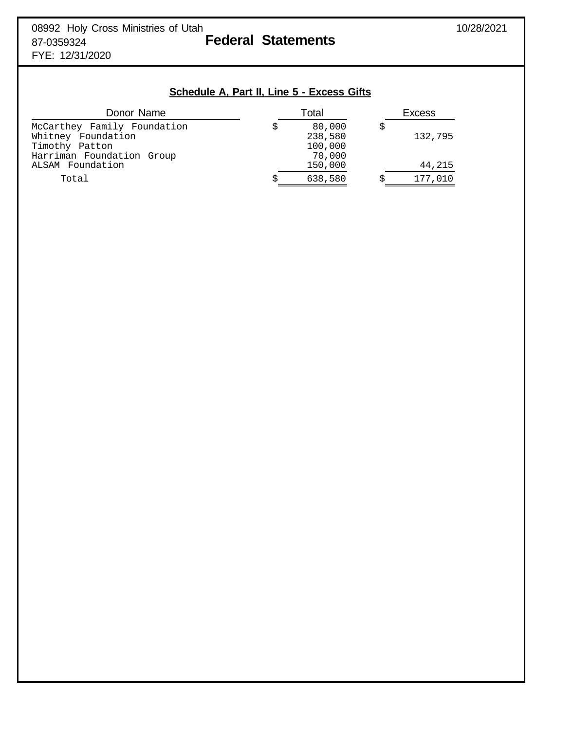08992 Holy Cross Ministries of Utah
87-0359324
FYE: 12/31/2020

10/28/2021

# Federal Statements

## Schedule A, Part II, Line 5 - Excess Gifts

| Donor Name | Total | Excess |
|---|---|---|
| McCarthey Family Foundation | $ 80,000 | $ |
| Whitney Foundation | 238,580 | 132,795 |
| Timothy Patton | 100,000 | |
| Harriman Foundation Group | 70,000 | |
| ALSAM Foundation | 150,000 | 44,215 |
| Total | $ 638,580 | $ 177,010 |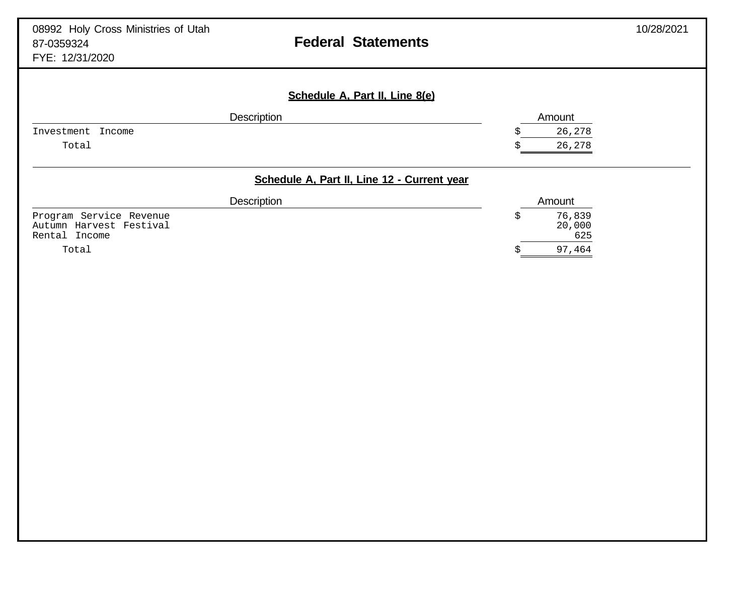08992 Holy Cross Ministries of Utah
87-0359324
FYE: 12/31/2020

10/28/2021

# Federal Statements

## Schedule A, Part II, Line 8(e)

| Description | Amount |
|---|---|
| Investment Income | $ 26,278 |
| Total | $ 26,278 |

## Schedule A, Part II, Line 12 - Current year

| Description | Amount |
|---|---|
| Program Service Revenue | $ 76,839 |
| Autumn Harvest Festival | 20,000 |
| Rental Income | 625 |
| Total | $ 97,464 |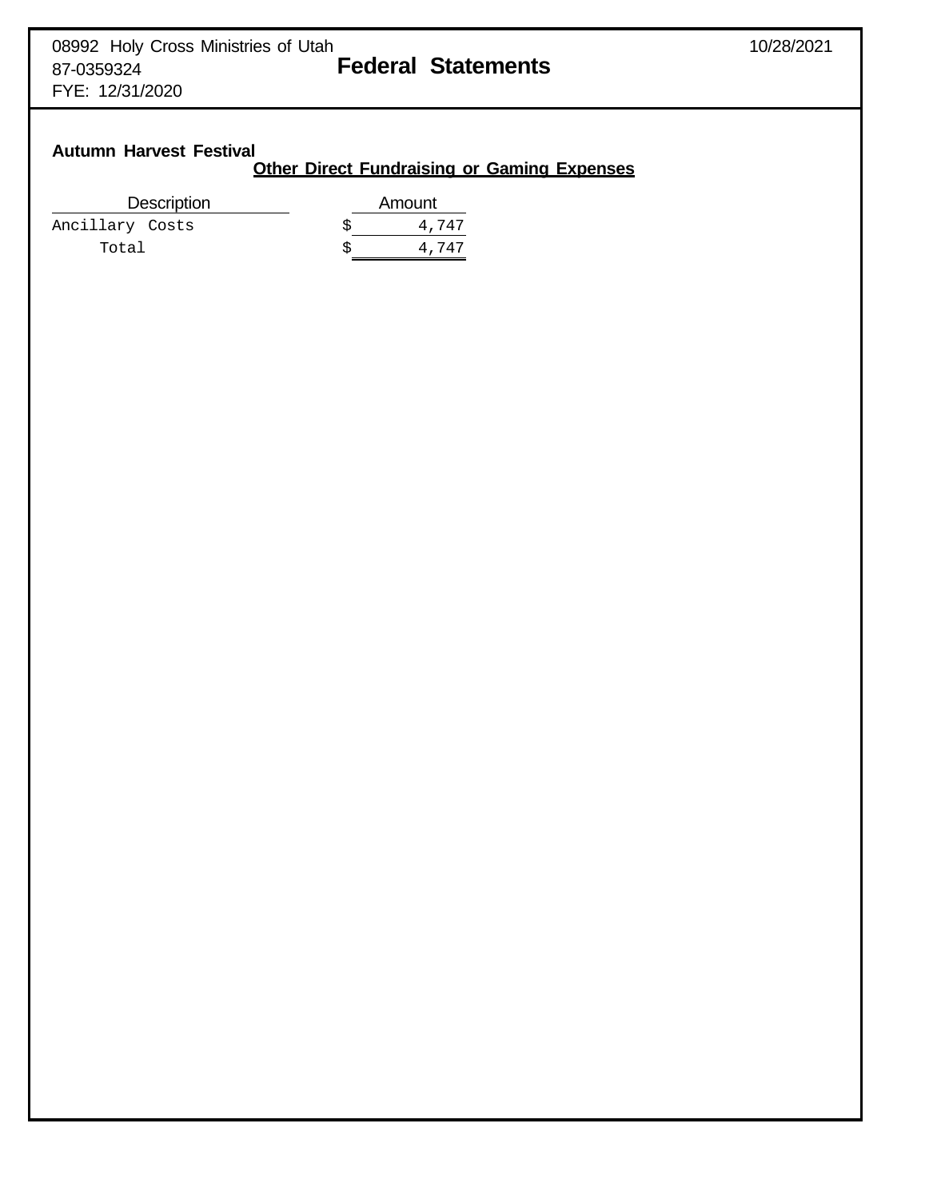08992 Holy Cross Ministries of Utah
87-0359324
FYE: 12/31/2020

# Federal Statements

10/28/2021

**Autumn Harvest Festival**

**Other Direct Fundraising or Gaming Expenses**

| Description | Amount |
|---|---|
| Ancillary Costs | $ 4,747 |
| Total | $ 4,747 |